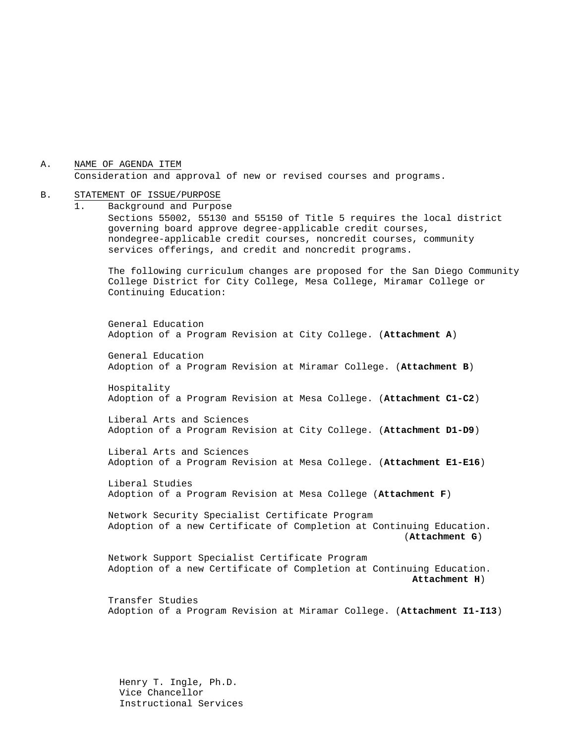A. NAME OF AGENDA ITEM

Consideration and approval of new or revised courses and programs.

B. STATEMENT OF ISSUE/PURPOSE

1. Background and Purpose

Sections 55002, 55130 and 55150 of Title 5 requires the local district governing board approve degree-applicable credit courses, nondegree-applicable credit courses, noncredit courses, community services offerings, and credit and noncredit programs.

The following curriculum changes are proposed for the San Diego Community College District for City College, Mesa College, Miramar College or Continuing Education:

General Education
Adoption of a Program Revision at City College. (**Attachment A**)

General Education
Adoption of a Program Revision at Miramar College. (**Attachment B**)

Hospitality
Adoption of a Program Revision at Mesa College. (**Attachment C1-C2**)

Liberal Arts and Sciences
Adoption of a Program Revision at City College. (**Attachment D1-D9**)

Liberal Arts and Sciences
Adoption of a Program Revision at Mesa College. (**Attachment E1-E16**)

Liberal Studies
Adoption of a Program Revision at Mesa College (**Attachment F**)

Network Security Specialist Certificate Program
Adoption of a new Certificate of Completion at Continuing Education. (**Attachment G**)

Network Support Specialist Certificate Program
Adoption of a new Certificate of Completion at Continuing Education. **Attachment H**)

Transfer Studies
Adoption of a Program Revision at Miramar College. (**Attachment I1-I13**)

Henry T. Ingle, Ph.D.
Vice Chancellor
Instructional Services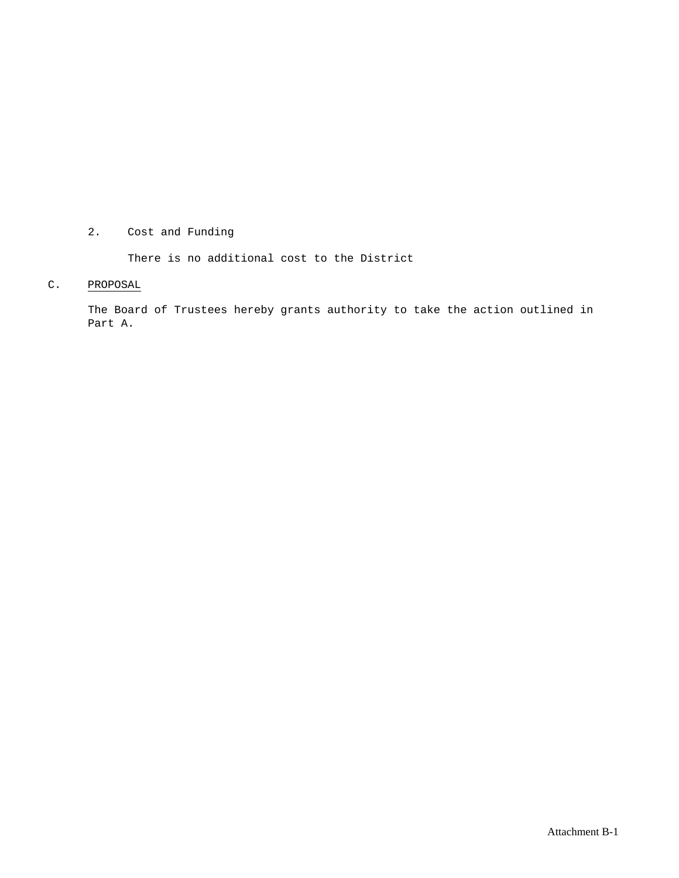2. Cost and Funding

   There is no additional cost to the District

C. <u>PROPOSAL</u>

   The Board of Trustees hereby grants authority to take the action outlined in Part A.

Attachment B-1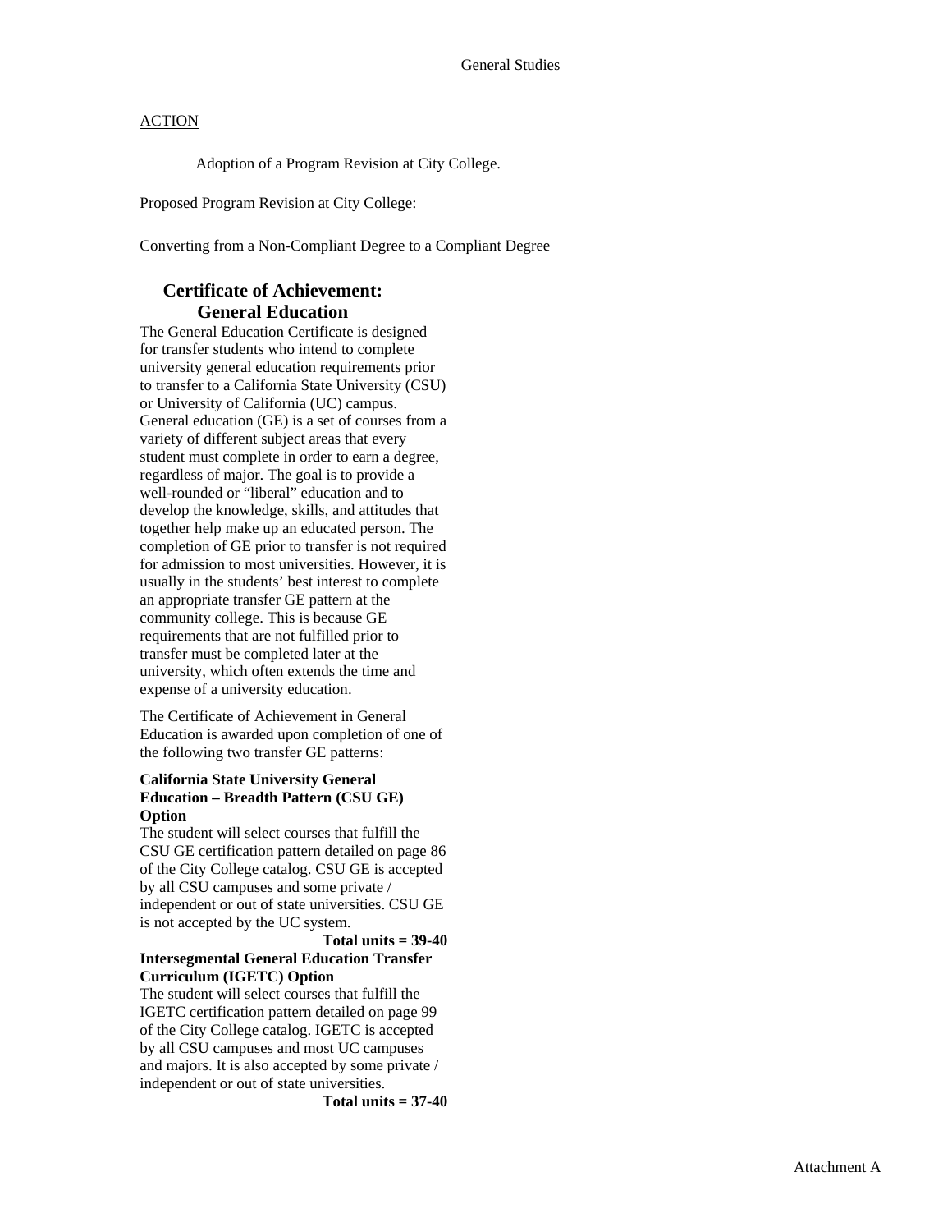## ACTION

Adoption of a Program Revision at City College.

Proposed Program Revision at City College:

Converting from a Non-Compliant Degree to a Compliant Degree

### Certificate of Achievement: General Education

The General Education Certificate is designed for transfer students who intend to complete university general education requirements prior to transfer to a California State University (CSU) or University of California (UC) campus. General education (GE) is a set of courses from a variety of different subject areas that every student must complete in order to earn a degree, regardless of major. The goal is to provide a well-rounded or "liberal" education and to develop the knowledge, skills, and attitudes that together help make up an educated person. The completion of GE prior to transfer is not required for admission to most universities. However, it is usually in the students' best interest to complete an appropriate transfer GE pattern at the community college. This is because GE requirements that are not fulfilled prior to transfer must be completed later at the university, which often extends the time and expense of a university education.

The Certificate of Achievement in General Education is awarded upon completion of one of the following two transfer GE patterns:

**California State University General Education – Breadth Pattern (CSU GE) Option**

The student will select courses that fulfill the CSU GE certification pattern detailed on page 86 of the City College catalog. CSU GE is accepted by all CSU campuses and some private / independent or out of state universities. CSU GE is not accepted by the UC system.

**Total units = 39-40**

**Intersegmental General Education Transfer Curriculum (IGETC) Option**

The student will select courses that fulfill the IGETC certification pattern detailed on page 99 of the City College catalog. IGETC is accepted by all CSU campuses and most UC campuses and majors. It is also accepted by some private / independent or out of state universities.

**Total units = 37-40**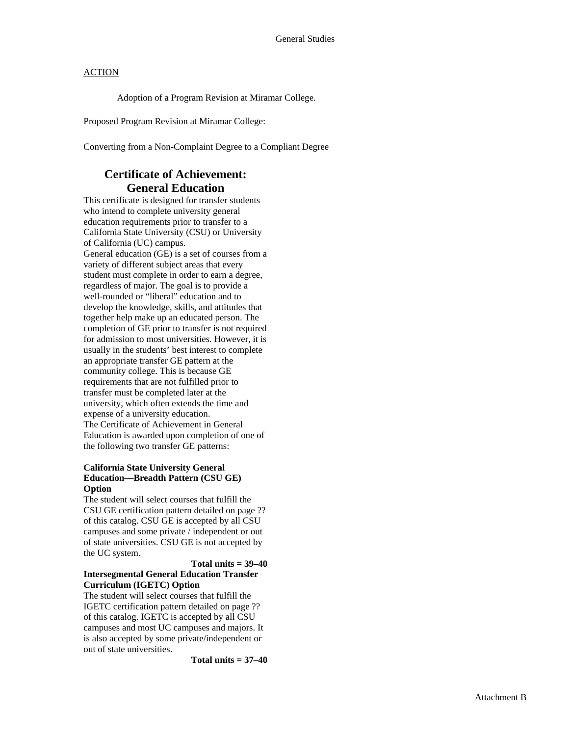ACTION

Adoption of a Program Revision at Miramar College.

Proposed Program Revision at Miramar College:

Converting from a Non-Complaint Degree to a Compliant Degree

# Certificate of Achievement: General Education

This certificate is designed for transfer students who intend to complete university general education requirements prior to transfer to a California State University (CSU) or University of California (UC) campus.

General education (GE) is a set of courses from a variety of different subject areas that every student must complete in order to earn a degree, regardless of major. The goal is to provide a well-rounded or "liberal" education and to develop the knowledge, skills, and attitudes that together help make up an educated person. The completion of GE prior to transfer is not required for admission to most universities. However, it is usually in the students' best interest to complete an appropriate transfer GE pattern at the community college. This is because GE requirements that are not fulfilled prior to transfer must be completed later at the university, which often extends the time and expense of a university education.

The Certificate of Achievement in General Education is awarded upon completion of one of the following two transfer GE patterns:

**California State University General Education—Breadth Pattern (CSU GE) Option**

The student will select courses that fulfill the CSU GE certification pattern detailed on page ?? of this catalog. CSU GE is accepted by all CSU campuses and some private / independent or out of state universities. CSU GE is not accepted by the UC system.

**Total units = 39–40**

**Intersegmental General Education Transfer Curriculum (IGETC) Option**

The student will select courses that fulfill the IGETC certification pattern detailed on page ?? of this catalog. IGETC is accepted by all CSU campuses and most UC campuses and majors. It is also accepted by some private/independent or out of state universities.

**Total units = 37–40**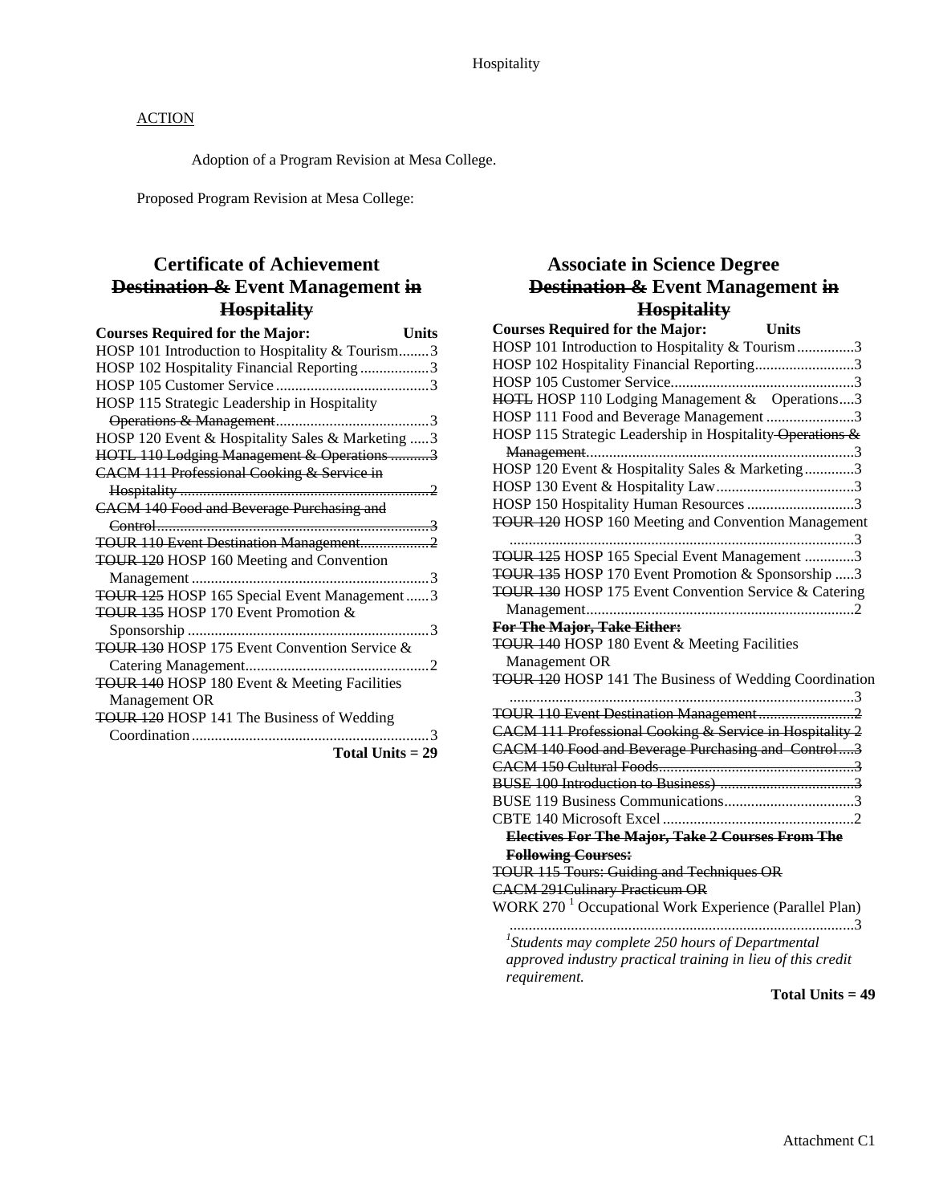ACTION

Adoption of a Program Revision at Mesa College.

Proposed Program Revision at Mesa College:

## Certificate of Achievement ~~Destination &~~ Event Management ~~in Hospitality~~

| Courses Required for the Major: | Units |
|---|---|
| HOSP 101 Introduction to Hospitality & Tourism | 3 |
| HOSP 102 Hospitality Financial Reporting | 3 |
| HOSP 105 Customer Service | 3 |
| HOSP 115 Strategic Leadership in Hospitality ~~Operations & Management~~ | 3 |
| HOSP 120 Event & Hospitality Sales & Marketing | 3 |
| ~~HOTL 110 Lodging Management & Operations~~ | ~~3~~ |
| ~~CACM 111 Professional Cooking & Service in Hospitality~~ | ~~2~~ |
| ~~CACM 140 Food and Beverage Purchasing and Control~~ | ~~3~~ |
| ~~TOUR 110 Event Destination Management~~ | ~~2~~ |
| ~~TOUR 120~~ HOSP 160 Meeting and Convention Management | 3 |
| ~~TOUR 125~~ HOSP 165 Special Event Management | 3 |
| ~~TOUR 135~~ HOSP 170 Event Promotion & Sponsorship | 3 |
| ~~TOUR 130~~ HOSP 175 Event Convention Service & Catering Management | 2 |
| ~~TOUR 140~~ HOSP 180 Event & Meeting Facilities Management OR | |
| ~~TOUR 120~~ HOSP 141 The Business of Wedding Coordination | 3 |
| **Total Units = 29** | |

## Associate in Science Degree ~~Destination &~~ Event Management ~~in Hospitality~~

| Courses Required for the Major: | Units |
|---|---|
| HOSP 101 Introduction to Hospitality & Tourism | 3 |
| HOSP 102 Hospitality Financial Reporting | 3 |
| HOSP 105 Customer Service | 3 |
| ~~HOTL~~ HOSP 110 Lodging Management & Operations | 3 |
| HOSP 111 Food and Beverage Management | 3 |
| HOSP 115 Strategic Leadership in Hospitality ~~Operations & Management~~ | 3 |
| HOSP 120 Event & Hospitality Sales & Marketing | 3 |
| HOSP 130 Event & Hospitality Law | 3 |
| HOSP 150 Hospitality Human Resources | 3 |
| ~~TOUR 120~~ HOSP 160 Meeting and Convention Management | 3 |
| ~~TOUR 125~~ HOSP 165 Special Event Management | 3 |
| ~~TOUR 135~~ HOSP 170 Event Promotion & Sponsorship | 3 |
| ~~TOUR 130~~ HOSP 175 Event Convention Service & Catering Management | 2 |
| ~~**For The Major, Take Either:**~~ | |
| ~~TOUR 140~~ HOSP 180 Event & Meeting Facilities Management OR | |
| ~~TOUR 120~~ HOSP 141 The Business of Wedding Coordination | 3 |
| ~~TOUR 110 Event Destination Management~~ | ~~2~~ |
| ~~CACM 111 Professional Cooking & Service in Hospitality~~ | ~~2~~ |
| ~~CACM 140 Food and Beverage Purchasing and Control~~ | ~~3~~ |
| ~~CACM 150 Cultural Foods~~ | ~~3~~ |
| ~~BUSE 100 Introduction to Business)~~ | ~~3~~ |
| BUSE 119 Business Communications | 3 |
| CBTE 140 Microsoft Excel | 2 |
| ~~**Electives For The Major, Take 2 Courses From The Following Courses:**~~ | |
| ~~TOUR 115 Tours: Guiding and Techniques OR~~ | |
| ~~CACM 291Culinary Practicum OR~~ | |
| WORK 270 [1] Occupational Work Experience (Parallel Plan) | 3 |
| **Total Units = 49** | |

*[1]Students may complete 250 hours of Departmental approved industry practical training in lieu of this credit requirement.*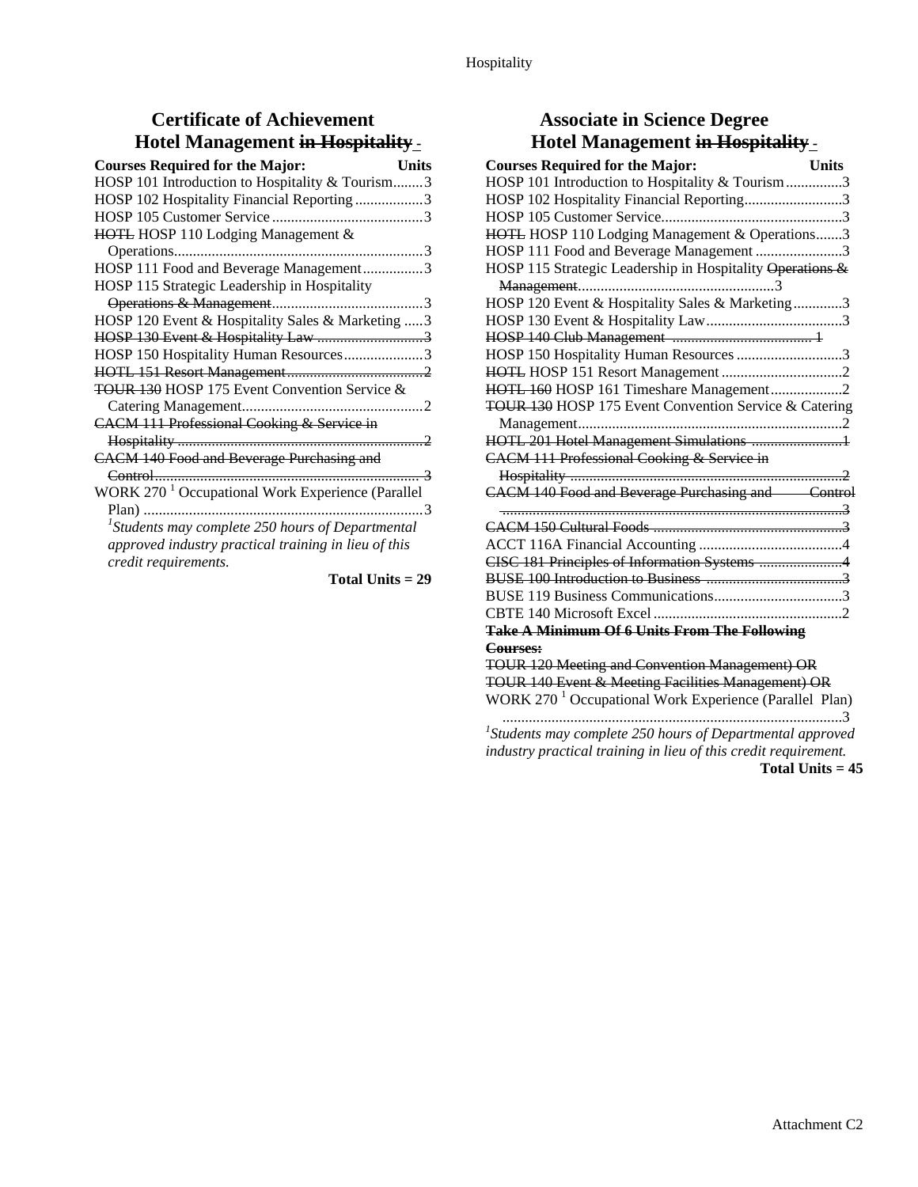## Certificate of Achievement
## Hotel Management ~~in Hospitality~~

| Courses Required for the Major: | Units |
|---|---|
| HOSP 101 Introduction to Hospitality & Tourism | 3 |
| HOSP 102 Hospitality Financial Reporting | 3 |
| HOSP 105 Customer Service | 3 |
| ~~HOTL~~ HOSP 110 Lodging Management & Operations | 3 |
| HOSP 111 Food and Beverage Management | 3 |
| HOSP 115 Strategic Leadership in Hospitality ~~Operations & Management~~ | 3 |
| HOSP 120 Event & Hospitality Sales & Marketing | 3 |
| ~~HOSP 130 Event & Hospitality Law~~ | ~~3~~ |
| HOSP 150 Hospitality Human Resources | 3 |
| ~~HOTL 151 Resort Management~~ | ~~2~~ |
| ~~TOUR 130~~ HOSP 175 Event Convention Service & Catering Management | 2 |
| ~~CACM 111 Professional Cooking & Service in Hospitality~~ | ~~2~~ |
| ~~CACM 140 Food and Beverage Purchasing and Control~~ | ~~3~~ |
| WORK 270 [1] Occupational Work Experience (Parallel Plan) | 3 |

[1]*Students may complete 250 hours of Departmental approved industry practical training in lieu of this credit requirements.*

**Total Units = 29**

## Associate in Science Degree
## Hotel Management ~~in Hospitality~~

| Courses Required for the Major: | Units |
|---|---|
| HOSP 101 Introduction to Hospitality & Tourism | 3 |
| HOSP 102 Hospitality Financial Reporting | 3 |
| HOSP 105 Customer Service | 3 |
| ~~HOTL~~ HOSP 110 Lodging Management & Operations | 3 |
| HOSP 111 Food and Beverage Management | 3 |
| HOSP 115 Strategic Leadership in Hospitality ~~Operations & Management~~ | 3 |
| HOSP 120 Event & Hospitality Sales & Marketing | 3 |
| HOSP 130 Event & Hospitality Law | 3 |
| ~~HOSP 140 Club Management~~ | ~~1~~ |
| HOSP 150 Hospitality Human Resources | 3 |
| ~~HOTL~~ HOSP 151 Resort Management | 2 |
| ~~HOTL 160~~ HOSP 161 Timeshare Management | 2 |
| ~~TOUR 130~~ HOSP 175 Event Convention Service & Catering Management | 2 |
| ~~HOTL 201 Hotel Management Simulations~~ | ~~1~~ |
| ~~CACM 111 Professional Cooking & Service in Hospitality~~ | ~~2~~ |
| ~~CACM 140 Food and Beverage Purchasing and Control~~ | ~~3~~ |
| ~~CACM 150 Cultural Foods~~ | ~~3~~ |
| ACCT 116A Financial Accounting | 4 |
| ~~CISC 181 Principles of Information Systems~~ | ~~4~~ |
| ~~BUSE 100 Introduction to Business~~ | ~~3~~ |
| BUSE 119 Business Communications | 3 |
| CBTE 140 Microsoft Excel | 2 |

~~**Take A Minimum Of 6 Units From The Following Courses:**~~

~~TOUR 120 Meeting and Convention Management) OR~~

~~TOUR 140 Event & Meeting Facilities Management) OR~~

WORK 270 [1] Occupational Work Experience (Parallel Plan) ........ 3

[1]*Students may complete 250 hours of Departmental approved industry practical training in lieu of this credit requirement.*

**Total Units = 45**

Attachment C2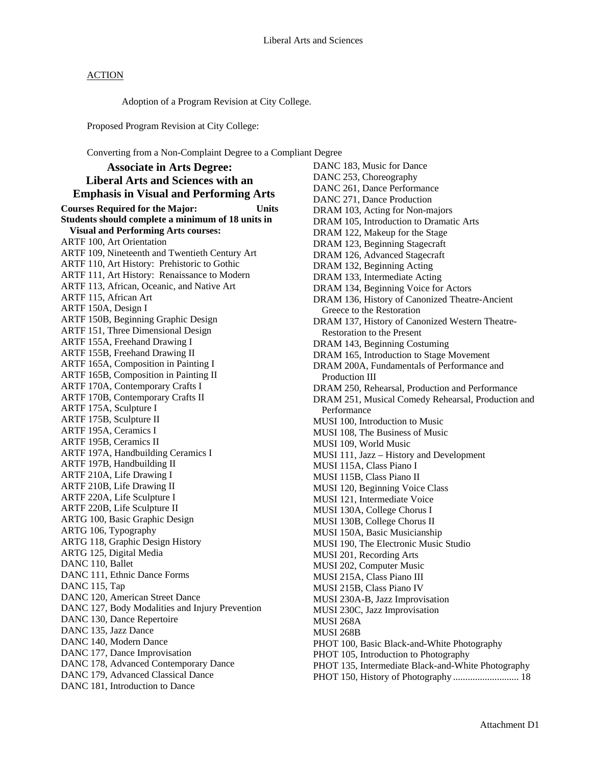ACTION

Adoption of a Program Revision at City College.

Proposed Program Revision at City College:

Converting from a Non-Complaint Degree to a Compliant Degree

## Associate in Arts Degree: Liberal Arts and Sciences with an Emphasis in Visual and Performing Arts

**Courses Required for the Major: Units**

**Students should complete a minimum of 18 units in Visual and Performing Arts courses:**

ARTF 100, Art Orientation
ARTF 109, Nineteenth and Twentieth Century Art
ARTF 110, Art History: Prehistoric to Gothic
ARTF 111, Art History: Renaissance to Modern
ARTF 113, African, Oceanic, and Native Art
ARTF 115, African Art
ARTF 150A, Design I
ARTF 150B, Beginning Graphic Design
ARTF 151, Three Dimensional Design
ARTF 155A, Freehand Drawing I
ARTF 155B, Freehand Drawing II
ARTF 165A, Composition in Painting I
ARTF 165B, Composition in Painting II
ARTF 170A, Contemporary Crafts I
ARTF 170B, Contemporary Crafts II
ARTF 175A, Sculpture I
ARTF 175B, Sculpture II
ARTF 195A, Ceramics I
ARTF 195B, Ceramics II
ARTF 197A, Handbuilding Ceramics I
ARTF 197B, Handbuilding II
ARTF 210A, Life Drawing I
ARTF 210B, Life Drawing II
ARTF 220A, Life Sculpture I
ARTF 220B, Life Sculpture II
ARTG 100, Basic Graphic Design
ARTG 106, Typography
ARTG 118, Graphic Design History
ARTG 125, Digital Media
DANC 110, Ballet
DANC 111, Ethnic Dance Forms
DANC 115, Tap
DANC 120, American Street Dance
DANC 127, Body Modalities and Injury Prevention
DANC 130, Dance Repertoire
DANC 135, Jazz Dance
DANC 140, Modern Dance
DANC 177, Dance Improvisation
DANC 178, Advanced Contemporary Dance
DANC 179, Advanced Classical Dance
DANC 181, Introduction to Dance
DANC 183, Music for Dance
DANC 253, Choreography
DANC 261, Dance Performance
DANC 271, Dance Production
DRAM 103, Acting for Non-majors
DRAM 105, Introduction to Dramatic Arts
DRAM 122, Makeup for the Stage
DRAM 123, Beginning Stagecraft
DRAM 126, Advanced Stagecraft
DRAM 132, Beginning Acting
DRAM 133, Intermediate Acting
DRAM 134, Beginning Voice for Actors
DRAM 136, History of Canonized Theatre-Ancient Greece to the Restoration
DRAM 137, History of Canonized Western Theatre-Restoration to the Present
DRAM 143, Beginning Costuming
DRAM 165, Introduction to Stage Movement
DRAM 200A, Fundamentals of Performance and Production III
DRAM 250, Rehearsal, Production and Performance
DRAM 251, Musical Comedy Rehearsal, Production and Performance
MUSI 100, Introduction to Music
MUSI 108, The Business of Music
MUSI 109, World Music
MUSI 111, Jazz – History and Development
MUSI 115A, Class Piano I
MUSI 115B, Class Piano II
MUSI 120, Beginning Voice Class
MUSI 121, Intermediate Voice
MUSI 130A, College Chorus I
MUSI 130B, College Chorus II
MUSI 150A, Basic Musicianship
MUSI 190, The Electronic Music Studio
MUSI 201, Recording Arts
MUSI 202, Computer Music
MUSI 215A, Class Piano III
MUSI 215B, Class Piano IV
MUSI 230A-B, Jazz Improvisation
MUSI 230C, Jazz Improvisation
MUSI 268A
MUSI 268B
PHOT 100, Basic Black-and-White Photography
PHOT 105, Introduction to Photography
PHOT 135, Intermediate Black-and-White Photography
PHOT 150, History of Photography ........................... 18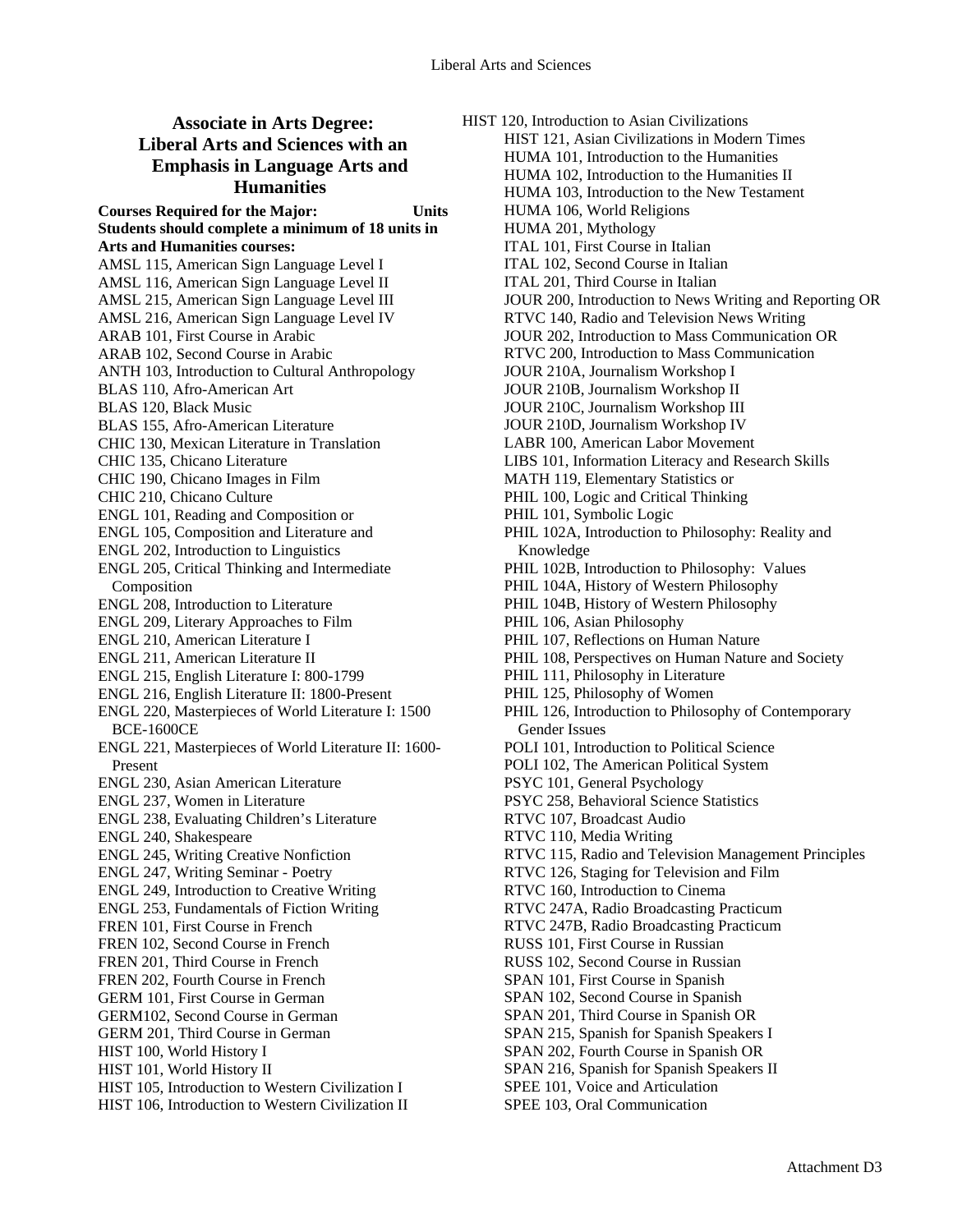## Associate in Arts Degree: Liberal Arts and Sciences with an Emphasis in Language Arts and Humanities

**Courses Required for the Major: Units**

**Students should complete a minimum of 18 units in Arts and Humanities courses:**

AMSL 115, American Sign Language Level I
AMSL 116, American Sign Language Level II
AMSL 215, American Sign Language Level III
AMSL 216, American Sign Language Level IV
ARAB 101, First Course in Arabic
ARAB 102, Second Course in Arabic
ANTH 103, Introduction to Cultural Anthropology
BLAS 110, Afro-American Art
BLAS 120, Black Music
BLAS 155, Afro-American Literature
CHIC 130, Mexican Literature in Translation
CHIC 135, Chicano Literature
CHIC 190, Chicano Images in Film
CHIC 210, Chicano Culture
ENGL 101, Reading and Composition or
ENGL 105, Composition and Literature and
ENGL 202, Introduction to Linguistics
ENGL 205, Critical Thinking and Intermediate Composition
ENGL 208, Introduction to Literature
ENGL 209, Literary Approaches to Film
ENGL 210, American Literature I
ENGL 211, American Literature II
ENGL 215, English Literature I: 800-1799
ENGL 216, English Literature II: 1800-Present
ENGL 220, Masterpieces of World Literature I: 1500 BCE-1600CE
ENGL 221, Masterpieces of World Literature II: 1600-Present
ENGL 230, Asian American Literature
ENGL 237, Women in Literature
ENGL 238, Evaluating Children's Literature
ENGL 240, Shakespeare
ENGL 245, Writing Creative Nonfiction
ENGL 247, Writing Seminar - Poetry
ENGL 249, Introduction to Creative Writing
ENGL 253, Fundamentals of Fiction Writing
FREN 101, First Course in French
FREN 102, Second Course in French
FREN 201, Third Course in French
FREN 202, Fourth Course in French
GERM 101, First Course in German
GERM102, Second Course in German
GERM 201, Third Course in German
HIST 100, World History I
HIST 101, World History II
HIST 105, Introduction to Western Civilization I
HIST 106, Introduction to Western Civilization II
HIST 120, Introduction to Asian Civilizations
HIST 121, Asian Civilizations in Modern Times
HUMA 101, Introduction to the Humanities
HUMA 102, Introduction to the Humanities II
HUMA 103, Introduction to the New Testament
HUMA 106, World Religions
HUMA 201, Mythology
ITAL 101, First Course in Italian
ITAL 102, Second Course in Italian
ITAL 201, Third Course in Italian
JOUR 200, Introduction to News Writing and Reporting OR
RTVC 140, Radio and Television News Writing
JOUR 202, Introduction to Mass Communication OR
RTVC 200, Introduction to Mass Communication
JOUR 210A, Journalism Workshop I
JOUR 210B, Journalism Workshop II
JOUR 210C, Journalism Workshop III
JOUR 210D, Journalism Workshop IV
LABR 100, American Labor Movement
LIBS 101, Information Literacy and Research Skills
MATH 119, Elementary Statistics or
PHIL 100, Logic and Critical Thinking
PHIL 101, Symbolic Logic
PHIL 102A, Introduction to Philosophy: Reality and Knowledge
PHIL 102B, Introduction to Philosophy: Values
PHIL 104A, History of Western Philosophy
PHIL 104B, History of Western Philosophy
PHIL 106, Asian Philosophy
PHIL 107, Reflections on Human Nature
PHIL 108, Perspectives on Human Nature and Society
PHIL 111, Philosophy in Literature
PHIL 125, Philosophy of Women
PHIL 126, Introduction to Philosophy of Contemporary Gender Issues
POLI 101, Introduction to Political Science
POLI 102, The American Political System
PSYC 101, General Psychology
PSYC 258, Behavioral Science Statistics
RTVC 107, Broadcast Audio
RTVC 110, Media Writing
RTVC 115, Radio and Television Management Principles
RTVC 126, Staging for Television and Film
RTVC 160, Introduction to Cinema
RTVC 247A, Radio Broadcasting Practicum
RTVC 247B, Radio Broadcasting Practicum
RUSS 101, First Course in Russian
RUSS 102, Second Course in Russian
SPAN 101, First Course in Spanish
SPAN 102, Second Course in Spanish
SPAN 201, Third Course in Spanish OR
SPAN 215, Spanish for Spanish Speakers I
SPAN 202, Fourth Course in Spanish OR
SPAN 216, Spanish for Spanish Speakers II
SPEE 101, Voice and Articulation
SPEE 103, Oral Communication

Attachment D3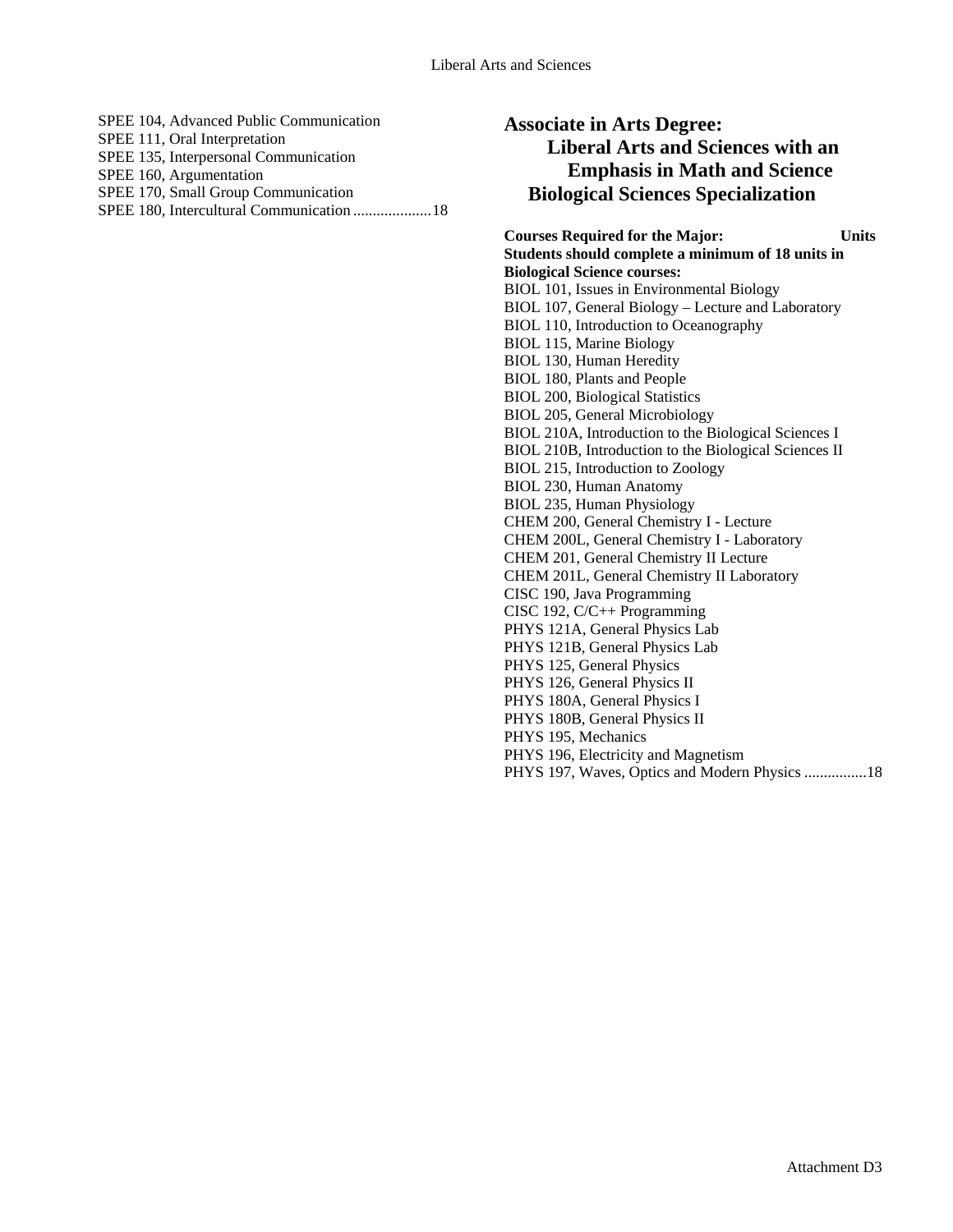SPEE 104, Advanced Public Communication
SPEE 111, Oral Interpretation
SPEE 135, Interpersonal Communication
SPEE 160, Argumentation
SPEE 170, Small Group Communication
SPEE 180, Intercultural Communication ....................18

## Associate in Arts Degree: Liberal Arts and Sciences with an Emphasis in Math and Science Biological Sciences Specialization

**Courses Required for the Major: Units**

**Students should complete a minimum of 18 units in Biological Science courses:**

BIOL 101, Issues in Environmental Biology
BIOL 107, General Biology – Lecture and Laboratory
BIOL 110, Introduction to Oceanography
BIOL 115, Marine Biology
BIOL 130, Human Heredity
BIOL 180, Plants and People
BIOL 200, Biological Statistics
BIOL 205, General Microbiology
BIOL 210A, Introduction to the Biological Sciences I
BIOL 210B, Introduction to the Biological Sciences II
BIOL 215, Introduction to Zoology
BIOL 230, Human Anatomy
BIOL 235, Human Physiology
CHEM 200, General Chemistry I - Lecture
CHEM 200L, General Chemistry I - Laboratory
CHEM 201, General Chemistry II Lecture
CHEM 201L, General Chemistry II Laboratory
CISC 190, Java Programming
CISC 192, C/C++ Programming
PHYS 121A, General Physics Lab
PHYS 121B, General Physics Lab
PHYS 125, General Physics
PHYS 126, General Physics II
PHYS 180A, General Physics I
PHYS 180B, General Physics II
PHYS 195, Mechanics
PHYS 196, Electricity and Magnetism
PHYS 197, Waves, Optics and Modern Physics ................18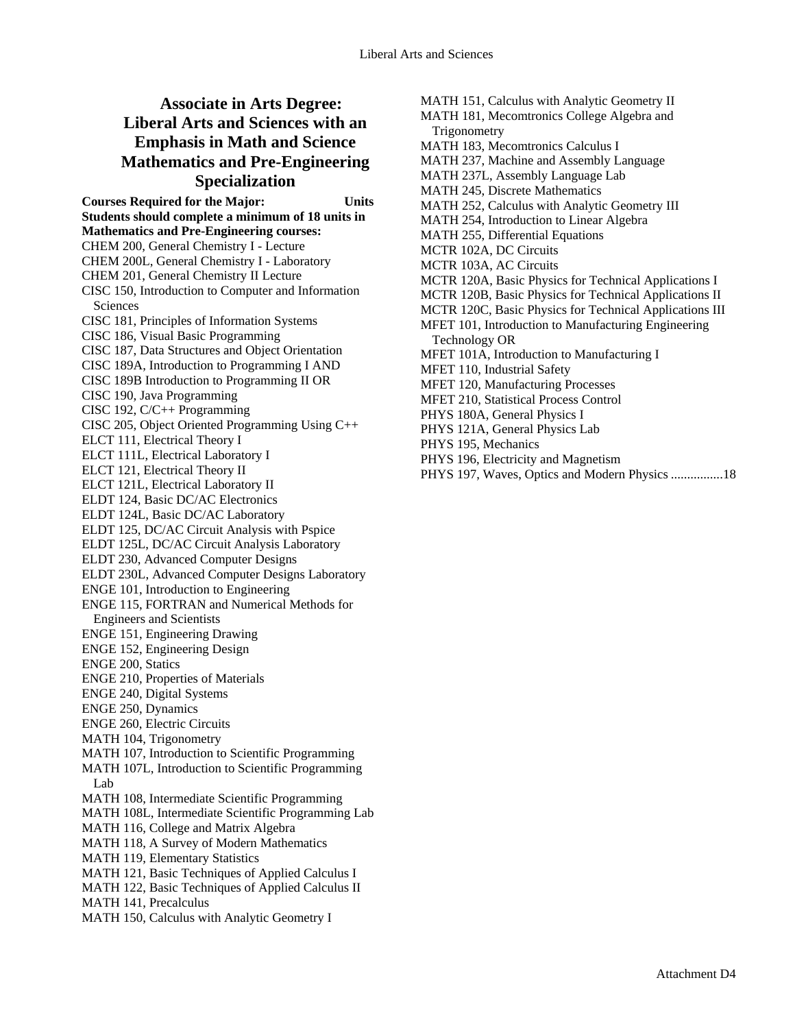## Associate in Arts Degree: Liberal Arts and Sciences with an Emphasis in Math and Science Mathematics and Pre-Engineering Specialization

**Courses Required for the Major: Units**

**Students should complete a minimum of 18 units in Mathematics and Pre-Engineering courses:**

CHEM 200, General Chemistry I - Lecture
CHEM 200L, General Chemistry I - Laboratory
CHEM 201, General Chemistry II Lecture
CISC 150, Introduction to Computer and Information Sciences
CISC 181, Principles of Information Systems
CISC 186, Visual Basic Programming
CISC 187, Data Structures and Object Orientation
CISC 189A, Introduction to Programming I AND
CISC 189B Introduction to Programming II OR
CISC 190, Java Programming
CISC 192, C/C++ Programming
CISC 205, Object Oriented Programming Using C++
ELCT 111, Electrical Theory I
ELCT 111L, Electrical Laboratory I
ELCT 121, Electrical Theory II
ELCT 121L, Electrical Laboratory II
ELDT 124, Basic DC/AC Electronics
ELDT 124L, Basic DC/AC Laboratory
ELDT 125, DC/AC Circuit Analysis with Pspice
ELDT 125L, DC/AC Circuit Analysis Laboratory
ELDT 230, Advanced Computer Designs
ELDT 230L, Advanced Computer Designs Laboratory
ENGE 101, Introduction to Engineering
ENGE 115, FORTRAN and Numerical Methods for Engineers and Scientists
ENGE 151, Engineering Drawing
ENGE 152, Engineering Design
ENGE 200, Statics
ENGE 210, Properties of Materials
ENGE 240, Digital Systems
ENGE 250, Dynamics
ENGE 260, Electric Circuits
MATH 104, Trigonometry
MATH 107, Introduction to Scientific Programming
MATH 107L, Introduction to Scientific Programming Lab
MATH 108, Intermediate Scientific Programming
MATH 108L, Intermediate Scientific Programming Lab
MATH 116, College and Matrix Algebra
MATH 118, A Survey of Modern Mathematics
MATH 119, Elementary Statistics
MATH 121, Basic Techniques of Applied Calculus I
MATH 122, Basic Techniques of Applied Calculus II
MATH 141, Precalculus
MATH 150, Calculus with Analytic Geometry I
MATH 151, Calculus with Analytic Geometry II
MATH 181, Mecomtronics College Algebra and Trigonometry
MATH 183, Mecomtronics Calculus I
MATH 237, Machine and Assembly Language
MATH 237L, Assembly Language Lab
MATH 245, Discrete Mathematics
MATH 252, Calculus with Analytic Geometry III
MATH 254, Introduction to Linear Algebra
MATH 255, Differential Equations
MCTR 102A, DC Circuits
MCTR 103A, AC Circuits
MCTR 120A, Basic Physics for Technical Applications I
MCTR 120B, Basic Physics for Technical Applications II
MCTR 120C, Basic Physics for Technical Applications III
MFET 101, Introduction to Manufacturing Engineering Technology OR
MFET 101A, Introduction to Manufacturing I
MFET 110, Industrial Safety
MFET 120, Manufacturing Processes
MFET 210, Statistical Process Control
PHYS 180A, General Physics I
PHYS 121A, General Physics Lab
PHYS 195, Mechanics
PHYS 196, Electricity and Magnetism
PHYS 197, Waves, Optics and Modern Physics ................18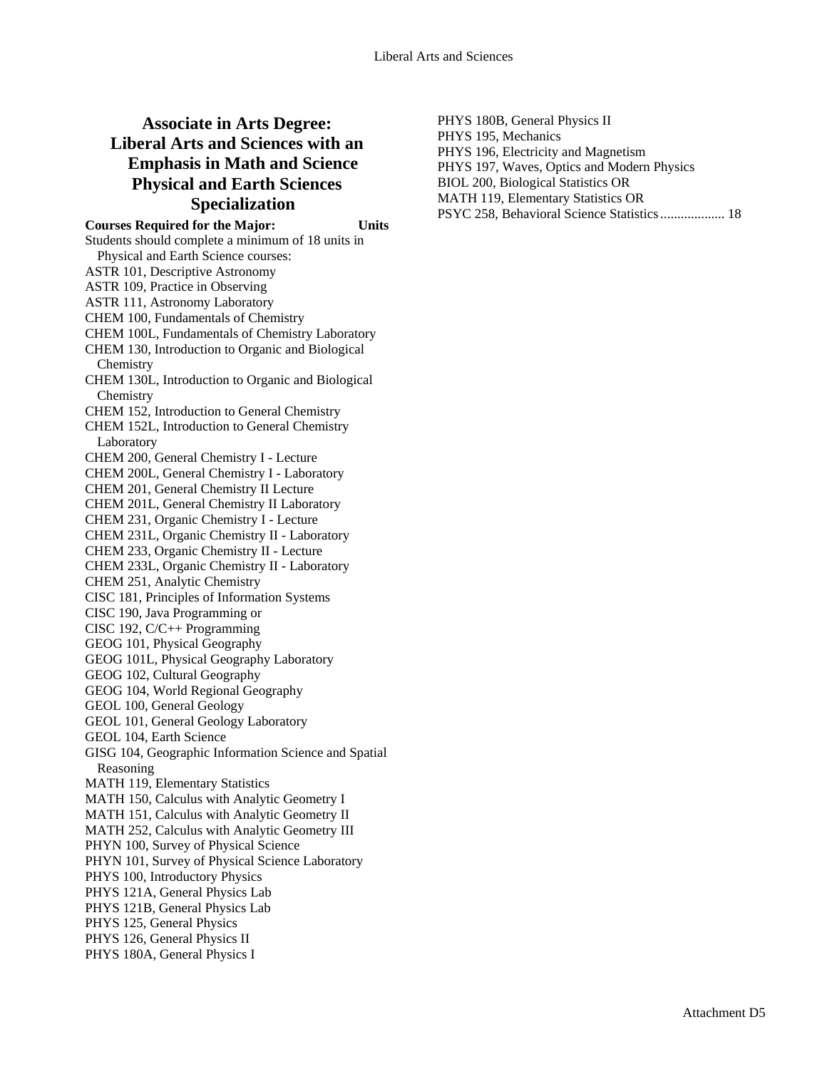# Associate in Arts Degree: Liberal Arts and Sciences with an Emphasis in Math and Science Physical and Earth Sciences Specialization

**Courses Required for the Major: Units**

Students should complete a minimum of 18 units in Physical and Earth Science courses:

ASTR 101, Descriptive Astronomy
ASTR 109, Practice in Observing
ASTR 111, Astronomy Laboratory
CHEM 100, Fundamentals of Chemistry
CHEM 100L, Fundamentals of Chemistry Laboratory
CHEM 130, Introduction to Organic and Biological Chemistry
CHEM 130L, Introduction to Organic and Biological Chemistry
CHEM 152, Introduction to General Chemistry
CHEM 152L, Introduction to General Chemistry Laboratory
CHEM 200, General Chemistry I - Lecture
CHEM 200L, General Chemistry I - Laboratory
CHEM 201, General Chemistry II Lecture
CHEM 201L, General Chemistry II Laboratory
CHEM 231, Organic Chemistry I - Lecture
CHEM 231L, Organic Chemistry II - Laboratory
CHEM 233, Organic Chemistry II - Lecture
CHEM 233L, Organic Chemistry II - Laboratory
CHEM 251, Analytic Chemistry
CISC 181, Principles of Information Systems
CISC 190, Java Programming or
CISC 192, C/C++ Programming
GEOG 101, Physical Geography
GEOG 101L, Physical Geography Laboratory
GEOG 102, Cultural Geography
GEOG 104, World Regional Geography
GEOL 100, General Geology
GEOL 101, General Geology Laboratory
GEOL 104, Earth Science
GISG 104, Geographic Information Science and Spatial Reasoning
MATH 119, Elementary Statistics
MATH 150, Calculus with Analytic Geometry I
MATH 151, Calculus with Analytic Geometry II
MATH 252, Calculus with Analytic Geometry III
PHYN 100, Survey of Physical Science
PHYN 101, Survey of Physical Science Laboratory
PHYS 100, Introductory Physics
PHYS 121A, General Physics Lab
PHYS 121B, General Physics Lab
PHYS 125, General Physics
PHYS 126, General Physics II
PHYS 180A, General Physics I
PHYS 180B, General Physics II
PHYS 195, Mechanics
PHYS 196, Electricity and Magnetism
PHYS 197, Waves, Optics and Modern Physics
BIOL 200, Biological Statistics OR
MATH 119, Elementary Statistics OR
PSYC 258, Behavioral Science Statistics .................. 18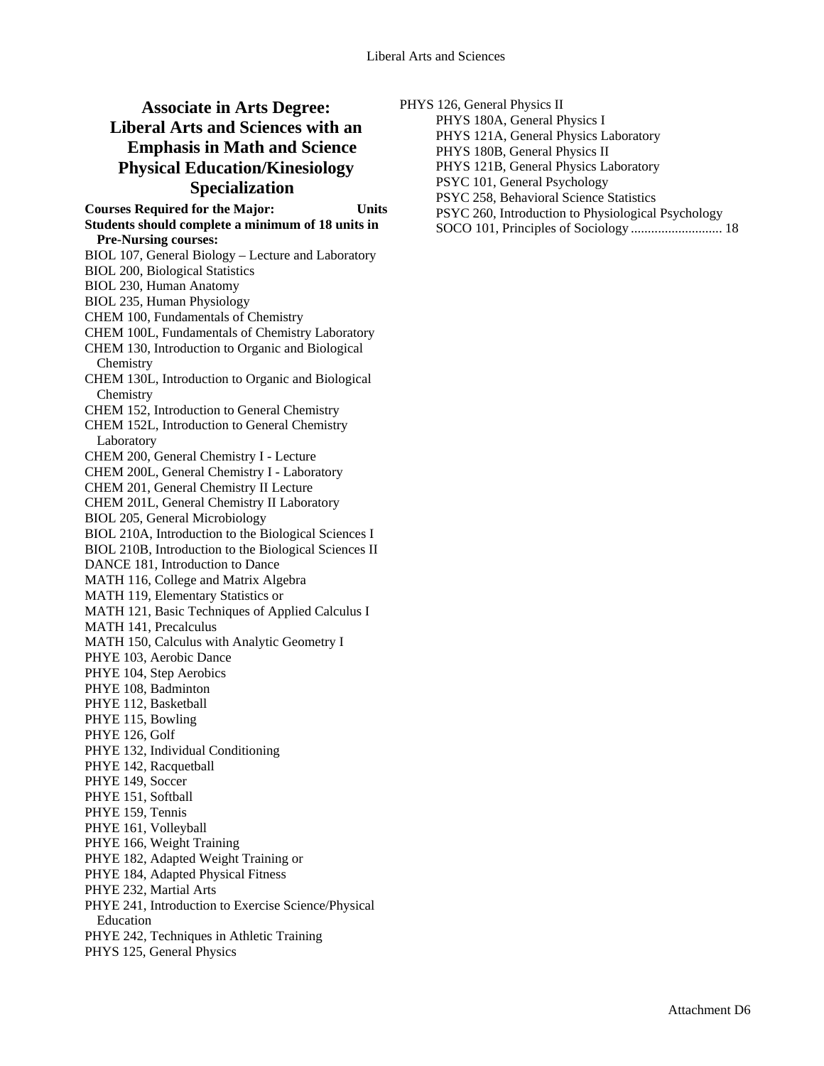## Associate in Arts Degree: Liberal Arts and Sciences with an Emphasis in Math and Science Physical Education/Kinesiology Specialization

**Courses Required for the Major: Units**

**Students should complete a minimum of 18 units in Pre-Nursing courses:**

BIOL 107, General Biology – Lecture and Laboratory
BIOL 200, Biological Statistics
BIOL 230, Human Anatomy
BIOL 235, Human Physiology
CHEM 100, Fundamentals of Chemistry
CHEM 100L, Fundamentals of Chemistry Laboratory
CHEM 130, Introduction to Organic and Biological Chemistry
CHEM 130L, Introduction to Organic and Biological Chemistry
CHEM 152, Introduction to General Chemistry
CHEM 152L, Introduction to General Chemistry Laboratory
CHEM 200, General Chemistry I - Lecture
CHEM 200L, General Chemistry I - Laboratory
CHEM 201, General Chemistry II Lecture
CHEM 201L, General Chemistry II Laboratory
BIOL 205, General Microbiology
BIOL 210A, Introduction to the Biological Sciences I
BIOL 210B, Introduction to the Biological Sciences II
DANCE 181, Introduction to Dance
MATH 116, College and Matrix Algebra
MATH 119, Elementary Statistics or
MATH 121, Basic Techniques of Applied Calculus I
MATH 141, Precalculus
MATH 150, Calculus with Analytic Geometry I
PHYE 103, Aerobic Dance
PHYE 104, Step Aerobics
PHYE 108, Badminton
PHYE 112, Basketball
PHYE 115, Bowling
PHYE 126, Golf
PHYE 132, Individual Conditioning
PHYE 142, Racquetball
PHYE 149, Soccer
PHYE 151, Softball
PHYE 159, Tennis
PHYE 161, Volleyball
PHYE 166, Weight Training
PHYE 182, Adapted Weight Training or
PHYE 184, Adapted Physical Fitness
PHYE 232, Martial Arts
PHYE 241, Introduction to Exercise Science/Physical Education
PHYE 242, Techniques in Athletic Training
PHYS 125, General Physics
PHYS 126, General Physics II
PHYS 180A, General Physics I
PHYS 121A, General Physics Laboratory
PHYS 180B, General Physics II
PHYS 121B, General Physics Laboratory
PSYC 101, General Psychology
PSYC 258, Behavioral Science Statistics
PSYC 260, Introduction to Physiological Psychology
SOCO 101, Principles of Sociology ........................... 18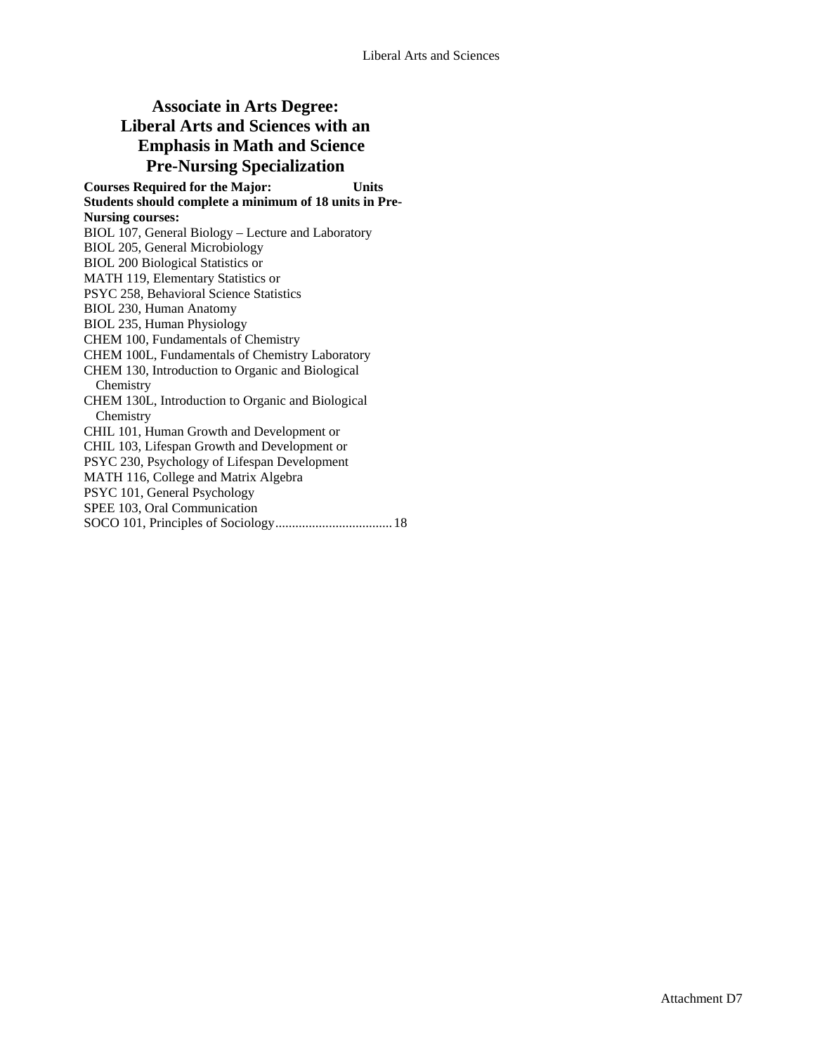# Associate in Arts Degree: Liberal Arts and Sciences with an Emphasis in Math and Science Pre-Nursing Specialization

**Courses Required for the Major: Units**

**Students should complete a minimum of 18 units in Pre-Nursing courses:**

BIOL 107, General Biology – Lecture and Laboratory
BIOL 205, General Microbiology
BIOL 200 Biological Statistics or
MATH 119, Elementary Statistics or
PSYC 258, Behavioral Science Statistics
BIOL 230, Human Anatomy
BIOL 235, Human Physiology
CHEM 100, Fundamentals of Chemistry
CHEM 100L, Fundamentals of Chemistry Laboratory
CHEM 130, Introduction to Organic and Biological Chemistry
CHEM 130L, Introduction to Organic and Biological Chemistry
CHIL 101, Human Growth and Development or
CHIL 103, Lifespan Growth and Development or
PSYC 230, Psychology of Lifespan Development
MATH 116, College and Matrix Algebra
PSYC 101, General Psychology
SPEE 103, Oral Communication
SOCO 101, Principles of Sociology.................................. 18

Attachment D7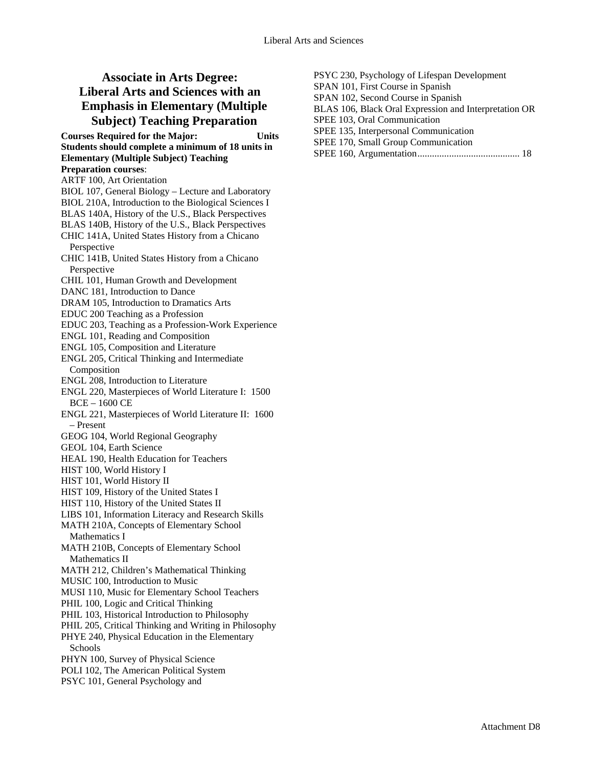## Associate in Arts Degree: Liberal Arts and Sciences with an Emphasis in Elementary (Multiple Subject) Teaching Preparation

**Courses Required for the Major: Units**

**Students should complete a minimum of 18 units in Elementary (Multiple Subject) Teaching Preparation courses**:

ARTF 100, Art Orientation
BIOL 107, General Biology – Lecture and Laboratory
BIOL 210A, Introduction to the Biological Sciences I
BLAS 140A, History of the U.S., Black Perspectives
BLAS 140B, History of the U.S., Black Perspectives
CHIC 141A, United States History from a Chicano Perspective
CHIC 141B, United States History from a Chicano Perspective
CHIL 101, Human Growth and Development
DANC 181, Introduction to Dance
DRAM 105, Introduction to Dramatics Arts
EDUC 200 Teaching as a Profession
EDUC 203, Teaching as a Profession-Work Experience
ENGL 101, Reading and Composition
ENGL 105, Composition and Literature
ENGL 205, Critical Thinking and Intermediate Composition
ENGL 208, Introduction to Literature
ENGL 220, Masterpieces of World Literature I: 1500 BCE – 1600 CE
ENGL 221, Masterpieces of World Literature II: 1600 – Present
GEOG 104, World Regional Geography
GEOL 104, Earth Science
HEAL 190, Health Education for Teachers
HIST 100, World History I
HIST 101, World History II
HIST 109, History of the United States I
HIST 110, History of the United States II
LIBS 101, Information Literacy and Research Skills
MATH 210A, Concepts of Elementary School Mathematics I
MATH 210B, Concepts of Elementary School Mathematics II
MATH 212, Children's Mathematical Thinking
MUSIC 100, Introduction to Music
MUSI 110, Music for Elementary School Teachers
PHIL 100, Logic and Critical Thinking
PHIL 103, Historical Introduction to Philosophy
PHIL 205, Critical Thinking and Writing in Philosophy
PHYE 240, Physical Education in the Elementary Schools
PHYN 100, Survey of Physical Science
POLI 102, The American Political System
PSYC 101, General Psychology and
PSYC 230, Psychology of Lifespan Development
SPAN 101, First Course in Spanish
SPAN 102, Second Course in Spanish
BLAS 106, Black Oral Expression and Interpretation OR
SPEE 103, Oral Communication
SPEE 135, Interpersonal Communication
SPEE 170, Small Group Communication
SPEE 160, Argumentation.......................................... 18

Attachment D8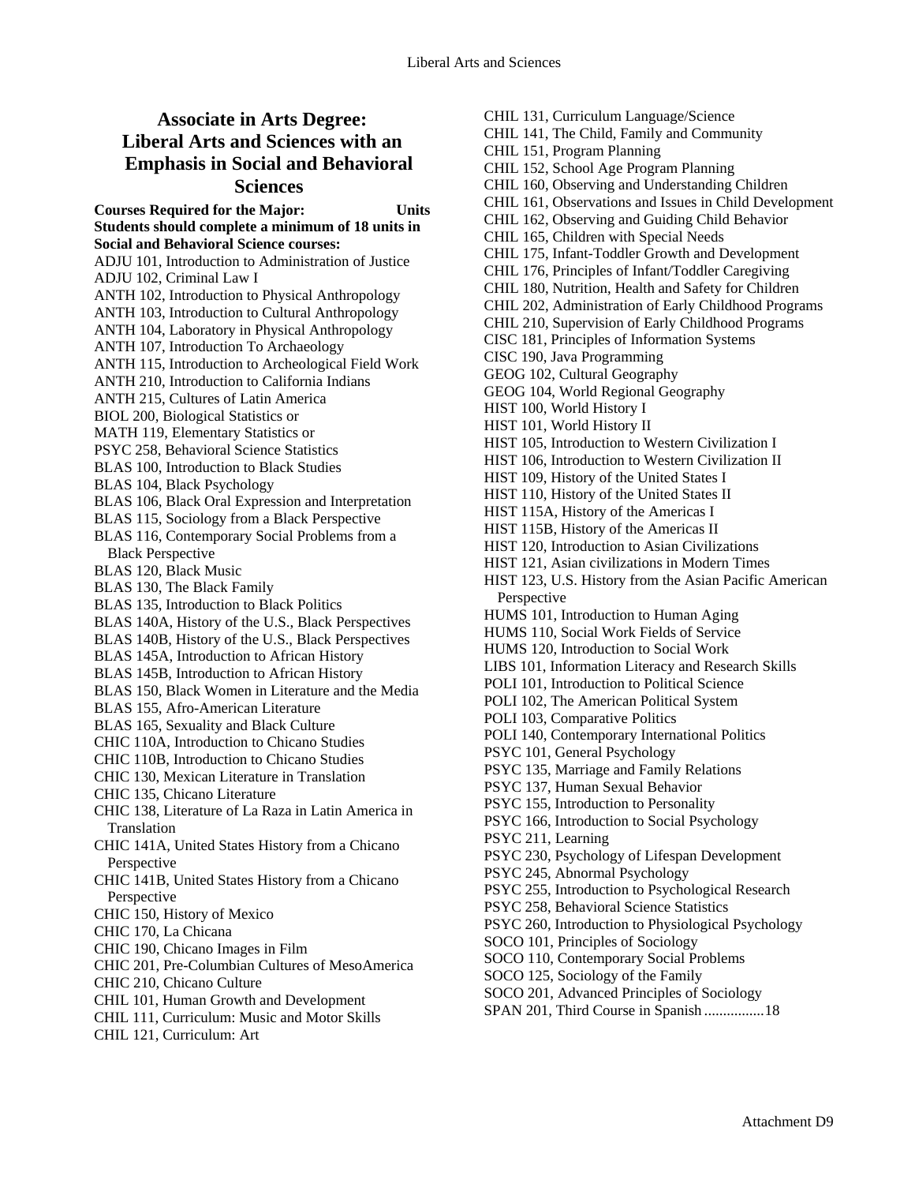## Associate in Arts Degree: Liberal Arts and Sciences with an Emphasis in Social and Behavioral Sciences

**Courses Required for the Major: Units**

**Students should complete a minimum of 18 units in Social and Behavioral Science courses:**

ADJU 101, Introduction to Administration of Justice
ADJU 102, Criminal Law I
ANTH 102, Introduction to Physical Anthropology
ANTH 103, Introduction to Cultural Anthropology
ANTH 104, Laboratory in Physical Anthropology
ANTH 107, Introduction To Archaeology
ANTH 115, Introduction to Archeological Field Work
ANTH 210, Introduction to California Indians
ANTH 215, Cultures of Latin America
BIOL 200, Biological Statistics or
MATH 119, Elementary Statistics or
PSYC 258, Behavioral Science Statistics
BLAS 100, Introduction to Black Studies
BLAS 104, Black Psychology
BLAS 106, Black Oral Expression and Interpretation
BLAS 115, Sociology from a Black Perspective
BLAS 116, Contemporary Social Problems from a Black Perspective
BLAS 120, Black Music
BLAS 130, The Black Family
BLAS 135, Introduction to Black Politics
BLAS 140A, History of the U.S., Black Perspectives
BLAS 140B, History of the U.S., Black Perspectives
BLAS 145A, Introduction to African History
BLAS 145B, Introduction to African History
BLAS 150, Black Women in Literature and the Media
BLAS 155, Afro-American Literature
BLAS 165, Sexuality and Black Culture
CHIC 110A, Introduction to Chicano Studies
CHIC 110B, Introduction to Chicano Studies
CHIC 130, Mexican Literature in Translation
CHIC 135, Chicano Literature
CHIC 138, Literature of La Raza in Latin America in Translation
CHIC 141A, United States History from a Chicano Perspective
CHIC 141B, United States History from a Chicano Perspective
CHIC 150, History of Mexico
CHIC 170, La Chicana
CHIC 190, Chicano Images in Film
CHIC 201, Pre-Columbian Cultures of MesoAmerica
CHIC 210, Chicano Culture
CHIL 101, Human Growth and Development
CHIL 111, Curriculum: Music and Motor Skills
CHIL 121, Curriculum: Art
CHIL 131, Curriculum Language/Science
CHIL 141, The Child, Family and Community
CHIL 151, Program Planning
CHIL 152, School Age Program Planning
CHIL 160, Observing and Understanding Children
CHIL 161, Observations and Issues in Child Development
CHIL 162, Observing and Guiding Child Behavior
CHIL 165, Children with Special Needs
CHIL 175, Infant-Toddler Growth and Development
CHIL 176, Principles of Infant/Toddler Caregiving
CHIL 180, Nutrition, Health and Safety for Children
CHIL 202, Administration of Early Childhood Programs
CHIL 210, Supervision of Early Childhood Programs
CISC 181, Principles of Information Systems
CISC 190, Java Programming
GEOG 102, Cultural Geography
GEOG 104, World Regional Geography
HIST 100, World History I
HIST 101, World History II
HIST 105, Introduction to Western Civilization I
HIST 106, Introduction to Western Civilization II
HIST 109, History of the United States I
HIST 110, History of the United States II
HIST 115A, History of the Americas I
HIST 115B, History of the Americas II
HIST 120, Introduction to Asian Civilizations
HIST 121, Asian civilizations in Modern Times
HIST 123, U.S. History from the Asian Pacific American Perspective
HUMS 101, Introduction to Human Aging
HUMS 110, Social Work Fields of Service
HUMS 120, Introduction to Social Work
LIBS 101, Information Literacy and Research Skills
POLI 101, Introduction to Political Science
POLI 102, The American Political System
POLI 103, Comparative Politics
POLI 140, Contemporary International Politics
PSYC 101, General Psychology
PSYC 135, Marriage and Family Relations
PSYC 137, Human Sexual Behavior
PSYC 155, Introduction to Personality
PSYC 166, Introduction to Social Psychology
PSYC 211, Learning
PSYC 230, Psychology of Lifespan Development
PSYC 245, Abnormal Psychology
PSYC 255, Introduction to Psychological Research
PSYC 258, Behavioral Science Statistics
PSYC 260, Introduction to Physiological Psychology
SOCO 101, Principles of Sociology
SOCO 110, Contemporary Social Problems
SOCO 125, Sociology of the Family
SOCO 201, Advanced Principles of Sociology
SPAN 201, Third Course in Spanish ................18

Attachment D9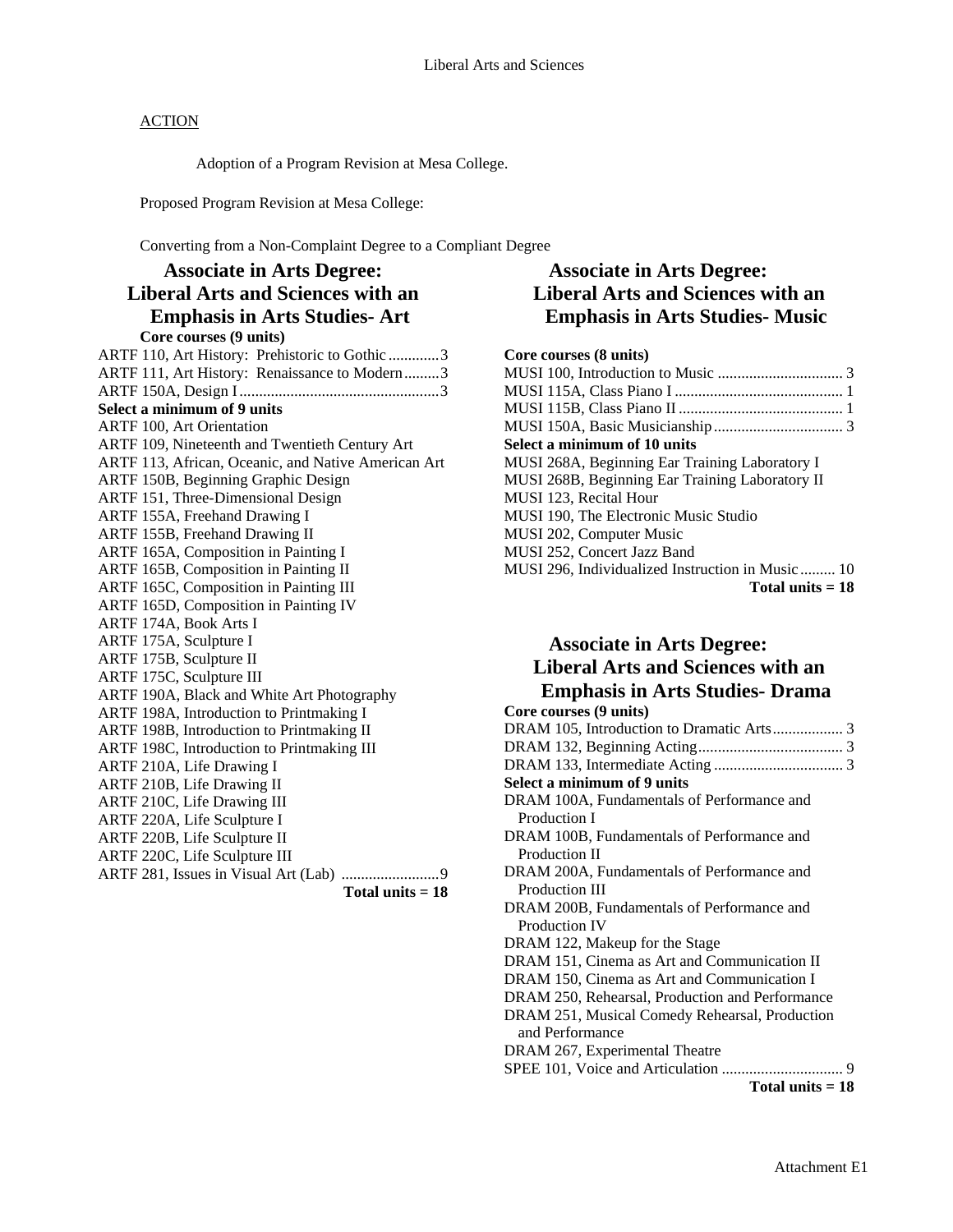ACTION

Adoption of a Program Revision at Mesa College.

Proposed Program Revision at Mesa College:

Converting from a Non-Complaint Degree to a Compliant Degree

## Associate in Arts Degree: Liberal Arts and Sciences with an Emphasis in Arts Studies- Art

**Core courses (9 units)**

ARTF 110, Art History: Prehistoric to Gothic .............3
ARTF 111, Art History: Renaissance to Modern.........3
ARTF 150A, Design I...................................................3

**Select a minimum of 9 units**

ARTF 100, Art Orientation
ARTF 109, Nineteenth and Twentieth Century Art
ARTF 113, African, Oceanic, and Native American Art
ARTF 150B, Beginning Graphic Design
ARTF 151, Three-Dimensional Design
ARTF 155A, Freehand Drawing I
ARTF 155B, Freehand Drawing II
ARTF 165A, Composition in Painting I
ARTF 165B, Composition in Painting II
ARTF 165C, Composition in Painting III
ARTF 165D, Composition in Painting IV
ARTF 174A, Book Arts I
ARTF 175A, Sculpture I
ARTF 175B, Sculpture II
ARTF 175C, Sculpture III
ARTF 190A, Black and White Art Photography
ARTF 198A, Introduction to Printmaking I
ARTF 198B, Introduction to Printmaking II
ARTF 198C, Introduction to Printmaking III
ARTF 210A, Life Drawing I
ARTF 210B, Life Drawing II
ARTF 210C, Life Drawing III
ARTF 220A, Life Sculpture I
ARTF 220B, Life Sculpture II
ARTF 220C, Life Sculpture III
ARTF 281, Issues in Visual Art (Lab) .........................9

**Total units = 18**

## Associate in Arts Degree: Liberal Arts and Sciences with an Emphasis in Arts Studies- Music

**Core courses (8 units)**

MUSI 100, Introduction to Music ................................ 3
MUSI 115A, Class Piano I ........................................... 1
MUSI 115B, Class Piano II .......................................... 1
MUSI 150A, Basic Musicianship................................. 3

**Select a minimum of 10 units**

MUSI 268A, Beginning Ear Training Laboratory I
MUSI 268B, Beginning Ear Training Laboratory II
MUSI 123, Recital Hour
MUSI 190, The Electronic Music Studio
MUSI 202, Computer Music
MUSI 252, Concert Jazz Band
MUSI 296, Individualized Instruction in Music......... 10

**Total units = 18**

## Associate in Arts Degree: Liberal Arts and Sciences with an Emphasis in Arts Studies- Drama

**Core courses (9 units)**

DRAM 105, Introduction to Dramatic Arts.................. 3
DRAM 132, Beginning Acting..................................... 3
DRAM 133, Intermediate Acting ................................. 3

**Select a minimum of 9 units**

DRAM 100A, Fundamentals of Performance and Production I
DRAM 100B, Fundamentals of Performance and Production II
DRAM 200A, Fundamentals of Performance and Production III
DRAM 200B, Fundamentals of Performance and Production IV
DRAM 122, Makeup for the Stage
DRAM 151, Cinema as Art and Communication II
DRAM 150, Cinema as Art and Communication I
DRAM 250, Rehearsal, Production and Performance
DRAM 251, Musical Comedy Rehearsal, Production and Performance
DRAM 267, Experimental Theatre
SPEE 101, Voice and Articulation ............................... 9

**Total units = 18**

Attachment E1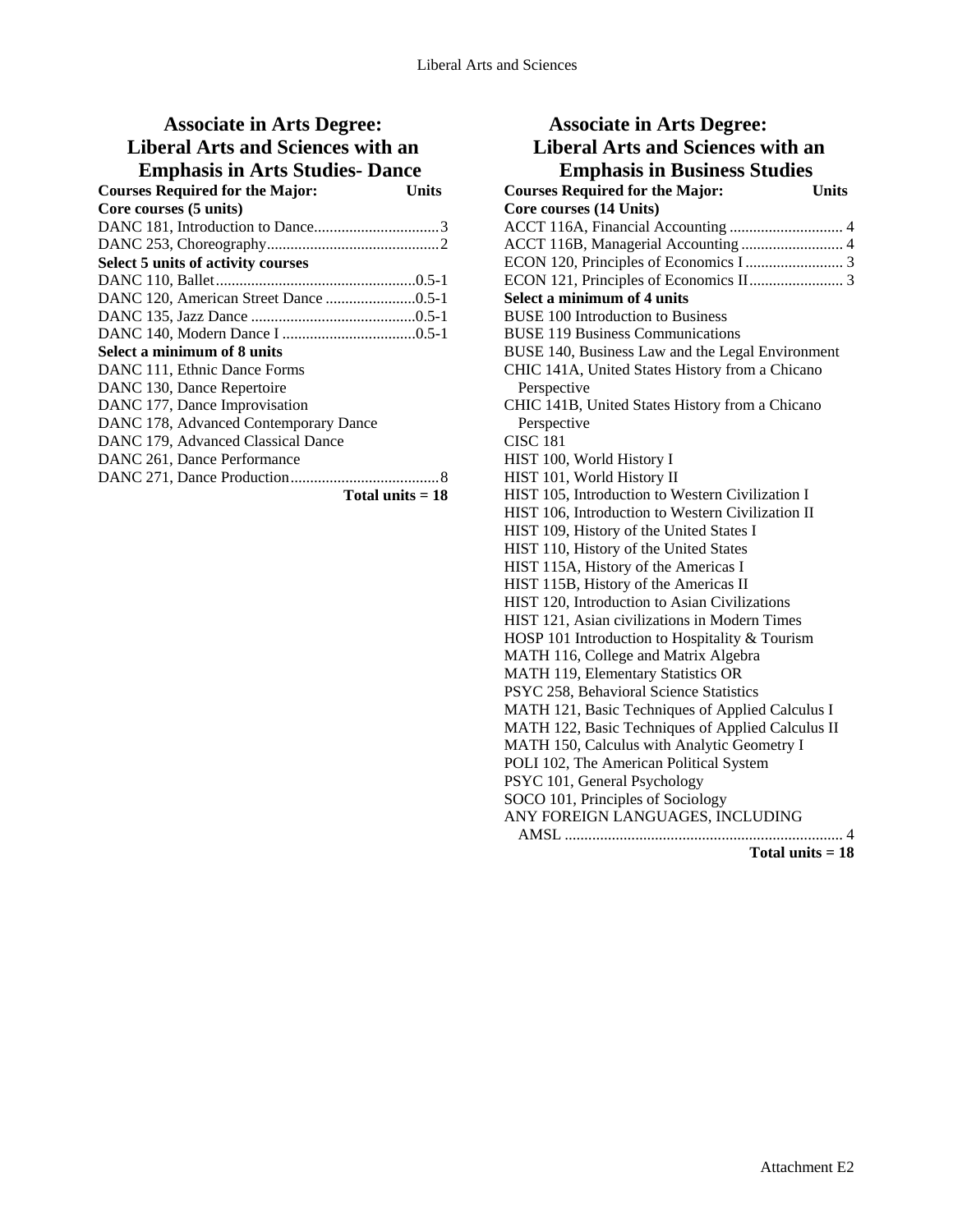## Associate in Arts Degree: Liberal Arts and Sciences with an Emphasis in Arts Studies- Dance

| Courses Required for the Major: | Units |
|---|---|
| **Core courses (5 units)** | |
| DANC 181, Introduction to Dance | 3 |
| DANC 253, Choreography | 2 |
| **Select 5 units of activity courses** | |
| DANC 110, Ballet | 0.5-1 |
| DANC 120, American Street Dance | 0.5-1 |
| DANC 135, Jazz Dance | 0.5-1 |
| DANC 140, Modern Dance I | 0.5-1 |
| **Select a minimum of 8 units** | |
| DANC 111, Ethnic Dance Forms | |
| DANC 130, Dance Repertoire | |
| DANC 177, Dance Improvisation | |
| DANC 178, Advanced Contemporary Dance | |
| DANC 179, Advanced Classical Dance | |
| DANC 261, Dance Performance | |
| DANC 271, Dance Production | 8 |
| **Total units = 18** | |

## Associate in Arts Degree: Liberal Arts and Sciences with an Emphasis in Business Studies

| Courses Required for the Major: | Units |
|---|---|
| **Core courses (14 Units)** | |
| ACCT 116A, Financial Accounting | 4 |
| ACCT 116B, Managerial Accounting | 4 |
| ECON 120, Principles of Economics I | 3 |
| ECON 121, Principles of Economics II | 3 |
| **Select a minimum of 4 units** | |
| BUSE 100 Introduction to Business | |
| BUSE 119 Business Communications | |
| BUSE 140, Business Law and the Legal Environment | |
| CHIC 141A, United States History from a Chicano Perspective | |
| CHIC 141B, United States History from a Chicano Perspective | |
| CISC 181 | |
| HIST 100, World History I | |
| HIST 101, World History II | |
| HIST 105, Introduction to Western Civilization I | |
| HIST 106, Introduction to Western Civilization II | |
| HIST 109, History of the United States I | |
| HIST 110, History of the United States | |
| HIST 115A, History of the Americas I | |
| HIST 115B, History of the Americas II | |
| HIST 120, Introduction to Asian Civilizations | |
| HIST 121, Asian civilizations in Modern Times | |
| HOSP 101 Introduction to Hospitality & Tourism | |
| MATH 116, College and Matrix Algebra | |
| MATH 119, Elementary Statistics OR | |
| PSYC 258, Behavioral Science Statistics | |
| MATH 121, Basic Techniques of Applied Calculus I | |
| MATH 122, Basic Techniques of Applied Calculus II | |
| MATH 150, Calculus with Analytic Geometry I | |
| POLI 102, The American Political System | |
| PSYC 101, General Psychology | |
| SOCO 101, Principles of Sociology | |
| ANY FOREIGN LANGUAGES, INCLUDING AMSL | 4 |
| **Total units = 18** | |

Attachment E2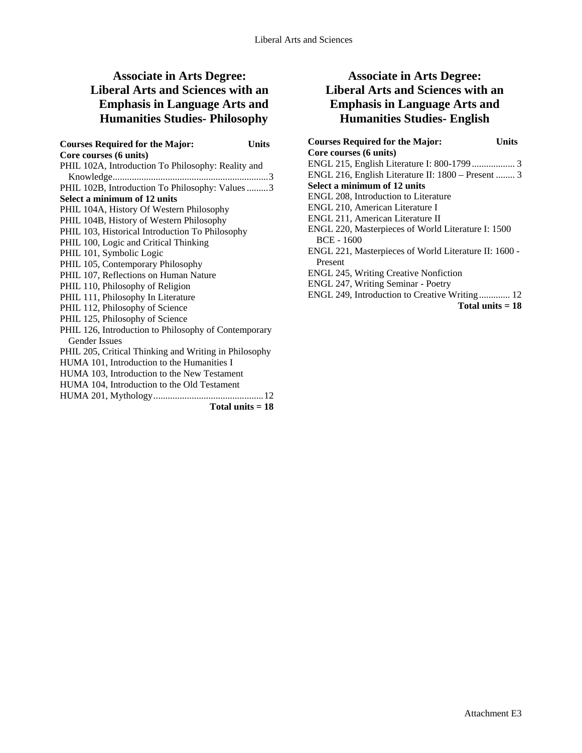## Associate in Arts Degree: Liberal Arts and Sciences with an Emphasis in Language Arts and Humanities Studies- Philosophy

**Courses Required for the Major: Units**

**Core courses (6 units)**

PHIL 102A, Introduction To Philosophy: Reality and Knowledge................................................................3

PHIL 102B, Introduction To Philosophy: Values.........3

**Select a minimum of 12 units**

PHIL 104A, History Of Western Philosophy
PHIL 104B, History of Western Philosophy
PHIL 103, Historical Introduction To Philosophy
PHIL 100, Logic and Critical Thinking
PHIL 101, Symbolic Logic
PHIL 105, Contemporary Philosophy
PHIL 107, Reflections on Human Nature
PHIL 110, Philosophy of Religion
PHIL 111, Philosophy In Literature
PHIL 112, Philosophy of Science
PHIL 125, Philosophy of Science
PHIL 126, Introduction to Philosophy of Contemporary Gender Issues
PHIL 205, Critical Thinking and Writing in Philosophy
HUMA 101, Introduction to the Humanities I
HUMA 103, Introduction to the New Testament
HUMA 104, Introduction to the Old Testament
HUMA 201, Mythology.............................................12

**Total units = 18**

## Associate in Arts Degree: Liberal Arts and Sciences with an Emphasis in Language Arts and Humanities Studies- English

**Courses Required for the Major: Units**

**Core courses (6 units)**

ENGL 215, English Literature I: 800-1799.................. 3

ENGL 216, English Literature II: 1800 – Present ........ 3

**Select a minimum of 12 units**

ENGL 208, Introduction to Literature
ENGL 210, American Literature I
ENGL 211, American Literature II
ENGL 220, Masterpieces of World Literature I: 1500 BCE - 1600
ENGL 221, Masterpieces of World Literature II: 1600 - Present
ENGL 245, Writing Creative Nonfiction
ENGL 247, Writing Seminar - Poetry
ENGL 249, Introduction to Creative Writing............. 12

**Total units = 18**

Attachment E3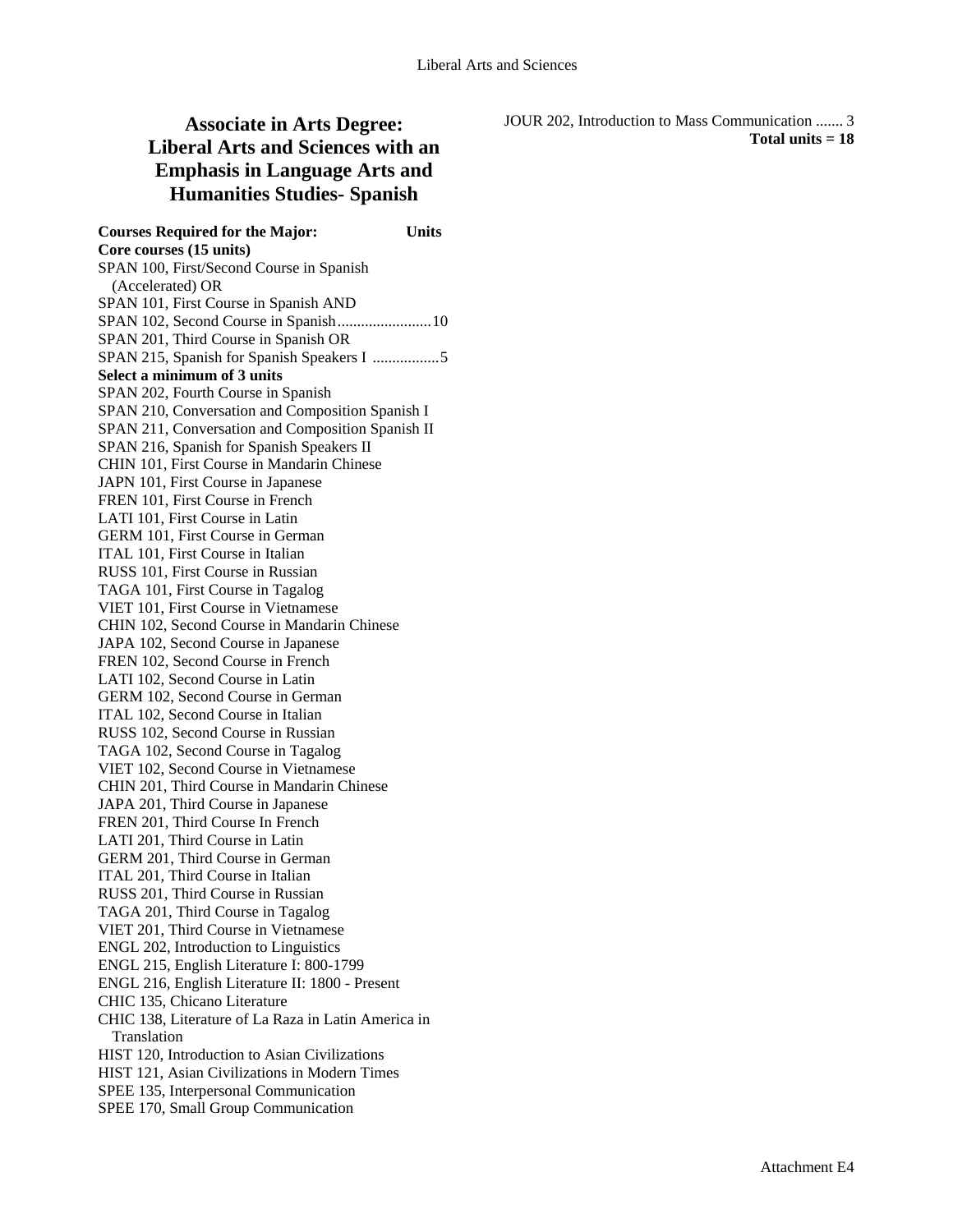# Associate in Arts Degree: Liberal Arts and Sciences with an Emphasis in Language Arts and Humanities Studies- Spanish

**Courses Required for the Major: Units**

**Core courses (15 units)**

SPAN 100, First/Second Course in Spanish (Accelerated) OR
SPAN 101, First Course in Spanish AND
SPAN 102, Second Course in Spanish........................10
SPAN 201, Third Course in Spanish OR
SPAN 215, Spanish for Spanish Speakers I .................5

**Select a minimum of 3 units**

SPAN 202, Fourth Course in Spanish
SPAN 210, Conversation and Composition Spanish I
SPAN 211, Conversation and Composition Spanish II
SPAN 216, Spanish for Spanish Speakers II
CHIN 101, First Course in Mandarin Chinese
JAPN 101, First Course in Japanese
FREN 101, First Course in French
LATI 101, First Course in Latin
GERM 101, First Course in German
ITAL 101, First Course in Italian
RUSS 101, First Course in Russian
TAGA 101, First Course in Tagalog
VIET 101, First Course in Vietnamese
CHIN 102, Second Course in Mandarin Chinese
JAPA 102, Second Course in Japanese
FREN 102, Second Course in French
LATI 102, Second Course in Latin
GERM 102, Second Course in German
ITAL 102, Second Course in Italian
RUSS 102, Second Course in Russian
TAGA 102, Second Course in Tagalog
VIET 102, Second Course in Vietnamese
CHIN 201, Third Course in Mandarin Chinese
JAPA 201, Third Course in Japanese
FREN 201, Third Course In French
LATI 201, Third Course in Latin
GERM 201, Third Course in German
ITAL 201, Third Course in Italian
RUSS 201, Third Course in Russian
TAGA 201, Third Course in Tagalog
VIET 201, Third Course in Vietnamese
ENGL 202, Introduction to Linguistics
ENGL 215, English Literature I: 800-1799
ENGL 216, English Literature II: 1800 - Present
CHIC 135, Chicano Literature
CHIC 138, Literature of La Raza in Latin America in Translation
HIST 120, Introduction to Asian Civilizations
HIST 121, Asian Civilizations in Modern Times
SPEE 135, Interpersonal Communication
SPEE 170, Small Group Communication
JOUR 202, Introduction to Mass Communication ....... 3

**Total units = 18**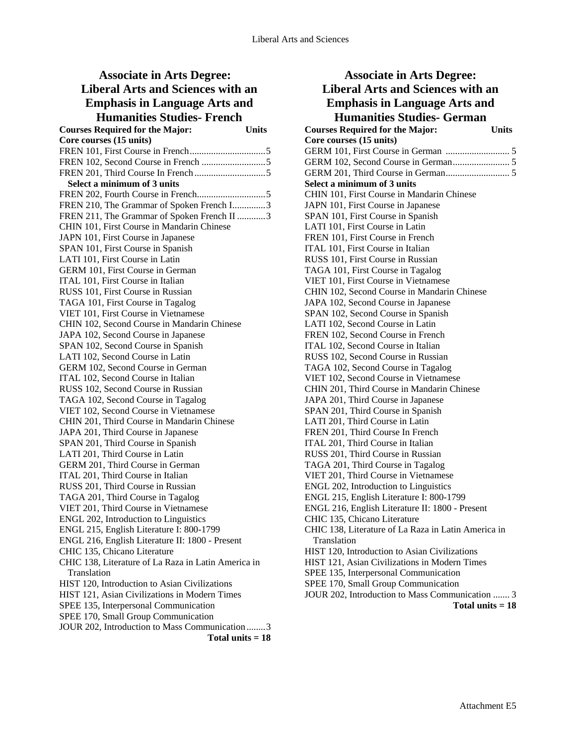## Associate in Arts Degree: Liberal Arts and Sciences with an Emphasis in Language Arts and Humanities Studies- French

| Courses Required for the Major: | Units |
|---|---|
| **Core courses (15 units)** | |
| FREN 101, First Course in French | 5 |
| FREN 102, Second Course in French | 5 |
| FREN 201, Third Course In French | 5 |
| **Select a minimum of 3 units** | |
| FREN 202, Fourth Course in French | 5 |
| FREN 210, The Grammar of Spoken French I | 3 |
| FREN 211, The Grammar of Spoken French II | 3 |
| CHIN 101, First Course in Mandarin Chinese | |
| JAPN 101, First Course in Japanese | |
| SPAN 101, First Course in Spanish | |
| LATI 101, First Course in Latin | |
| GERM 101, First Course in German | |
| ITAL 101, First Course in Italian | |
| RUSS 101, First Course in Russian | |
| TAGA 101, First Course in Tagalog | |
| VIET 101, First Course in Vietnamese | |
| CHIN 102, Second Course in Mandarin Chinese | |
| JAPA 102, Second Course in Japanese | |
| SPAN 102, Second Course in Spanish | |
| LATI 102, Second Course in Latin | |
| GERM 102, Second Course in German | |
| ITAL 102, Second Course in Italian | |
| RUSS 102, Second Course in Russian | |
| TAGA 102, Second Course in Tagalog | |
| VIET 102, Second Course in Vietnamese | |
| CHIN 201, Third Course in Mandarin Chinese | |
| JAPA 201, Third Course in Japanese | |
| SPAN 201, Third Course in Spanish | |
| LATI 201, Third Course in Latin | |
| GERM 201, Third Course in German | |
| ITAL 201, Third Course in Italian | |
| RUSS 201, Third Course in Russian | |
| TAGA 201, Third Course in Tagalog | |
| VIET 201, Third Course in Vietnamese | |
| ENGL 202, Introduction to Linguistics | |
| ENGL 215, English Literature I: 800-1799 | |
| ENGL 216, English Literature II: 1800 - Present | |
| CHIC 135, Chicano Literature | |
| CHIC 138, Literature of La Raza in Latin America in Translation | |
| HIST 120, Introduction to Asian Civilizations | |
| HIST 121, Asian Civilizations in Modern Times | |
| SPEE 135, Interpersonal Communication | |
| SPEE 170, Small Group Communication | |
| JOUR 202, Introduction to Mass Communication | 3 |
| | **Total units = 18** |

## Associate in Arts Degree: Liberal Arts and Sciences with an Emphasis in Language Arts and Humanities Studies- German

| Courses Required for the Major: | Units |
|---|---|
| **Core courses (15 units)** | |
| GERM 101, First Course in German | 5 |
| GERM 102, Second Course in German | 5 |
| GERM 201, Third Course in German | 5 |
| **Select a minimum of 3 units** | |
| CHIN 101, First Course in Mandarin Chinese | |
| JAPN 101, First Course in Japanese | |
| SPAN 101, First Course in Spanish | |
| LATI 101, First Course in Latin | |
| FREN 101, First Course in French | |
| ITAL 101, First Course in Italian | |
| RUSS 101, First Course in Russian | |
| TAGA 101, First Course in Tagalog | |
| VIET 101, First Course in Vietnamese | |
| CHIN 102, Second Course in Mandarin Chinese | |
| JAPA 102, Second Course in Japanese | |
| SPAN 102, Second Course in Spanish | |
| LATI 102, Second Course in Latin | |
| FREN 102, Second Course in French | |
| ITAL 102, Second Course in Italian | |
| RUSS 102, Second Course in Russian | |
| TAGA 102, Second Course in Tagalog | |
| VIET 102, Second Course in Vietnamese | |
| CHIN 201, Third Course in Mandarin Chinese | |
| JAPA 201, Third Course in Japanese | |
| SPAN 201, Third Course in Spanish | |
| LATI 201, Third Course in Latin | |
| FREN 201, Third Course In French | |
| ITAL 201, Third Course in Italian | |
| RUSS 201, Third Course in Russian | |
| TAGA 201, Third Course in Tagalog | |
| VIET 201, Third Course in Vietnamese | |
| ENGL 202, Introduction to Linguistics | |
| ENGL 215, English Literature I: 800-1799 | |
| ENGL 216, English Literature II: 1800 - Present | |
| CHIC 135, Chicano Literature | |
| CHIC 138, Literature of La Raza in Latin America in Translation | |
| HIST 120, Introduction to Asian Civilizations | |
| HIST 121, Asian Civilizations in Modern Times | |
| SPEE 135, Interpersonal Communication | |
| SPEE 170, Small Group Communication | |
| JOUR 202, Introduction to Mass Communication | 3 |
| | **Total units = 18** |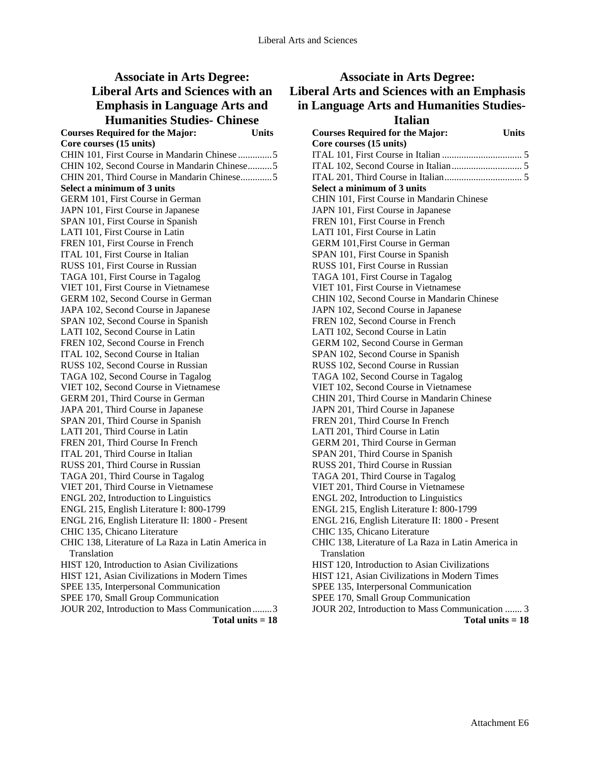## Associate in Arts Degree: Liberal Arts and Sciences with an Emphasis in Language Arts and Humanities Studies- Chinese

**Courses Required for the Major: Units**

**Core courses (15 units)**

CHIN 101, First Course in Mandarin Chinese..............5
CHIN 102, Second Course in Mandarin Chinese..........5
CHIN 201, Third Course in Mandarin Chinese.............5

**Select a minimum of 3 units**

GERM 101, First Course in German
JAPN 101, First Course in Japanese
SPAN 101, First Course in Spanish
LATI 101, First Course in Latin
FREN 101, First Course in French
ITAL 101, First Course in Italian
RUSS 101, First Course in Russian
TAGA 101, First Course in Tagalog
VIET 101, First Course in Vietnamese
GERM 102, Second Course in German
JAPA 102, Second Course in Japanese
SPAN 102, Second Course in Spanish
LATI 102, Second Course in Latin
FREN 102, Second Course in French
ITAL 102, Second Course in Italian
RUSS 102, Second Course in Russian
TAGA 102, Second Course in Tagalog
VIET 102, Second Course in Vietnamese
GERM 201, Third Course in German
JAPA 201, Third Course in Japanese
SPAN 201, Third Course in Spanish
LATI 201, Third Course in Latin
FREN 201, Third Course In French
ITAL 201, Third Course in Italian
RUSS 201, Third Course in Russian
TAGA 201, Third Course in Tagalog
VIET 201, Third Course in Vietnamese
ENGL 202, Introduction to Linguistics
ENGL 215, English Literature I: 800-1799
ENGL 216, English Literature II: 1800 - Present
CHIC 135, Chicano Literature
CHIC 138, Literature of La Raza in Latin America in Translation
HIST 120, Introduction to Asian Civilizations
HIST 121, Asian Civilizations in Modern Times
SPEE 135, Interpersonal Communication
SPEE 170, Small Group Communication
JOUR 202, Introduction to Mass Communication........3

**Total units = 18**

## Associate in Arts Degree: Liberal Arts and Sciences with an Emphasis in Language Arts and Humanities Studies- Italian

**Courses Required for the Major: Units**

**Core courses (15 units)**

ITAL 101, First Course in Italian ................................. 5
ITAL 102, Second Course in Italian............................. 5
ITAL 201, Third Course in Italian................................ 5

**Select a minimum of 3 units**

CHIN 101, First Course in Mandarin Chinese
JAPN 101, First Course in Japanese
FREN 101, First Course in French
LATI 101, First Course in Latin
GERM 101,First Course in German
SPAN 101, First Course in Spanish
RUSS 101, First Course in Russian
TAGA 101, First Course in Tagalog
VIET 101, First Course in Vietnamese
CHIN 102, Second Course in Mandarin Chinese
JAPN 102, Second Course in Japanese
FREN 102, Second Course in French
LATI 102, Second Course in Latin
GERM 102, Second Course in German
SPAN 102, Second Course in Spanish
RUSS 102, Second Course in Russian
TAGA 102, Second Course in Tagalog
VIET 102, Second Course in Vietnamese
CHIN 201, Third Course in Mandarin Chinese
JAPN 201, Third Course in Japanese
FREN 201, Third Course In French
LATI 201, Third Course in Latin
GERM 201, Third Course in German
SPAN 201, Third Course in Spanish
RUSS 201, Third Course in Russian
TAGA 201, Third Course in Tagalog
VIET 201, Third Course in Vietnamese
ENGL 202, Introduction to Linguistics
ENGL 215, English Literature I: 800-1799
ENGL 216, English Literature II: 1800 - Present
CHIC 135, Chicano Literature
CHIC 138, Literature of La Raza in Latin America in Translation
HIST 120, Introduction to Asian Civilizations
HIST 121, Asian Civilizations in Modern Times
SPEE 135, Interpersonal Communication
SPEE 170, Small Group Communication
JOUR 202, Introduction to Mass Communication ....... 3

**Total units = 18**

Attachment E6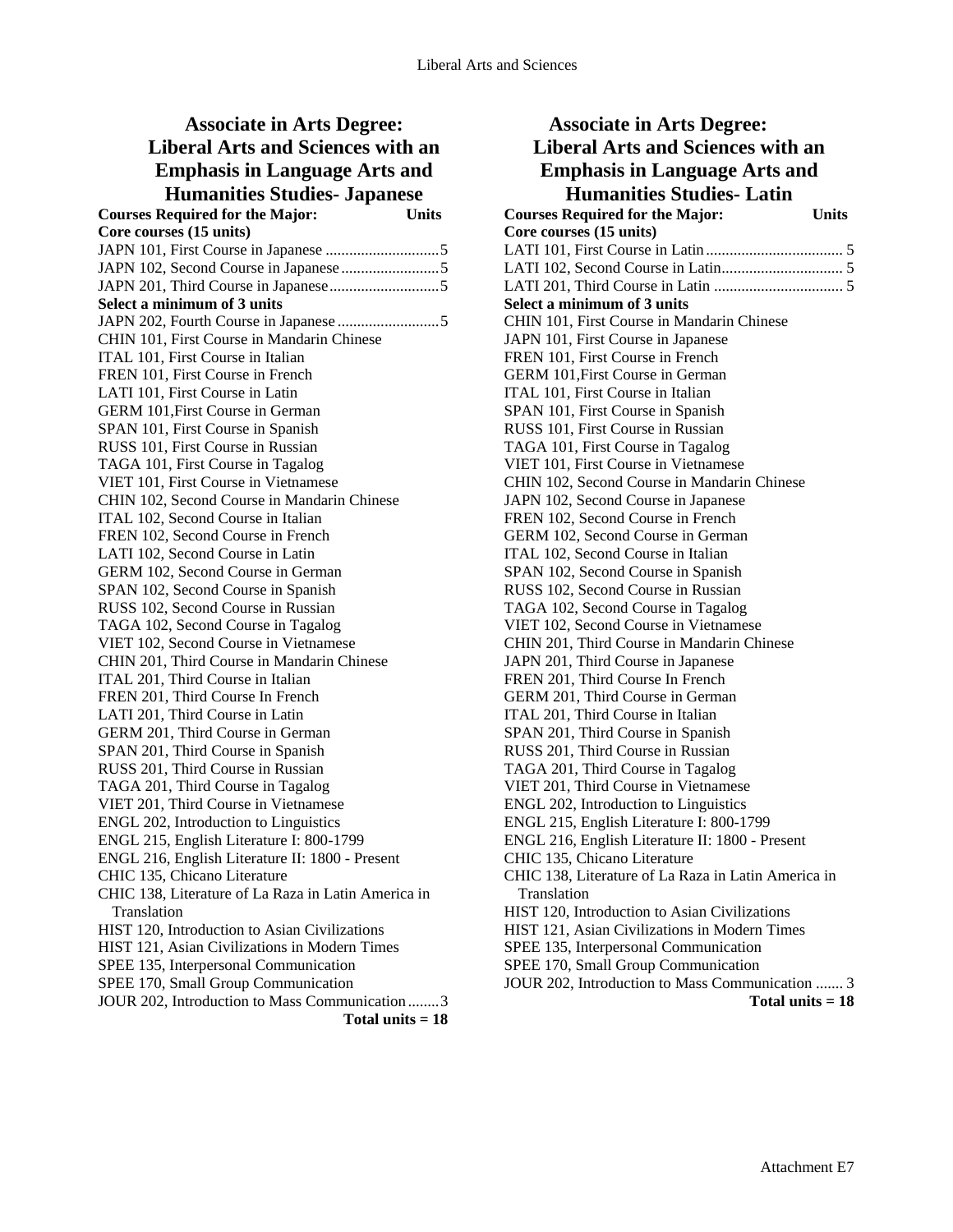## Associate in Arts Degree: Liberal Arts and Sciences with an Emphasis in Language Arts and Humanities Studies- Japanese

**Courses Required for the Major: Units**

**Core courses (15 units)**

JAPN 101, First Course in Japanese .............................5
JAPN 102, Second Course in Japanese .........................5
JAPN 201, Third Course in Japanese ............................5

**Select a minimum of 3 units**

JAPN 202, Fourth Course in Japanese ..........................5
CHIN 101, First Course in Mandarin Chinese
ITAL 101, First Course in Italian
FREN 101, First Course in French
LATI 101, First Course in Latin
GERM 101,First Course in German
SPAN 101, First Course in Spanish
RUSS 101, First Course in Russian
TAGA 101, First Course in Tagalog
VIET 101, First Course in Vietnamese
CHIN 102, Second Course in Mandarin Chinese
ITAL 102, Second Course in Italian
FREN 102, Second Course in French
LATI 102, Second Course in Latin
GERM 102, Second Course in German
SPAN 102, Second Course in Spanish
RUSS 102, Second Course in Russian
TAGA 102, Second Course in Tagalog
VIET 102, Second Course in Vietnamese
CHIN 201, Third Course in Mandarin Chinese
ITAL 201, Third Course in Italian
FREN 201, Third Course In French
LATI 201, Third Course in Latin
GERM 201, Third Course in German
SPAN 201, Third Course in Spanish
RUSS 201, Third Course in Russian
TAGA 201, Third Course in Tagalog
VIET 201, Third Course in Vietnamese
ENGL 202, Introduction to Linguistics
ENGL 215, English Literature I: 800-1799
ENGL 216, English Literature II: 1800 - Present
CHIC 135, Chicano Literature
CHIC 138, Literature of La Raza in Latin America in Translation
HIST 120, Introduction to Asian Civilizations
HIST 121, Asian Civilizations in Modern Times
SPEE 135, Interpersonal Communication
SPEE 170, Small Group Communication
JOUR 202, Introduction to Mass Communication ........3

**Total units = 18**

## Associate in Arts Degree: Liberal Arts and Sciences with an Emphasis in Language Arts and Humanities Studies- Latin

**Courses Required for the Major: Units**

**Core courses (15 units)**

LATI 101, First Course in Latin ................................... 5
LATI 102, Second Course in Latin............................... 5
LATI 201, Third Course in Latin ................................. 5

**Select a minimum of 3 units**

CHIN 101, First Course in Mandarin Chinese
JAPN 101, First Course in Japanese
FREN 101, First Course in French
GERM 101,First Course in German
ITAL 101, First Course in Italian
SPAN 101, First Course in Spanish
RUSS 101, First Course in Russian
TAGA 101, First Course in Tagalog
VIET 101, First Course in Vietnamese
CHIN 102, Second Course in Mandarin Chinese
JAPN 102, Second Course in Japanese
FREN 102, Second Course in French
GERM 102, Second Course in German
ITAL 102, Second Course in Italian
SPAN 102, Second Course in Spanish
RUSS 102, Second Course in Russian
TAGA 102, Second Course in Tagalog
VIET 102, Second Course in Vietnamese
CHIN 201, Third Course in Mandarin Chinese
JAPN 201, Third Course in Japanese
FREN 201, Third Course In French
GERM 201, Third Course in German
ITAL 201, Third Course in Italian
SPAN 201, Third Course in Spanish
RUSS 201, Third Course in Russian
TAGA 201, Third Course in Tagalog
VIET 201, Third Course in Vietnamese
ENGL 202, Introduction to Linguistics
ENGL 215, English Literature I: 800-1799
ENGL 216, English Literature II: 1800 - Present
CHIC 135, Chicano Literature
CHIC 138, Literature of La Raza in Latin America in Translation
HIST 120, Introduction to Asian Civilizations
HIST 121, Asian Civilizations in Modern Times
SPEE 135, Interpersonal Communication
SPEE 170, Small Group Communication
JOUR 202, Introduction to Mass Communication ....... 3

**Total units = 18**

Attachment E7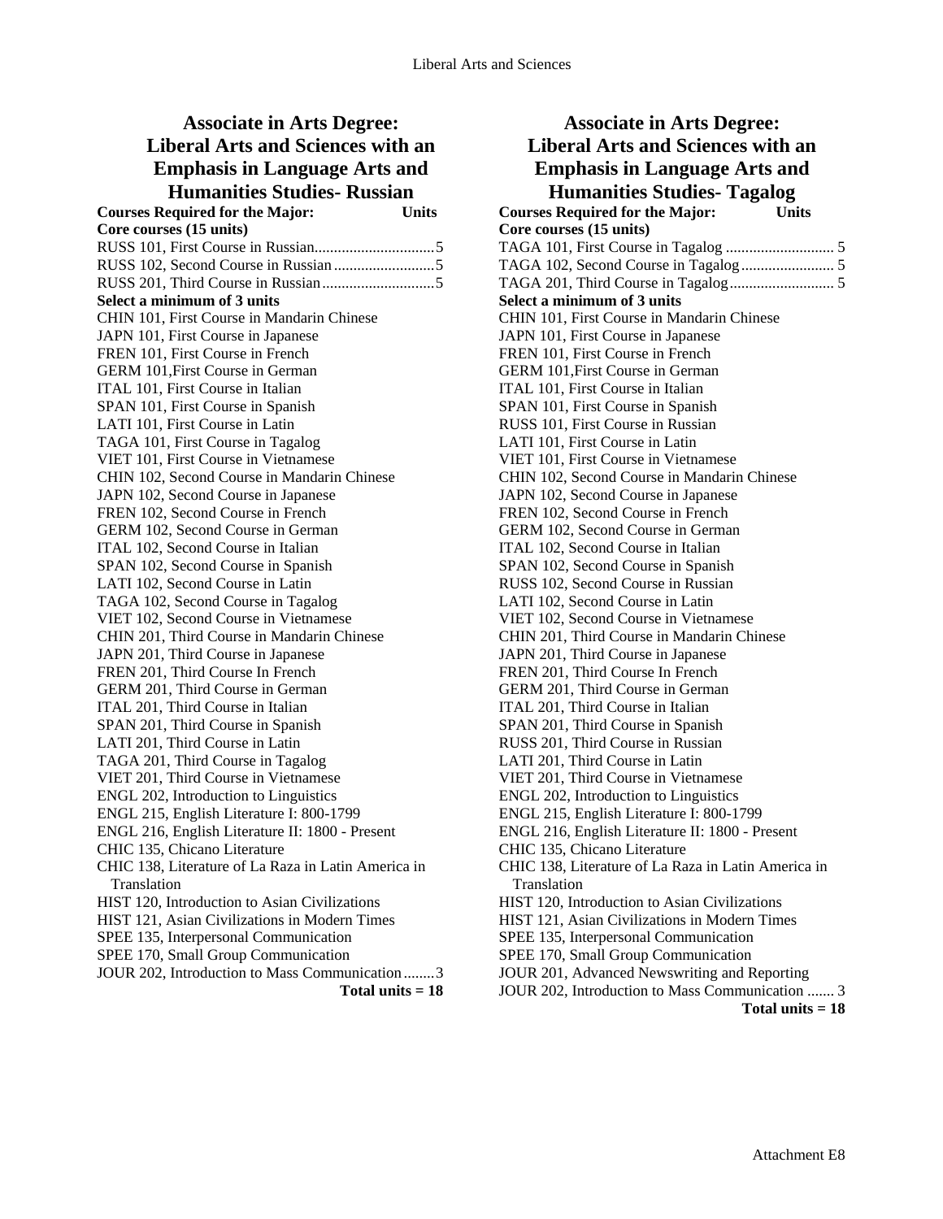## Associate in Arts Degree: Liberal Arts and Sciences with an Emphasis in Language Arts and Humanities Studies- Russian

**Courses Required for the Major: Units**

**Core courses (15 units)**

RUSS 101, First Course in Russian...............................5
RUSS 102, Second Course in Russian..........................5
RUSS 201, Third Course in Russian.............................5

**Select a minimum of 3 units**

CHIN 101, First Course in Mandarin Chinese
JAPN 101, First Course in Japanese
FREN 101, First Course in French
GERM 101,First Course in German
ITAL 101, First Course in Italian
SPAN 101, First Course in Spanish
LATI 101, First Course in Latin
TAGA 101, First Course in Tagalog
VIET 101, First Course in Vietnamese
CHIN 102, Second Course in Mandarin Chinese
JAPN 102, Second Course in Japanese
FREN 102, Second Course in French
GERM 102, Second Course in German
ITAL 102, Second Course in Italian
SPAN 102, Second Course in Spanish
LATI 102, Second Course in Latin
TAGA 102, Second Course in Tagalog
VIET 102, Second Course in Vietnamese
CHIN 201, Third Course in Mandarin Chinese
JAPN 201, Third Course in Japanese
FREN 201, Third Course In French
GERM 201, Third Course in German
ITAL 201, Third Course in Italian
SPAN 201, Third Course in Spanish
LATI 201, Third Course in Latin
TAGA 201, Third Course in Tagalog
VIET 201, Third Course in Vietnamese
ENGL 202, Introduction to Linguistics
ENGL 215, English Literature I: 800-1799
ENGL 216, English Literature II: 1800 - Present
CHIC 135, Chicano Literature
CHIC 138, Literature of La Raza in Latin America in Translation
HIST 120, Introduction to Asian Civilizations
HIST 121, Asian Civilizations in Modern Times
SPEE 135, Interpersonal Communication
SPEE 170, Small Group Communication
JOUR 202, Introduction to Mass Communication........3

**Total units = 18**

## Associate in Arts Degree: Liberal Arts and Sciences with an Emphasis in Language Arts and Humanities Studies- Tagalog

**Courses Required for the Major: Units**

**Core courses (15 units)**

TAGA 101, First Course in Tagalog ............................ 5
TAGA 102, Second Course in Tagalog........................ 5
TAGA 201, Third Course in Tagalog........................... 5

**Select a minimum of 3 units**

CHIN 101, First Course in Mandarin Chinese
JAPN 101, First Course in Japanese
FREN 101, First Course in French
GERM 101,First Course in German
ITAL 101, First Course in Italian
SPAN 101, First Course in Spanish
RUSS 101, First Course in Russian
LATI 101, First Course in Latin
VIET 101, First Course in Vietnamese
CHIN 102, Second Course in Mandarin Chinese
JAPN 102, Second Course in Japanese
FREN 102, Second Course in French
GERM 102, Second Course in German
ITAL 102, Second Course in Italian
SPAN 102, Second Course in Spanish
RUSS 102, Second Course in Russian
LATI 102, Second Course in Latin
VIET 102, Second Course in Vietnamese
CHIN 201, Third Course in Mandarin Chinese
JAPN 201, Third Course in Japanese
FREN 201, Third Course In French
GERM 201, Third Course in German
ITAL 201, Third Course in Italian
SPAN 201, Third Course in Spanish
RUSS 201, Third Course in Russian
LATI 201, Third Course in Latin
VIET 201, Third Course in Vietnamese
ENGL 202, Introduction to Linguistics
ENGL 215, English Literature I: 800-1799
ENGL 216, English Literature II: 1800 - Present
CHIC 135, Chicano Literature
CHIC 138, Literature of La Raza in Latin America in Translation
HIST 120, Introduction to Asian Civilizations
HIST 121, Asian Civilizations in Modern Times
SPEE 135, Interpersonal Communication
SPEE 170, Small Group Communication
JOUR 201, Advanced Newswriting and Reporting
JOUR 202, Introduction to Mass Communication ....... 3

**Total units = 18**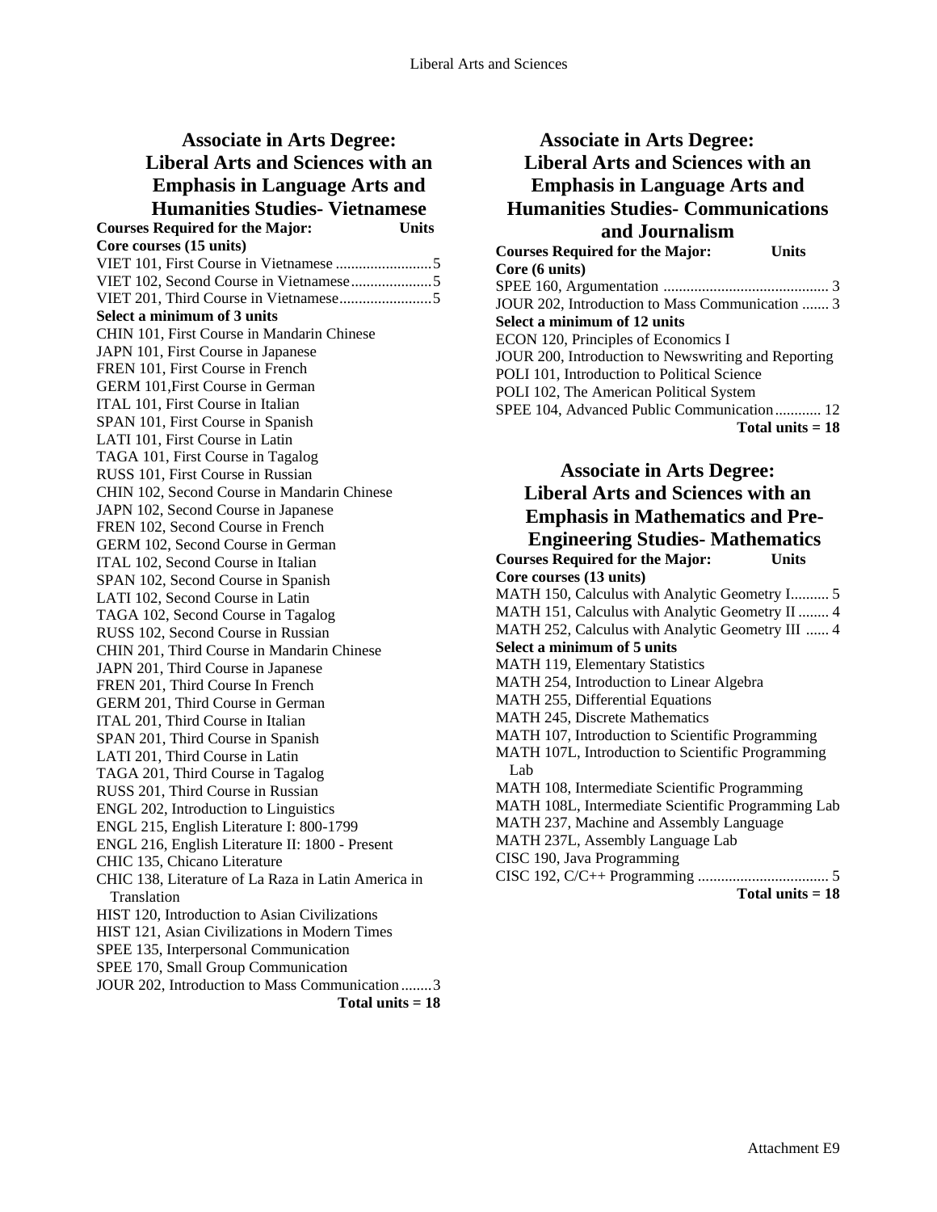## Associate in Arts Degree: Liberal Arts and Sciences with an Emphasis in Language Arts and Humanities Studies- Vietnamese

**Courses Required for the Major: Units**

**Core courses (15 units)**

VIET 101, First Course in Vietnamese ......................... 5
VIET 102, Second Course in Vietnamese ..................... 5
VIET 201, Third Course in Vietnamese........................ 5

**Select a minimum of 3 units**

CHIN 101, First Course in Mandarin Chinese
JAPN 101, First Course in Japanese
FREN 101, First Course in French
GERM 101,First Course in German
ITAL 101, First Course in Italian
SPAN 101, First Course in Spanish
LATI 101, First Course in Latin
TAGA 101, First Course in Tagalog
RUSS 101, First Course in Russian
CHIN 102, Second Course in Mandarin Chinese
JAPN 102, Second Course in Japanese
FREN 102, Second Course in French
GERM 102, Second Course in German
ITAL 102, Second Course in Italian
SPAN 102, Second Course in Spanish
LATI 102, Second Course in Latin
TAGA 102, Second Course in Tagalog
RUSS 102, Second Course in Russian
CHIN 201, Third Course in Mandarin Chinese
JAPN 201, Third Course in Japanese
FREN 201, Third Course In French
GERM 201, Third Course in German
ITAL 201, Third Course in Italian
SPAN 201, Third Course in Spanish
LATI 201, Third Course in Latin
TAGA 201, Third Course in Tagalog
RUSS 201, Third Course in Russian
ENGL 202, Introduction to Linguistics
ENGL 215, English Literature I: 800-1799
ENGL 216, English Literature II: 1800 - Present
CHIC 135, Chicano Literature
CHIC 138, Literature of La Raza in Latin America in Translation
HIST 120, Introduction to Asian Civilizations
HIST 121, Asian Civilizations in Modern Times
SPEE 135, Interpersonal Communication
SPEE 170, Small Group Communication
JOUR 202, Introduction to Mass Communication........3

**Total units = 18**

## Associate in Arts Degree: Liberal Arts and Sciences with an Emphasis in Language Arts and Humanities Studies- Communications and Journalism

**Courses Required for the Major: Units**

**Core (6 units)**

SPEE 160, Argumentation ........................................... 3
JOUR 202, Introduction to Mass Communication ....... 3

**Select a minimum of 12 units**

ECON 120, Principles of Economics I
JOUR 200, Introduction to Newswriting and Reporting
POLI 101, Introduction to Political Science
POLI 102, The American Political System
SPEE 104, Advanced Public Communication............ 12

**Total units = 18**

## Associate in Arts Degree: Liberal Arts and Sciences with an Emphasis in Mathematics and Pre-Engineering Studies- Mathematics

**Courses Required for the Major: Units**

**Core courses (13 units)**

MATH 150, Calculus with Analytic Geometry I.......... 5
MATH 151, Calculus with Analytic Geometry II ........ 4
MATH 252, Calculus with Analytic Geometry III ...... 4

**Select a minimum of 5 units**

MATH 119, Elementary Statistics
MATH 254, Introduction to Linear Algebra
MATH 255, Differential Equations
MATH 245, Discrete Mathematics
MATH 107, Introduction to Scientific Programming
MATH 107L, Introduction to Scientific Programming Lab
MATH 108, Intermediate Scientific Programming
MATH 108L, Intermediate Scientific Programming Lab
MATH 237, Machine and Assembly Language
MATH 237L, Assembly Language Lab
CISC 190, Java Programming
CISC 192, C/C++ Programming .................................. 5

**Total units = 18**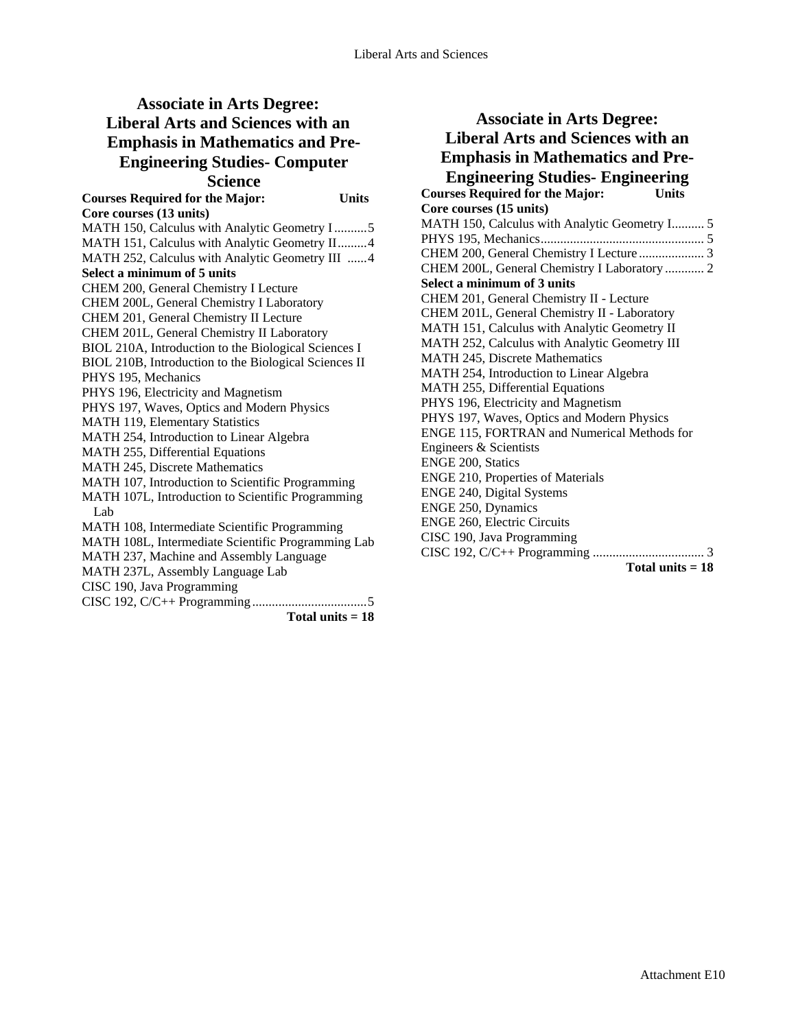## Associate in Arts Degree: Liberal Arts and Sciences with an Emphasis in Mathematics and Pre-Engineering Studies- Computer Science

**Courses Required for the Major: Units**

**Core courses (13 units)**

MATH 150, Calculus with Analytic Geometry I .......... 5
MATH 151, Calculus with Analytic Geometry II ......... 4
MATH 252, Calculus with Analytic Geometry III ...... 4

**Select a minimum of 5 units**

CHEM 200, General Chemistry I Lecture
CHEM 200L, General Chemistry I Laboratory
CHEM 201, General Chemistry II Lecture
CHEM 201L, General Chemistry II Laboratory
BIOL 210A, Introduction to the Biological Sciences I
BIOL 210B, Introduction to the Biological Sciences II
PHYS 195, Mechanics
PHYS 196, Electricity and Magnetism
PHYS 197, Waves, Optics and Modern Physics
MATH 119, Elementary Statistics
MATH 254, Introduction to Linear Algebra
MATH 255, Differential Equations
MATH 245, Discrete Mathematics
MATH 107, Introduction to Scientific Programming
MATH 107L, Introduction to Scientific Programming Lab
MATH 108, Intermediate Scientific Programming
MATH 108L, Intermediate Scientific Programming Lab
MATH 237, Machine and Assembly Language
MATH 237L, Assembly Language Lab
CISC 190, Java Programming
CISC 192, C/C++ Programming ................................... 5

**Total units = 18**

## Associate in Arts Degree: Liberal Arts and Sciences with an Emphasis in Mathematics and Pre-Engineering Studies- Engineering

**Courses Required for the Major: Units**

**Core courses (15 units)**

MATH 150, Calculus with Analytic Geometry I.......... 5
PHYS 195, Mechanics................................................. 5
CHEM 200, General Chemistry I Lecture .................... 3
CHEM 200L, General Chemistry I Laboratory ............ 2

**Select a minimum of 3 units**

CHEM 201, General Chemistry II - Lecture
CHEM 201L, General Chemistry II - Laboratory
MATH 151, Calculus with Analytic Geometry II
MATH 252, Calculus with Analytic Geometry III
MATH 245, Discrete Mathematics
MATH 254, Introduction to Linear Algebra
MATH 255, Differential Equations
PHYS 196, Electricity and Magnetism
PHYS 197, Waves, Optics and Modern Physics
ENGE 115, FORTRAN and Numerical Methods for Engineers & Scientists
ENGE 200, Statics
ENGE 210, Properties of Materials
ENGE 240, Digital Systems
ENGE 250, Dynamics
ENGE 260, Electric Circuits
CISC 190, Java Programming
CISC 192, C/C++ Programming .................................. 3

**Total units = 18**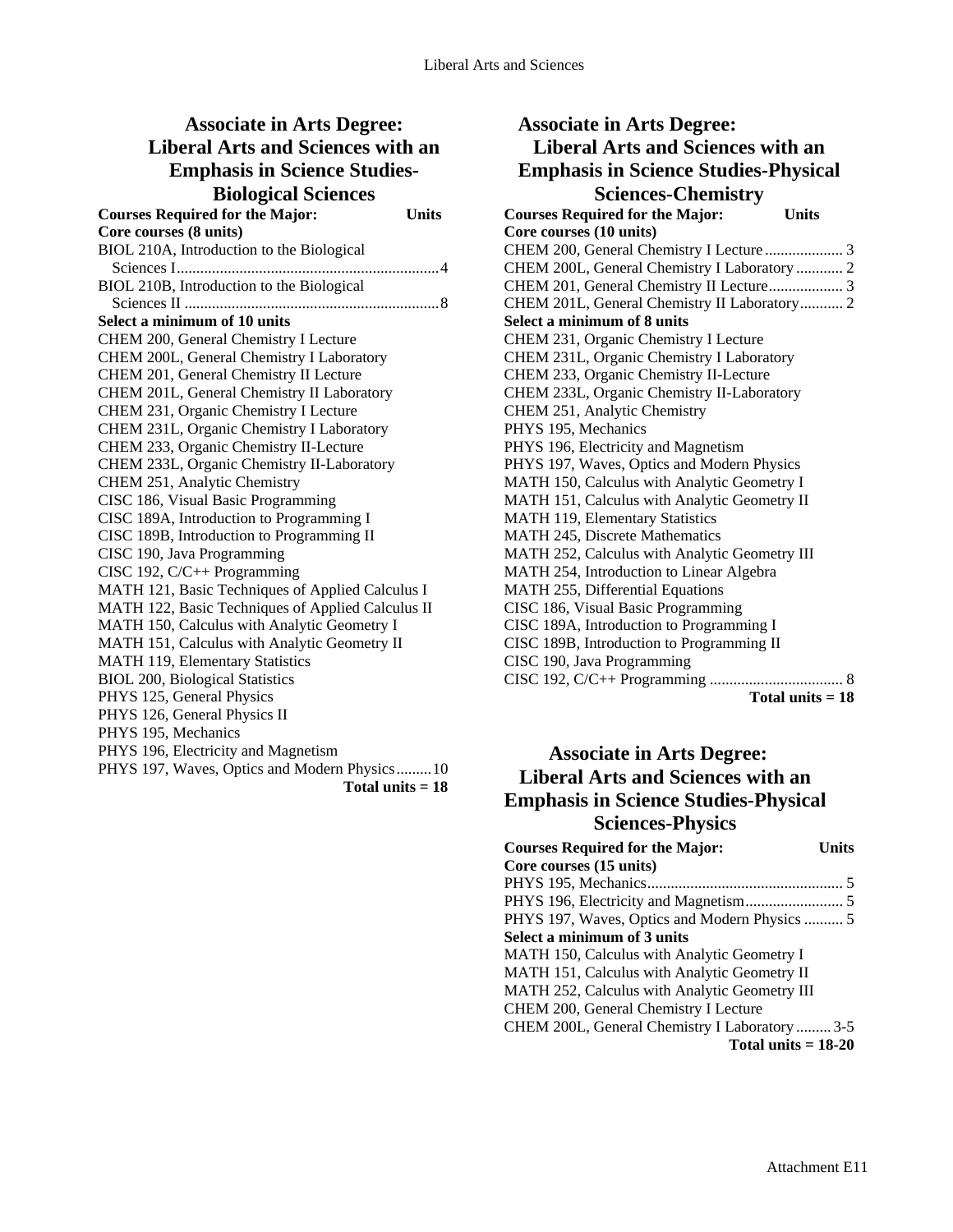## Associate in Arts Degree: Liberal Arts and Sciences with an Emphasis in Science Studies-Biological Sciences

**Courses Required for the Major: Units**

**Core courses (8 units)**

BIOL 210A, Introduction to the Biological Sciences I....4
BIOL 210B, Introduction to the Biological Sciences II....8

**Select a minimum of 10 units**

CHEM 200, General Chemistry I Lecture
CHEM 200L, General Chemistry I Laboratory
CHEM 201, General Chemistry II Lecture
CHEM 201L, General Chemistry II Laboratory
CHEM 231, Organic Chemistry I Lecture
CHEM 231L, Organic Chemistry I Laboratory
CHEM 233, Organic Chemistry II-Lecture
CHEM 233L, Organic Chemistry II-Laboratory
CHEM 251, Analytic Chemistry
CISC 186, Visual Basic Programming
CISC 189A, Introduction to Programming I
CISC 189B, Introduction to Programming II
CISC 190, Java Programming
CISC 192, C/C++ Programming
MATH 121, Basic Techniques of Applied Calculus I
MATH 122, Basic Techniques of Applied Calculus II
MATH 150, Calculus with Analytic Geometry I
MATH 151, Calculus with Analytic Geometry II
MATH 119, Elementary Statistics
BIOL 200, Biological Statistics
PHYS 125, General Physics
PHYS 126, General Physics II
PHYS 195, Mechanics
PHYS 196, Electricity and Magnetism
PHYS 197, Waves, Optics and Modern Physics....10

**Total units = 18**

## Associate in Arts Degree: Liberal Arts and Sciences with an Emphasis in Science Studies-Physical Sciences-Chemistry

**Courses Required for the Major: Units**

**Core courses (10 units)**

CHEM 200, General Chemistry I Lecture....3
CHEM 200L, General Chemistry I Laboratory....2
CHEM 201, General Chemistry II Lecture....3
CHEM 201L, General Chemistry II Laboratory....2

**Select a minimum of 8 units**

CHEM 231, Organic Chemistry I Lecture
CHEM 231L, Organic Chemistry I Laboratory
CHEM 233, Organic Chemistry II-Lecture
CHEM 233L, Organic Chemistry II-Laboratory
CHEM 251, Analytic Chemistry
PHYS 195, Mechanics
PHYS 196, Electricity and Magnetism
PHYS 197, Waves, Optics and Modern Physics
MATH 150, Calculus with Analytic Geometry I
MATH 151, Calculus with Analytic Geometry II
MATH 119, Elementary Statistics
MATH 245, Discrete Mathematics
MATH 252, Calculus with Analytic Geometry III
MATH 254, Introduction to Linear Algebra
MATH 255, Differential Equations
CISC 186, Visual Basic Programming
CISC 189A, Introduction to Programming I
CISC 189B, Introduction to Programming II
CISC 190, Java Programming
CISC 192, C/C++ Programming....8

**Total units = 18**

## Associate in Arts Degree: Liberal Arts and Sciences with an Emphasis in Science Studies-Physical Sciences-Physics

**Courses Required for the Major: Units**

**Core courses (15 units)**

PHYS 195, Mechanics....5
PHYS 196, Electricity and Magnetism....5
PHYS 197, Waves, Optics and Modern Physics....5

**Select a minimum of 3 units**

MATH 150, Calculus with Analytic Geometry I
MATH 151, Calculus with Analytic Geometry II
MATH 252, Calculus with Analytic Geometry III
CHEM 200, General Chemistry I Lecture
CHEM 200L, General Chemistry I Laboratory....3-5

**Total units = 18-20**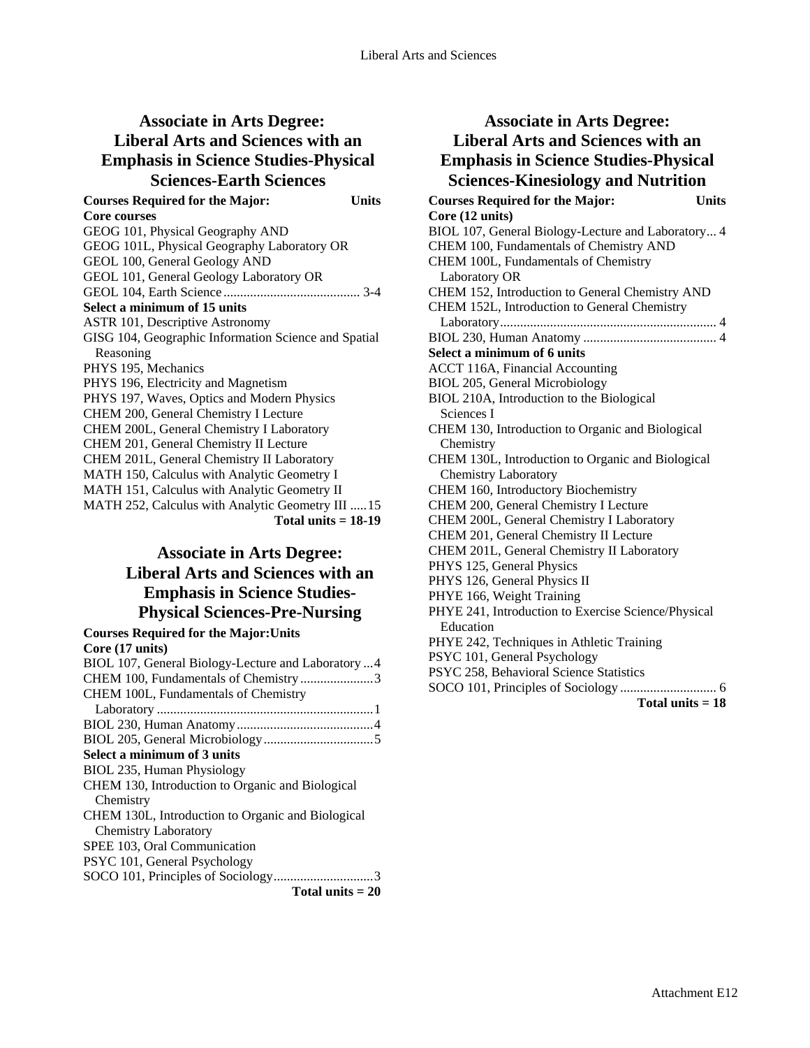## Associate in Arts Degree: Liberal Arts and Sciences with an Emphasis in Science Studies-Physical Sciences-Earth Sciences

| Courses Required for the Major: | Units |
|---|---|
| **Core courses** | |
| GEOG 101, Physical Geography AND | |
| GEOG 101L, Physical Geography Laboratory OR | |
| GEOL 100, General Geology AND | |
| GEOL 101, General Geology Laboratory OR | |
| GEOL 104, Earth Science | 3-4 |
| **Select a minimum of 15 units** | |
| ASTR 101, Descriptive Astronomy | |
| GISG 104, Geographic Information Science and Spatial Reasoning | |
| PHYS 195, Mechanics | |
| PHYS 196, Electricity and Magnetism | |
| PHYS 197, Waves, Optics and Modern Physics | |
| CHEM 200, General Chemistry I Lecture | |
| CHEM 200L, General Chemistry I Laboratory | |
| CHEM 201, General Chemistry II Lecture | |
| CHEM 201L, General Chemistry II Laboratory | |
| MATH 150, Calculus with Analytic Geometry I | |
| MATH 151, Calculus with Analytic Geometry II | |
| MATH 252, Calculus with Analytic Geometry III | 15 |
| **Total units = 18-19** | |

## Associate in Arts Degree: Liberal Arts and Sciences with an Emphasis in Science Studies-Physical Sciences-Pre-Nursing

| Courses Required for the Major: | Units |
|---|---|
| **Core (17 units)** | |
| BIOL 107, General Biology-Lecture and Laboratory | 4 |
| CHEM 100, Fundamentals of Chemistry | 3 |
| CHEM 100L, Fundamentals of Chemistry Laboratory | 1 |
| BIOL 230, Human Anatomy | 4 |
| BIOL 205, General Microbiology | 5 |
| **Select a minimum of 3 units** | |
| BIOL 235, Human Physiology | |
| CHEM 130, Introduction to Organic and Biological Chemistry | |
| CHEM 130L, Introduction to Organic and Biological Chemistry Laboratory | |
| SPEE 103, Oral Communication | |
| PSYC 101, General Psychology | |
| SOCO 101, Principles of Sociology | 3 |
| **Total units = 20** | |

## Associate in Arts Degree: Liberal Arts and Sciences with an Emphasis in Science Studies-Physical Sciences-Kinesiology and Nutrition

| Courses Required for the Major: | Units |
|---|---|
| **Core (12 units)** | |
| BIOL 107, General Biology-Lecture and Laboratory | 4 |
| CHEM 100, Fundamentals of Chemistry AND | |
| CHEM 100L, Fundamentals of Chemistry Laboratory OR | |
| CHEM 152, Introduction to General Chemistry AND | |
| CHEM 152L, Introduction to General Chemistry Laboratory | 4 |
| BIOL 230, Human Anatomy | 4 |
| **Select a minimum of 6 units** | |
| ACCT 116A, Financial Accounting | |
| BIOL 205, General Microbiology | |
| BIOL 210A, Introduction to the Biological Sciences I | |
| CHEM 130, Introduction to Organic and Biological Chemistry | |
| CHEM 130L, Introduction to Organic and Biological Chemistry Laboratory | |
| CHEM 160, Introductory Biochemistry | |
| CHEM 200, General Chemistry I Lecture | |
| CHEM 200L, General Chemistry I Laboratory | |
| CHEM 201, General Chemistry II Lecture | |
| CHEM 201L, General Chemistry II Laboratory | |
| PHYS 125, General Physics | |
| PHYS 126, General Physics II | |
| PHYE 166, Weight Training | |
| PHYE 241, Introduction to Exercise Science/Physical Education | |
| PHYE 242, Techniques in Athletic Training | |
| PSYC 101, General Psychology | |
| PSYC 258, Behavioral Science Statistics | |
| SOCO 101, Principles of Sociology | 6 |
| **Total units = 18** | |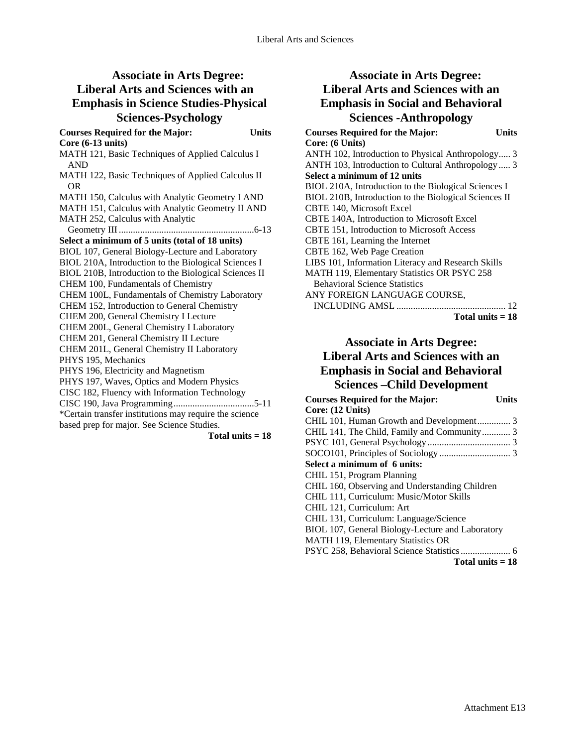## Associate in Arts Degree: Liberal Arts and Sciences with an Emphasis in Science Studies-Physical Sciences-Psychology

**Courses Required for the Major: Units**

**Core (6-13 units)**

MATH 121, Basic Techniques of Applied Calculus I AND
MATH 122, Basic Techniques of Applied Calculus II OR
MATH 150, Calculus with Analytic Geometry I AND
MATH 151, Calculus with Analytic Geometry II AND
MATH 252, Calculus with Analytic Geometry III ........................................................6-13

**Select a minimum of 5 units (total of 18 units)**

BIOL 107, General Biology-Lecture and Laboratory
BIOL 210A, Introduction to the Biological Sciences I
BIOL 210B, Introduction to the Biological Sciences II
CHEM 100, Fundamentals of Chemistry
CHEM 100L, Fundamentals of Chemistry Laboratory
CHEM 152, Introduction to General Chemistry
CHEM 200, General Chemistry I Lecture
CHEM 200L, General Chemistry I Laboratory
CHEM 201, General Chemistry II Lecture
CHEM 201L, General Chemistry II Laboratory
PHYS 195, Mechanics
PHYS 196, Electricity and Magnetism
PHYS 197, Waves, Optics and Modern Physics
CISC 182, Fluency with Information Technology
CISC 190, Java Programming..................................5-11

*Certain transfer institutions may require the science based prep for major. See Science Studies.

**Total units = 18**

## Associate in Arts Degree: Liberal Arts and Sciences with an Emphasis in Social and Behavioral Sciences -Anthropology

**Courses Required for the Major: Units**

**Core: (6 Units)**

ANTH 102, Introduction to Physical Anthropology..... 3
ANTH 103, Introduction to Cultural Anthropology..... 3

**Select a minimum of 12 units**

BIOL 210A, Introduction to the Biological Sciences I
BIOL 210B, Introduction to the Biological Sciences II
CBTE 140, Microsoft Excel
CBTE 140A, Introduction to Microsoft Excel
CBTE 151, Introduction to Microsoft Access
CBTE 161, Learning the Internet
CBTE 162, Web Page Creation
LIBS 101, Information Literacy and Research Skills
MATH 119, Elementary Statistics OR PSYC 258 Behavioral Science Statistics
ANY FOREIGN LANGUAGE COURSE, INCLUDING AMSL ............................................. 12

**Total units = 18**

## Associate in Arts Degree: Liberal Arts and Sciences with an Emphasis in Social and Behavioral Sciences –Child Development

**Courses Required for the Major: Units**

**Core: (12 Units)**

CHIL 101, Human Growth and Development.............. 3
CHIL 141, The Child, Family and Community............ 3
PSYC 101, General Psychology................................... 3
SOCO101, Principles of Sociology.............................. 3

**Select a minimum of 6 units:**

CHIL 151, Program Planning
CHIL 160, Observing and Understanding Children
CHIL 111, Curriculum: Music/Motor Skills
CHIL 121, Curriculum: Art
CHIL 131, Curriculum: Language/Science
BIOL 107, General Biology-Lecture and Laboratory
MATH 119, Elementary Statistics OR
PSYC 258, Behavioral Science Statistics..................... 6

**Total units = 18**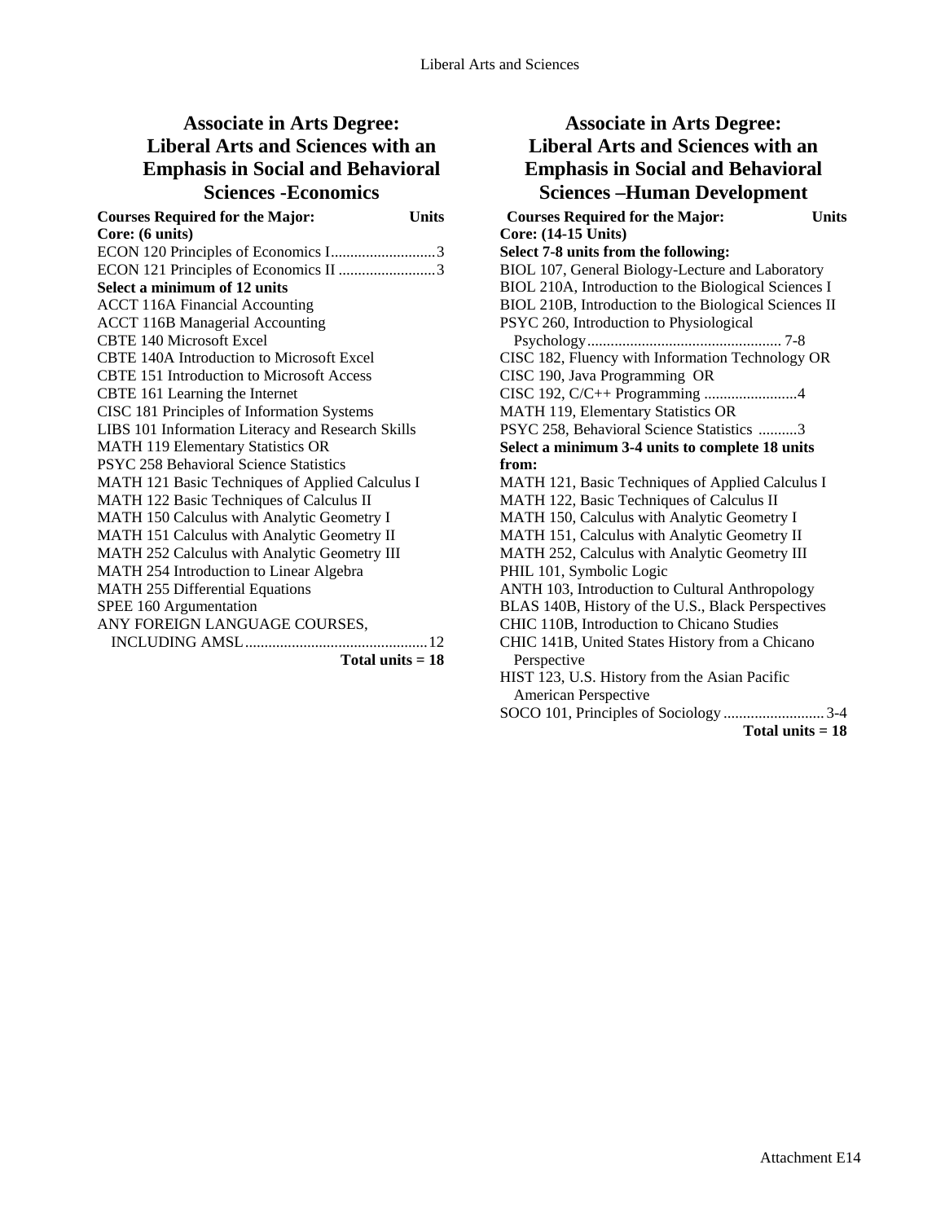## Associate in Arts Degree: Liberal Arts and Sciences with an Emphasis in Social and Behavioral Sciences -Economics

**Courses Required for the Major: Units**

**Core: (6 units)**

ECON 120 Principles of Economics I...........................3
ECON 121 Principles of Economics II .........................3

**Select a minimum of 12 units**

ACCT 116A Financial Accounting
ACCT 116B Managerial Accounting
CBTE 140 Microsoft Excel
CBTE 140A Introduction to Microsoft Excel
CBTE 151 Introduction to Microsoft Access
CBTE 161 Learning the Internet
CISC 181 Principles of Information Systems
LIBS 101 Information Literacy and Research Skills
MATH 119 Elementary Statistics OR
PSYC 258 Behavioral Science Statistics
MATH 121 Basic Techniques of Applied Calculus I
MATH 122 Basic Techniques of Calculus II
MATH 150 Calculus with Analytic Geometry I
MATH 151 Calculus with Analytic Geometry II
MATH 252 Calculus with Analytic Geometry III
MATH 254 Introduction to Linear Algebra
MATH 255 Differential Equations
SPEE 160 Argumentation
ANY FOREIGN LANGUAGE COURSES, INCLUDING AMSL..............................................12

**Total units = 18**

## Associate in Arts Degree: Liberal Arts and Sciences with an Emphasis in Social and Behavioral Sciences –Human Development

**Courses Required for the Major: Units**

**Core: (14-15 Units)**

**Select 7-8 units from the following:**

BIOL 107, General Biology-Lecture and Laboratory
BIOL 210A, Introduction to the Biological Sciences I
BIOL 210B, Introduction to the Biological Sciences II
PSYC 260, Introduction to Physiological Psychology................................................. 7-8
CISC 182, Fluency with Information Technology OR
CISC 190, Java Programming OR
CISC 192, C/C++ Programming ........................4
MATH 119, Elementary Statistics OR
PSYC 258, Behavioral Science Statistics ..........3

**Select a minimum 3-4 units to complete 18 units from:**

MATH 121, Basic Techniques of Applied Calculus I
MATH 122, Basic Techniques of Calculus II
MATH 150, Calculus with Analytic Geometry I
MATH 151, Calculus with Analytic Geometry II
MATH 252, Calculus with Analytic Geometry III
PHIL 101, Symbolic Logic
ANTH 103, Introduction to Cultural Anthropology
BLAS 140B, History of the U.S., Black Perspectives
CHIC 110B, Introduction to Chicano Studies
CHIC 141B, United States History from a Chicano Perspective
HIST 123, U.S. History from the Asian Pacific American Perspective
SOCO 101, Principles of Sociology ..........................3-4

**Total units = 18**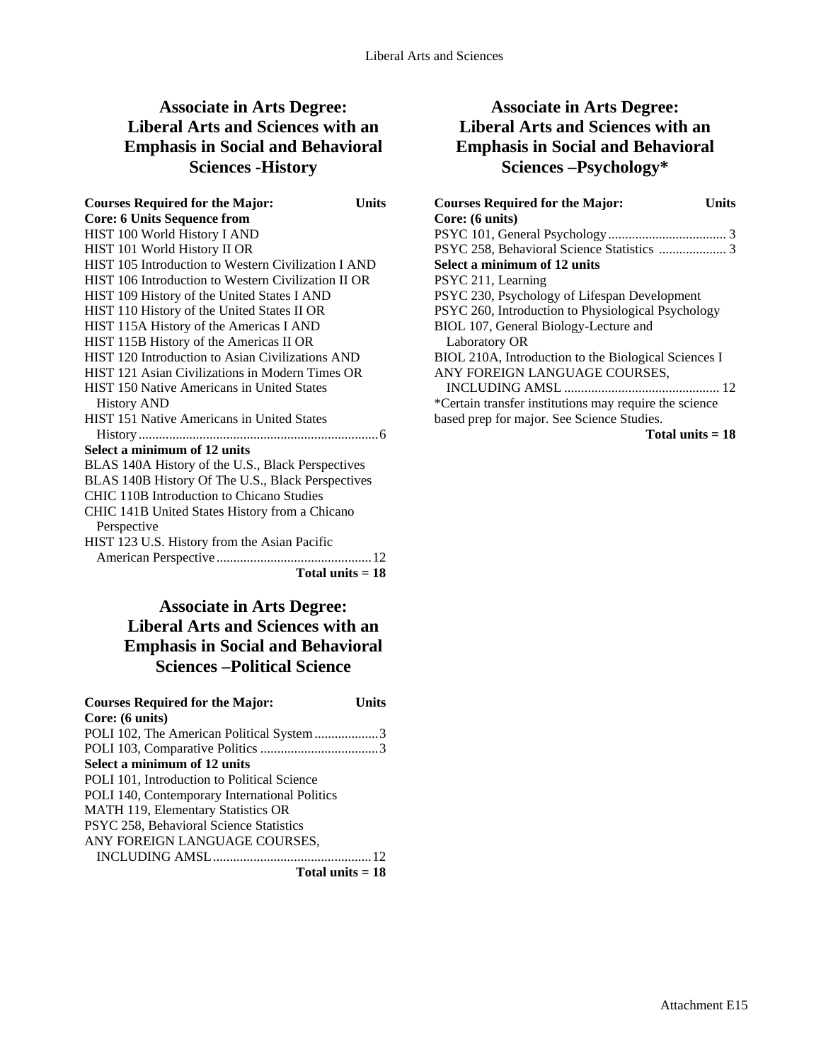## Associate in Arts Degree: Liberal Arts and Sciences with an Emphasis in Social and Behavioral Sciences -History

| Courses Required for the Major: | Units |
|---|---|
| **Core: 6 Units Sequence from** | |
| HIST 100 World History I AND | |
| HIST 101 World History II OR | |
| HIST 105 Introduction to Western Civilization I AND | |
| HIST 106 Introduction to Western Civilization II OR | |
| HIST 109 History of the United States I AND | |
| HIST 110 History of the United States II OR | |
| HIST 115A History of the Americas I AND | |
| HIST 115B History of the Americas II OR | |
| HIST 120 Introduction to Asian Civilizations AND | |
| HIST 121 Asian Civilizations in Modern Times OR | |
| HIST 150 Native Americans in United States History AND | |
| HIST 151 Native Americans in United States History | 6 |
| **Select a minimum of 12 units** | |
| BLAS 140A History of the U.S., Black Perspectives | |
| BLAS 140B History Of The U.S., Black Perspectives | |
| CHIC 110B Introduction to Chicano Studies | |
| CHIC 141B United States History from a Chicano Perspective | |
| HIST 123 U.S. History from the Asian Pacific American Perspective | 12 |
| **Total units = 18** | |

## Associate in Arts Degree: Liberal Arts and Sciences with an Emphasis in Social and Behavioral Sciences –Political Science

| Courses Required for the Major: | Units |
|---|---|
| **Core: (6 units)** | |
| POLI 102, The American Political System | 3 |
| POLI 103, Comparative Politics | 3 |
| **Select a minimum of 12 units** | |
| POLI 101, Introduction to Political Science | |
| POLI 140, Contemporary International Politics | |
| MATH 119, Elementary Statistics OR | |
| PSYC 258, Behavioral Science Statistics | |
| ANY FOREIGN LANGUAGE COURSES, INCLUDING AMSL | 12 |
| **Total units = 18** | |

## Associate in Arts Degree: Liberal Arts and Sciences with an Emphasis in Social and Behavioral Sciences –Psychology*

| Courses Required for the Major: | Units |
|---|---|
| **Core: (6 units)** | |
| PSYC 101, General Psychology | 3 |
| PSYC 258, Behavioral Science Statistics | 3 |
| **Select a minimum of 12 units** | |
| PSYC 211, Learning | |
| PSYC 230, Psychology of Lifespan Development | |
| PSYC 260, Introduction to Physiological Psychology | |
| BIOL 107, General Biology-Lecture and Laboratory OR | |
| BIOL 210A, Introduction to the Biological Sciences I | |
| ANY FOREIGN LANGUAGE COURSES, INCLUDING AMSL | 12 |

*Certain transfer institutions may require the science based prep for major. See Science Studies.

**Total units = 18**

Attachment E15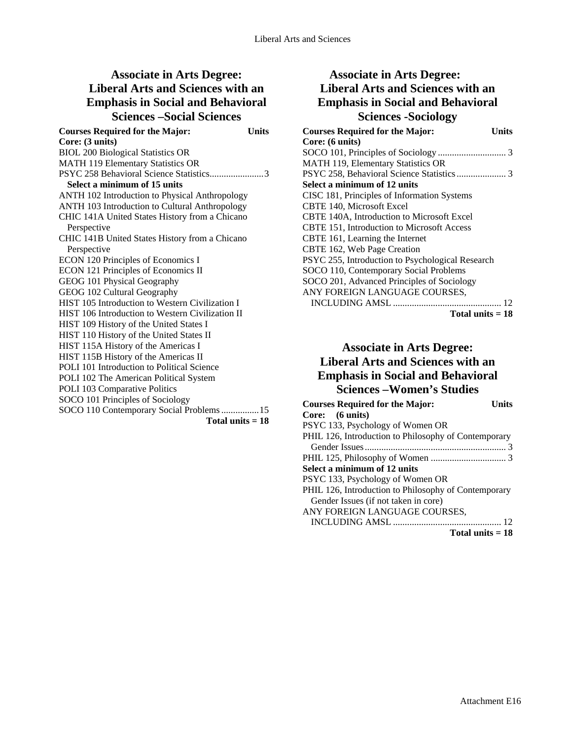## Associate in Arts Degree: Liberal Arts and Sciences with an Emphasis in Social and Behavioral Sciences –Social Sciences

**Courses Required for the Major: Units**

**Core: (3 units)**

BIOL 200 Biological Statistics OR
MATH 119 Elementary Statistics OR
PSYC 258 Behavioral Science Statistics.......................3

**Select a minimum of 15 units**

ANTH 102 Introduction to Physical Anthropology
ANTH 103 Introduction to Cultural Anthropology
CHIC 141A United States History from a Chicano Perspective
CHIC 141B United States History from a Chicano Perspective
ECON 120 Principles of Economics I
ECON 121 Principles of Economics II
GEOG 101 Physical Geography
GEOG 102 Cultural Geography
HIST 105 Introduction to Western Civilization I
HIST 106 Introduction to Western Civilization II
HIST 109 History of the United States I
HIST 110 History of the United States II
HIST 115A History of the Americas I
HIST 115B History of the Americas II
POLI 101 Introduction to Political Science
POLI 102 The American Political System
POLI 103 Comparative Politics
SOCO 101 Principles of Sociology
SOCO 110 Contemporary Social Problems................15

**Total units = 18**

## Associate in Arts Degree: Liberal Arts and Sciences with an Emphasis in Social and Behavioral Sciences -Sociology

**Courses Required for the Major: Units**

**Core: (6 units)**

SOCO 101, Principles of Sociology............................. 3
MATH 119, Elementary Statistics OR
PSYC 258, Behavioral Science Statistics..................... 3

**Select a minimum of 12 units**

CISC 181, Principles of Information Systems
CBTE 140, Microsoft Excel
CBTE 140A, Introduction to Microsoft Excel
CBTE 151, Introduction to Microsoft Access
CBTE 161, Learning the Internet
CBTE 162, Web Page Creation
PSYC 255, Introduction to Psychological Research
SOCO 110, Contemporary Social Problems
SOCO 201, Advanced Principles of Sociology
ANY FOREIGN LANGUAGE COURSES, INCLUDING AMSL ............................................. 12

**Total units = 18**

## Associate in Arts Degree: Liberal Arts and Sciences with an Emphasis in Social and Behavioral Sciences –Women's Studies

**Courses Required for the Major: Units**

**Core: (6 units)**

PSYC 133, Psychology of Women OR
PHIL 126, Introduction to Philosophy of Contemporary Gender Issues............................................................ 3
PHIL 125, Philosophy of Women ................................ 3

**Select a minimum of 12 units**

PSYC 133, Psychology of Women OR
PHIL 126, Introduction to Philosophy of Contemporary Gender Issues (if not taken in core)
ANY FOREIGN LANGUAGE COURSES, INCLUDING AMSL ............................................. 12

**Total units = 18**

Attachment E16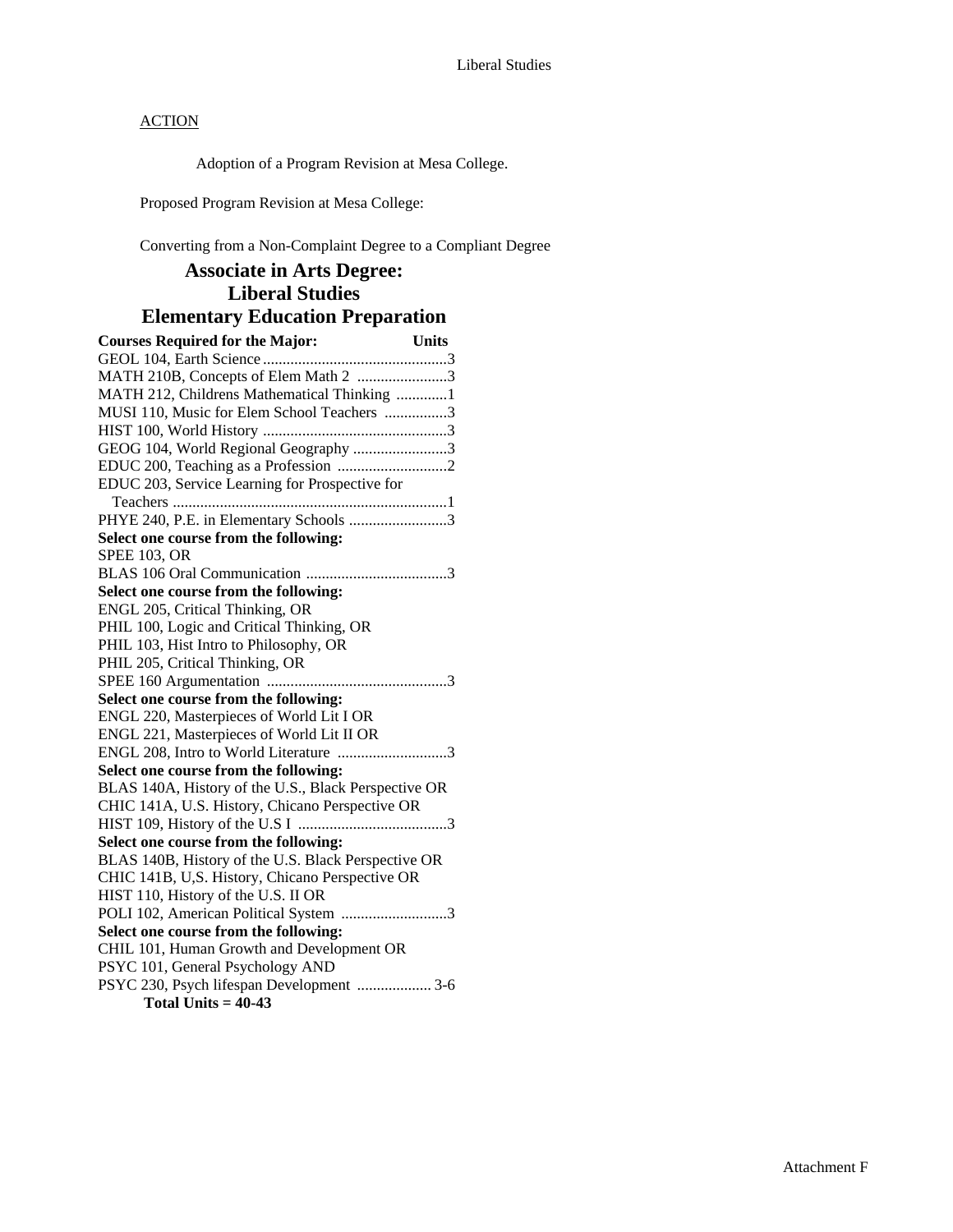ACTION

Adoption of a Program Revision at Mesa College.

Proposed Program Revision at Mesa College:

Converting from a Non-Complaint Degree to a Compliant Degree

## Associate in Arts Degree: Liberal Studies Elementary Education Preparation

**Courses Required for the Major: Units**

GEOL 104, Earth Science ...............................................3
MATH 210B, Concepts of Elem Math 2 .......................3
MATH 212, Childrens Mathematical Thinking .............1
MUSI 110, Music for Elem School Teachers ................3
HIST 100, World History ...............................................3
GEOG 104, World Regional Geography ........................3
EDUC 200, Teaching as a Profession ............................2
EDUC 203, Service Learning for Prospective for
Teachers .....................................................................1
PHYE 240, P.E. in Elementary Schools .........................3

**Select one course from the following:**
SPEE 103, OR
BLAS 106 Oral Communication ....................................3

**Select one course from the following:**
ENGL 205, Critical Thinking, OR
PHIL 100, Logic and Critical Thinking, OR
PHIL 103, Hist Intro to Philosophy, OR
PHIL 205, Critical Thinking, OR
SPEE 160 Argumentation ..............................................3

**Select one course from the following:**
ENGL 220, Masterpieces of World Lit I OR
ENGL 221, Masterpieces of World Lit II OR
ENGL 208, Intro to World Literature ............................3

**Select one course from the following:**
BLAS 140A, History of the U.S., Black Perspective OR
CHIC 141A, U.S. History, Chicano Perspective OR
HIST 109, History of the U.S I ......................................3

**Select one course from the following:**
BLAS 140B, History of the U.S. Black Perspective OR
CHIC 141B, U,S. History, Chicano Perspective OR
HIST 110, History of the U.S. II OR
POLI 102, American Political System ...........................3

**Select one course from the following:**
CHIL 101, Human Growth and Development OR
PSYC 101, General Psychology AND
PSYC 230, Psych lifespan Development ................... 3-6

**Total Units = 40-43**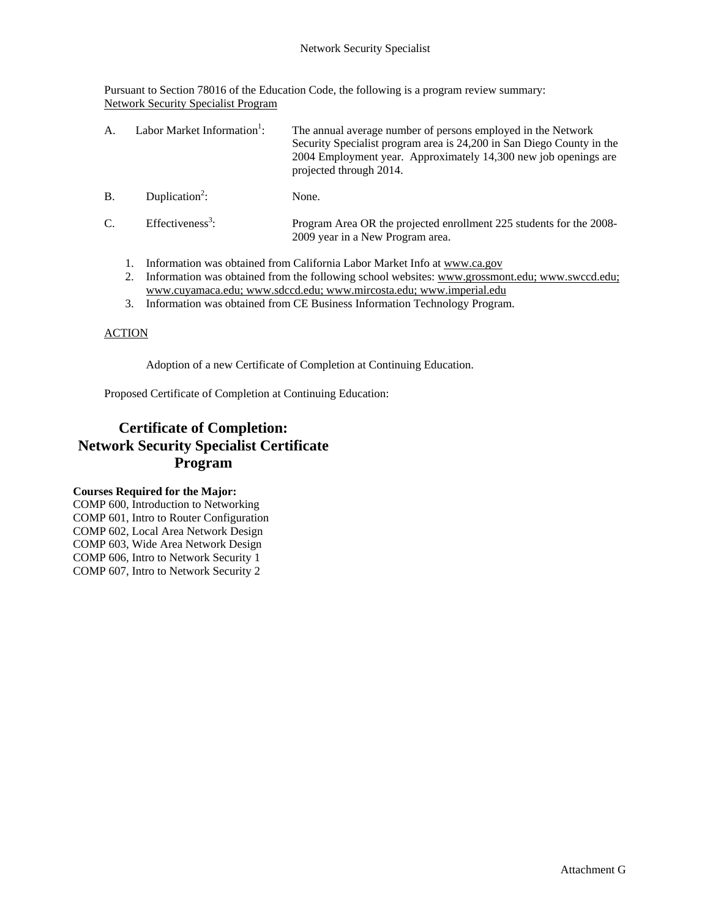Pursuant to Section 78016 of the Education Code, the following is a program review summary:
Network Security Specialist Program

A. Labor Market Information[1]: The annual average number of persons employed in the Network Security Specialist program area is 24,200 in San Diego County in the 2004 Employment year. Approximately 14,300 new job openings are projected through 2014.

B. Duplication[2]: None.

C. Effectiveness[3]: Program Area OR the projected enrollment 225 students for the 2008-2009 year in a New Program area.

1. Information was obtained from California Labor Market Info at www.ca.gov
2. Information was obtained from the following school websites: www.grossmont.edu; www.swccd.edu; www.cuyamaca.edu; www.sdccd.edu; www.mircosta.edu; www.imperial.edu
3. Information was obtained from CE Business Information Technology Program.

ACTION

Adoption of a new Certificate of Completion at Continuing Education.

Proposed Certificate of Completion at Continuing Education:

## Certificate of Completion: Network Security Specialist Certificate Program

**Courses Required for the Major:**
COMP 600, Introduction to Networking
COMP 601, Intro to Router Configuration
COMP 602, Local Area Network Design
COMP 603, Wide Area Network Design
COMP 606, Intro to Network Security 1
COMP 607, Intro to Network Security 2

Attachment G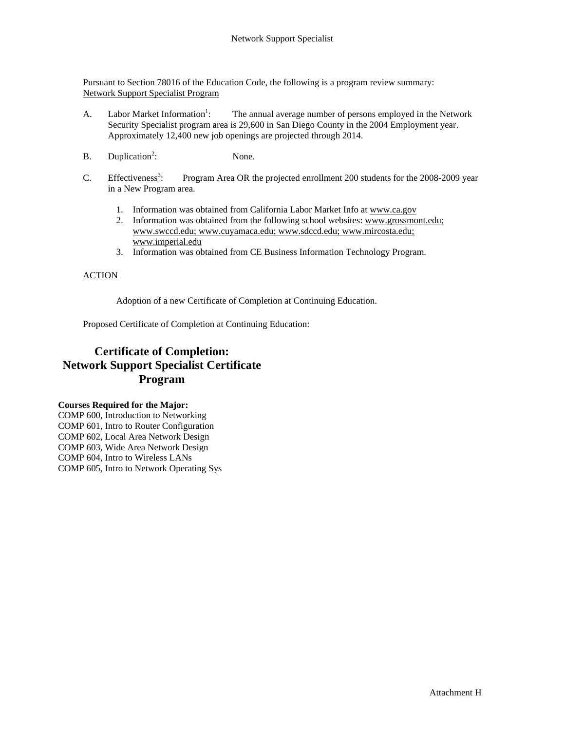Network Support Specialist

Pursuant to Section 78016 of the Education Code, the following is a program review summary:
Network Support Specialist Program

A. Labor Market Information[1]: The annual average number of persons employed in the Network Security Specialist program area is 29,600 in San Diego County in the 2004 Employment year. Approximately 12,400 new job openings are projected through 2014.

B. Duplication[2]: None.

C. Effectiveness[3]: Program Area OR the projected enrollment 200 students for the 2008-2009 year in a New Program area.

1. Information was obtained from California Labor Market Info at www.ca.gov
2. Information was obtained from the following school websites: www.grossmont.edu; www.swccd.edu; www.cuyamaca.edu; www.sdccd.edu; www.mircosta.edu; www.imperial.edu
3. Information was obtained from CE Business Information Technology Program.

ACTION

Adoption of a new Certificate of Completion at Continuing Education.

Proposed Certificate of Completion at Continuing Education:

## Certificate of Completion: Network Support Specialist Certificate Program

**Courses Required for the Major:**

COMP 600, Introduction to Networking
COMP 601, Intro to Router Configuration
COMP 602, Local Area Network Design
COMP 603, Wide Area Network Design
COMP 604, Intro to Wireless LANs
COMP 605, Intro to Network Operating Sys

Attachment H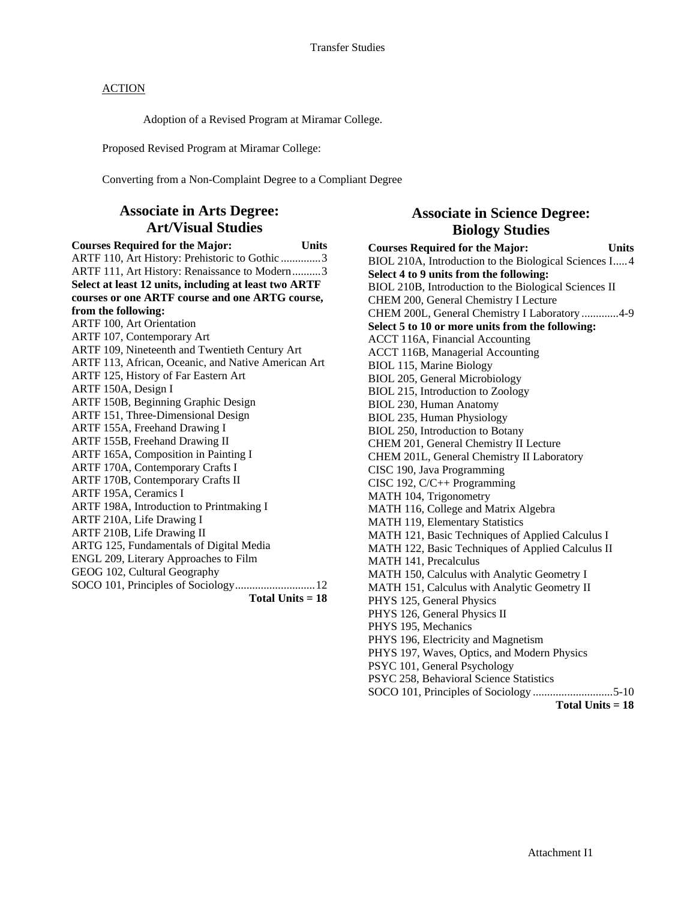ACTION

Adoption of a Revised Program at Miramar College.

Proposed Revised Program at Miramar College:

Converting from a Non-Complaint Degree to a Compliant Degree

## Associate in Arts Degree: Art/Visual Studies

| Courses Required for the Major: | Units |
|---|---|
| ARTF 110, Art History: Prehistoric to Gothic | 3 |
| ARTF 111, Art History: Renaissance to Modern | 3 |
| **Select at least 12 units, including at least two ARTF courses or one ARTF course and one ARTG course, from the following:** | |
| ARTF 100, Art Orientation | |
| ARTF 107, Contemporary Art | |
| ARTF 109, Nineteenth and Twentieth Century Art | |
| ARTF 113, African, Oceanic, and Native American Art | |
| ARTF 125, History of Far Eastern Art | |
| ARTF 150A, Design I | |
| ARTF 150B, Beginning Graphic Design | |
| ARTF 151, Three-Dimensional Design | |
| ARTF 155A, Freehand Drawing I | |
| ARTF 155B, Freehand Drawing II | |
| ARTF 165A, Composition in Painting I | |
| ARTF 170A, Contemporary Crafts I | |
| ARTF 170B, Contemporary Crafts II | |
| ARTF 195A, Ceramics I | |
| ARTF 198A, Introduction to Printmaking I | |
| ARTF 210A, Life Drawing I | |
| ARTF 210B, Life Drawing II | |
| ARTG 125, Fundamentals of Digital Media | |
| ENGL 209, Literary Approaches to Film | |
| GEOG 102, Cultural Geography | |
| SOCO 101, Principles of Sociology | 12 |
| | **Total Units = 18** |

## Associate in Science Degree: Biology Studies

| Courses Required for the Major: | Units |
|---|---|
| BIOL 210A, Introduction to the Biological Sciences I | 4 |
| **Select 4 to 9 units from the following:** | |
| BIOL 210B, Introduction to the Biological Sciences II | |
| CHEM 200, General Chemistry I Lecture | |
| CHEM 200L, General Chemistry I Laboratory | 4-9 |
| **Select 5 to 10 or more units from the following:** | |
| ACCT 116A, Financial Accounting | |
| ACCT 116B, Managerial Accounting | |
| BIOL 115, Marine Biology | |
| BIOL 205, General Microbiology | |
| BIOL 215, Introduction to Zoology | |
| BIOL 230, Human Anatomy | |
| BIOL 235, Human Physiology | |
| BIOL 250, Introduction to Botany | |
| CHEM 201, General Chemistry II Lecture | |
| CHEM 201L, General Chemistry II Laboratory | |
| CISC 190, Java Programming | |
| CISC 192, C/C++ Programming | |
| MATH 104, Trigonometry | |
| MATH 116, College and Matrix Algebra | |
| MATH 119, Elementary Statistics | |
| MATH 121, Basic Techniques of Applied Calculus I | |
| MATH 122, Basic Techniques of Applied Calculus II | |
| MATH 141, Precalculus | |
| MATH 150, Calculus with Analytic Geometry I | |
| MATH 151, Calculus with Analytic Geometry II | |
| PHYS 125, General Physics | |
| PHYS 126, General Physics II | |
| PHYS 195, Mechanics | |
| PHYS 196, Electricity and Magnetism | |
| PHYS 197, Waves, Optics, and Modern Physics | |
| PSYC 101, General Psychology | |
| PSYC 258, Behavioral Science Statistics | |
| SOCO 101, Principles of Sociology | 5-10 |
| | **Total Units = 18** |

Attachment I1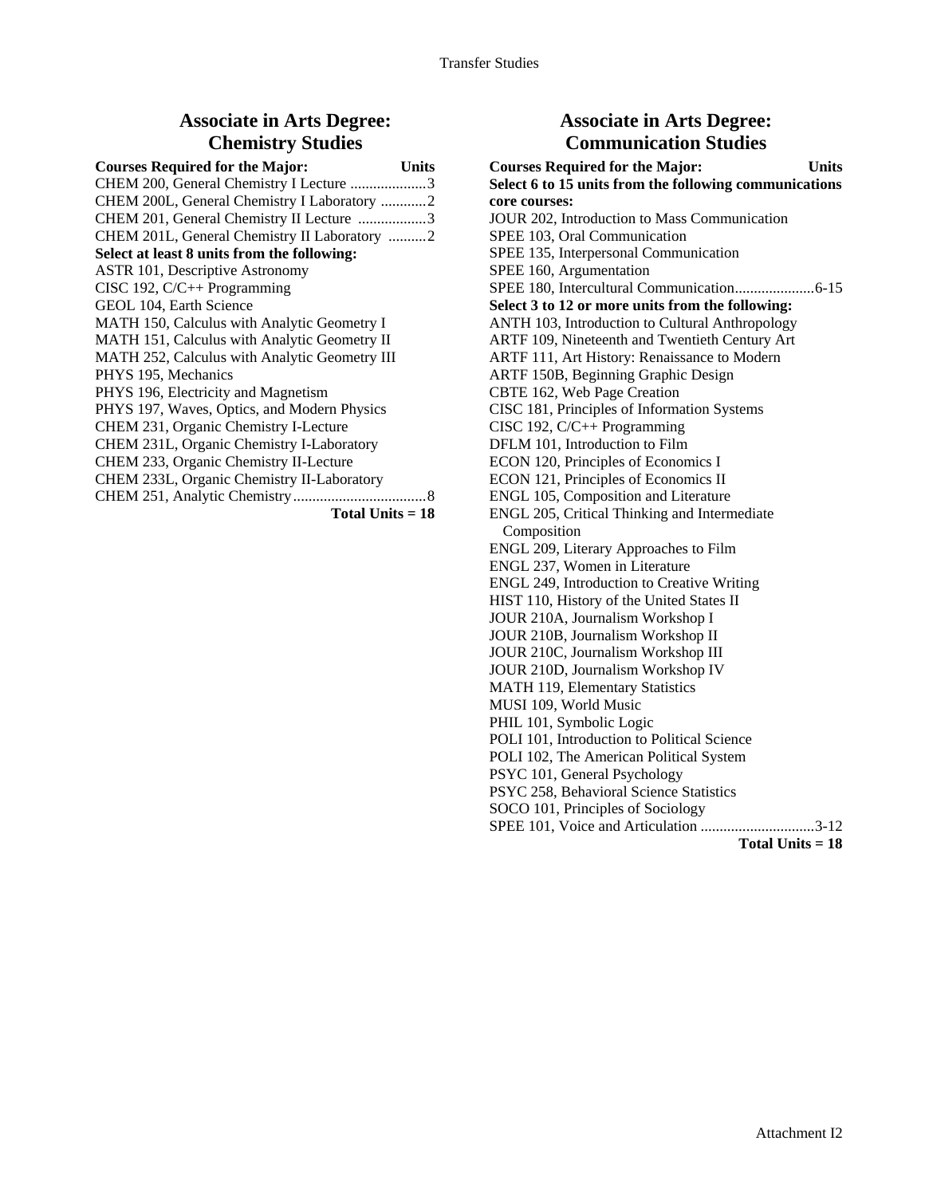## Associate in Arts Degree: Chemistry Studies

| Courses Required for the Major: | Units |
|---|---|
| CHEM 200, General Chemistry I Lecture | 3 |
| CHEM 200L, General Chemistry I Laboratory | 2 |
| CHEM 201, General Chemistry II Lecture | 3 |
| CHEM 201L, General Chemistry II Laboratory | 2 |
| **Select at least 8 units from the following:** | |
| ASTR 101, Descriptive Astronomy | |
| CISC 192, C/C++ Programming | |
| GEOL 104, Earth Science | |
| MATH 150, Calculus with Analytic Geometry I | |
| MATH 151, Calculus with Analytic Geometry II | |
| MATH 252, Calculus with Analytic Geometry III | |
| PHYS 195, Mechanics | |
| PHYS 196, Electricity and Magnetism | |
| PHYS 197, Waves, Optics, and Modern Physics | |
| CHEM 231, Organic Chemistry I-Lecture | |
| CHEM 231L, Organic Chemistry I-Laboratory | |
| CHEM 233, Organic Chemistry II-Lecture | |
| CHEM 233L, Organic Chemistry II-Laboratory | |
| CHEM 251, Analytic Chemistry | 8 |
| | **Total Units = 18** |

## Associate in Arts Degree: Communication Studies

| Courses Required for the Major: | Units |
|---|---|
| **Select 6 to 15 units from the following communications core courses:** | |
| JOUR 202, Introduction to Mass Communication | |
| SPEE 103, Oral Communication | |
| SPEE 135, Interpersonal Communication | |
| SPEE 160, Argumentation | |
| SPEE 180, Intercultural Communication | 6-15 |
| **Select 3 to 12 or more units from the following:** | |
| ANTH 103, Introduction to Cultural Anthropology | |
| ARTF 109, Nineteenth and Twentieth Century Art | |
| ARTF 111, Art History: Renaissance to Modern | |
| ARTF 150B, Beginning Graphic Design | |
| CBTE 162, Web Page Creation | |
| CISC 181, Principles of Information Systems | |
| CISC 192, C/C++ Programming | |
| DFLM 101, Introduction to Film | |
| ECON 120, Principles of Economics I | |
| ECON 121, Principles of Economics II | |
| ENGL 105, Composition and Literature | |
| ENGL 205, Critical Thinking and Intermediate Composition | |
| ENGL 209, Literary Approaches to Film | |
| ENGL 237, Women in Literature | |
| ENGL 249, Introduction to Creative Writing | |
| HIST 110, History of the United States II | |
| JOUR 210A, Journalism Workshop I | |
| JOUR 210B, Journalism Workshop II | |
| JOUR 210C, Journalism Workshop III | |
| JOUR 210D, Journalism Workshop IV | |
| MATH 119, Elementary Statistics | |
| MUSI 109, World Music | |
| PHIL 101, Symbolic Logic | |
| POLI 101, Introduction to Political Science | |
| POLI 102, The American Political System | |
| PSYC 101, General Psychology | |
| PSYC 258, Behavioral Science Statistics | |
| SOCO 101, Principles of Sociology | |
| SPEE 101, Voice and Articulation | 3-12 |
| | **Total Units = 18** |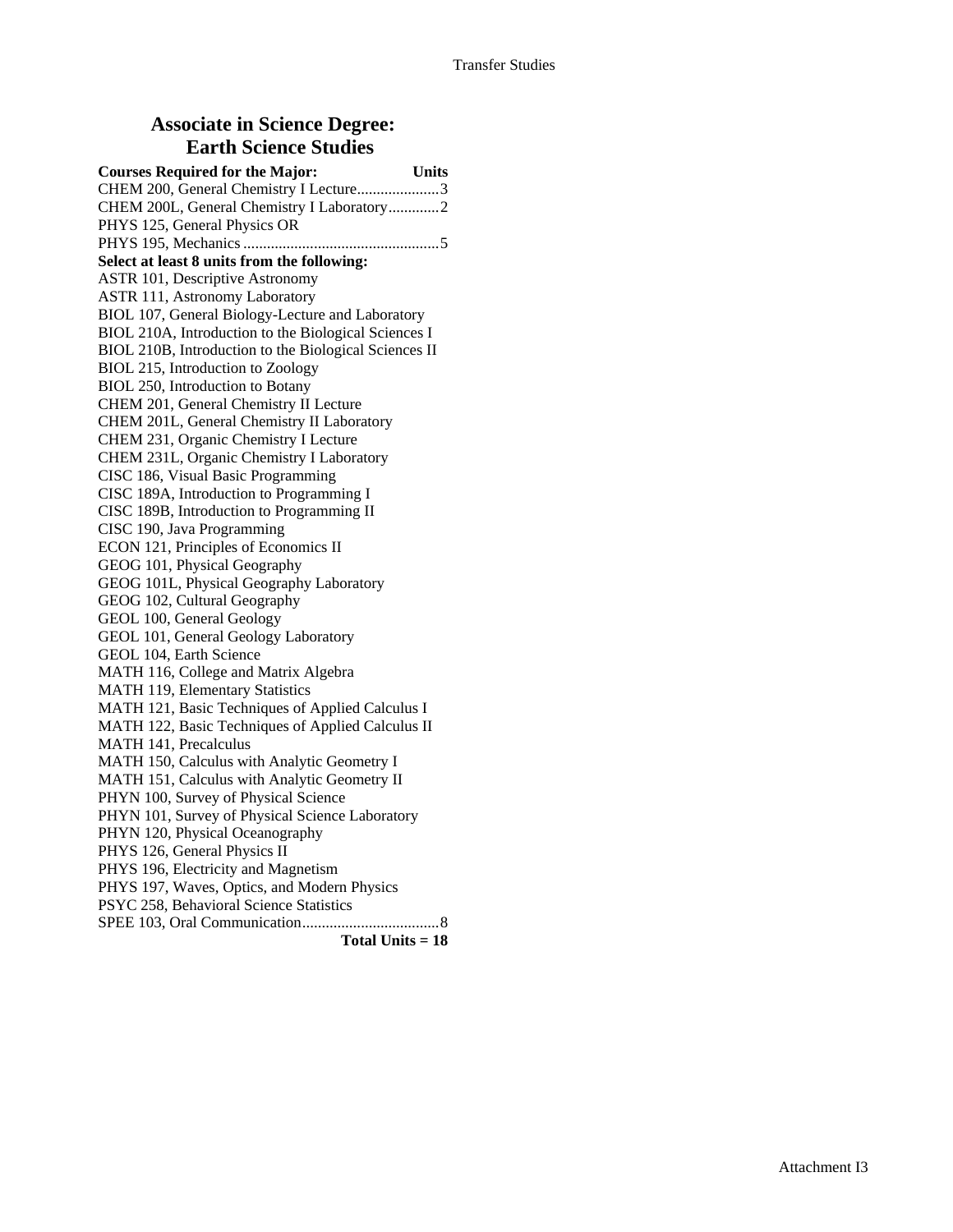## Associate in Science Degree: Earth Science Studies

| Courses Required for the Major: | Units |
|---|---|
| CHEM 200, General Chemistry I Lecture | 3 |
| CHEM 200L, General Chemistry I Laboratory | 2 |
| PHYS 125, General Physics OR | |
| PHYS 195, Mechanics | 5 |

**Select at least 8 units from the following:**

ASTR 101, Descriptive Astronomy
ASTR 111, Astronomy Laboratory
BIOL 107, General Biology-Lecture and Laboratory
BIOL 210A, Introduction to the Biological Sciences I
BIOL 210B, Introduction to the Biological Sciences II
BIOL 215, Introduction to Zoology
BIOL 250, Introduction to Botany
CHEM 201, General Chemistry II Lecture
CHEM 201L, General Chemistry II Laboratory
CHEM 231, Organic Chemistry I Lecture
CHEM 231L, Organic Chemistry I Laboratory
CISC 186, Visual Basic Programming
CISC 189A, Introduction to Programming I
CISC 189B, Introduction to Programming II
CISC 190, Java Programming
ECON 121, Principles of Economics II
GEOG 101, Physical Geography
GEOG 101L, Physical Geography Laboratory
GEOG 102, Cultural Geography
GEOL 100, General Geology
GEOL 101, General Geology Laboratory
GEOL 104, Earth Science
MATH 116, College and Matrix Algebra
MATH 119, Elementary Statistics
MATH 121, Basic Techniques of Applied Calculus I
MATH 122, Basic Techniques of Applied Calculus II
MATH 141, Precalculus
MATH 150, Calculus with Analytic Geometry I
MATH 151, Calculus with Analytic Geometry II
PHYN 100, Survey of Physical Science
PHYN 101, Survey of Physical Science Laboratory
PHYN 120, Physical Oceanography
PHYS 126, General Physics II
PHYS 196, Electricity and Magnetism
PHYS 197, Waves, Optics, and Modern Physics
PSYC 258, Behavioral Science Statistics
SPEE 103, Oral Communication .................................. 8

**Total Units = 18**

Attachment I3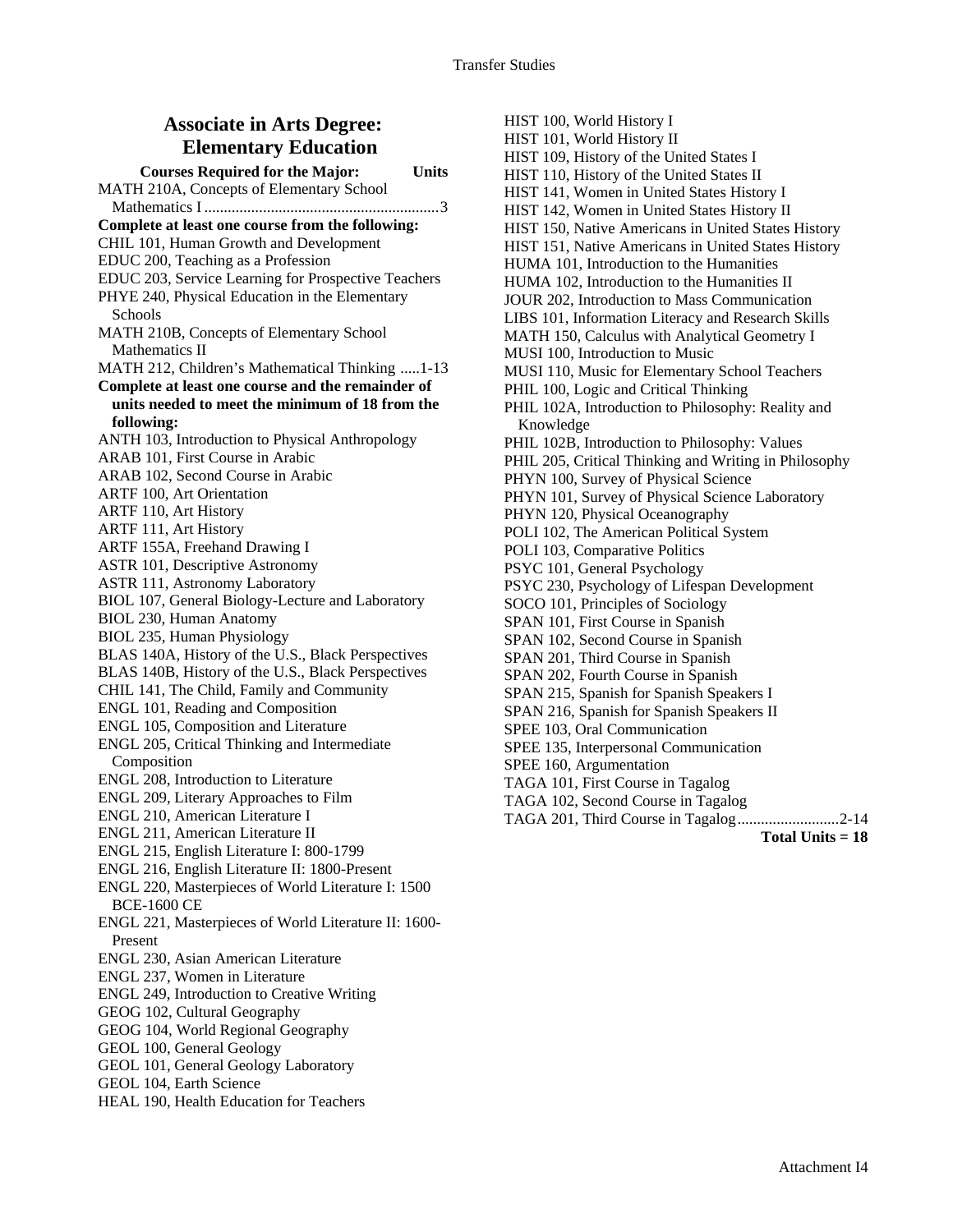## Associate in Arts Degree: Elementary Education

**Courses Required for the Major:** **Units**

MATH 210A, Concepts of Elementary School Mathematics I ............................................................3

**Complete at least one course from the following:**

CHIL 101, Human Growth and Development
EDUC 200, Teaching as a Profession
EDUC 203, Service Learning for Prospective Teachers
PHYE 240, Physical Education in the Elementary Schools
MATH 210B, Concepts of Elementary School Mathematics II
MATH 212, Children's Mathematical Thinking .....1-13

**Complete at least one course and the remainder of units needed to meet the minimum of 18 from the following:**

ANTH 103, Introduction to Physical Anthropology
ARAB 101, First Course in Arabic
ARAB 102, Second Course in Arabic
ARTF 100, Art Orientation
ARTF 110, Art History
ARTF 111, Art History
ARTF 155A, Freehand Drawing I
ASTR 101, Descriptive Astronomy
ASTR 111, Astronomy Laboratory
BIOL 107, General Biology-Lecture and Laboratory
BIOL 230, Human Anatomy
BIOL 235, Human Physiology
BLAS 140A, History of the U.S., Black Perspectives
BLAS 140B, History of the U.S., Black Perspectives
CHIL 141, The Child, Family and Community
ENGL 101, Reading and Composition
ENGL 105, Composition and Literature
ENGL 205, Critical Thinking and Intermediate Composition
ENGL 208, Introduction to Literature
ENGL 209, Literary Approaches to Film
ENGL 210, American Literature I
ENGL 211, American Literature II
ENGL 215, English Literature I: 800-1799
ENGL 216, English Literature II: 1800-Present
ENGL 220, Masterpieces of World Literature I: 1500 BCE-1600 CE
ENGL 221, Masterpieces of World Literature II: 1600-Present
ENGL 230, Asian American Literature
ENGL 237, Women in Literature
ENGL 249, Introduction to Creative Writing
GEOG 102, Cultural Geography
GEOG 104, World Regional Geography
GEOL 100, General Geology
GEOL 101, General Geology Laboratory
GEOL 104, Earth Science
HEAL 190, Health Education for Teachers
HIST 100, World History I
HIST 101, World History II
HIST 109, History of the United States I
HIST 110, History of the United States II
HIST 141, Women in United States History I
HIST 142, Women in United States History II
HIST 150, Native Americans in United States History
HIST 151, Native Americans in United States History
HUMA 101, Introduction to the Humanities
HUMA 102, Introduction to the Humanities II
JOUR 202, Introduction to Mass Communication
LIBS 101, Information Literacy and Research Skills
MATH 150, Calculus with Analytical Geometry I
MUSI 100, Introduction to Music
MUSI 110, Music for Elementary School Teachers
PHIL 100, Logic and Critical Thinking
PHIL 102A, Introduction to Philosophy: Reality and Knowledge
PHIL 102B, Introduction to Philosophy: Values
PHIL 205, Critical Thinking and Writing in Philosophy
PHYN 100, Survey of Physical Science
PHYN 101, Survey of Physical Science Laboratory
PHYN 120, Physical Oceanography
POLI 102, The American Political System
POLI 103, Comparative Politics
PSYC 101, General Psychology
PSYC 230, Psychology of Lifespan Development
SOCO 101, Principles of Sociology
SPAN 101, First Course in Spanish
SPAN 102, Second Course in Spanish
SPAN 201, Third Course in Spanish
SPAN 202, Fourth Course in Spanish
SPAN 215, Spanish for Spanish Speakers I
SPAN 216, Spanish for Spanish Speakers II
SPEE 103, Oral Communication
SPEE 135, Interpersonal Communication
SPEE 160, Argumentation
TAGA 101, First Course in Tagalog
TAGA 102, Second Course in Tagalog
TAGA 201, Third Course in Tagalog..........................2-14

**Total Units = 18**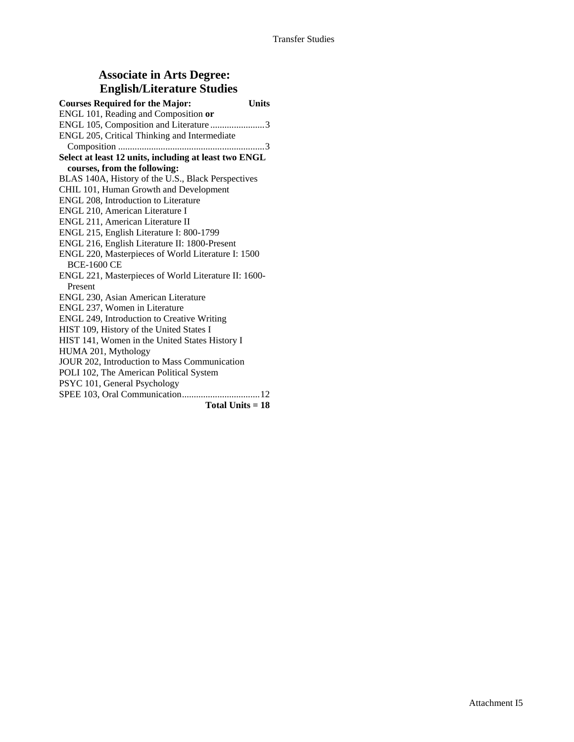# Associate in Arts Degree: English/Literature Studies

**Courses Required for the Major:** **Units**

ENGL 101, Reading and Composition **or**
ENGL 105, Composition and Literature ....................... 3
ENGL 205, Critical Thinking and Intermediate Composition ............................................................. 3

**Select at least 12 units, including at least two ENGL courses, from the following:**

BLAS 140A, History of the U.S., Black Perspectives
CHIL 101, Human Growth and Development
ENGL 208, Introduction to Literature
ENGL 210, American Literature I
ENGL 211, American Literature II
ENGL 215, English Literature I: 800-1799
ENGL 216, English Literature II: 1800-Present
ENGL 220, Masterpieces of World Literature I: 1500 BCE-1600 CE
ENGL 221, Masterpieces of World Literature II: 1600-Present
ENGL 230, Asian American Literature
ENGL 237, Women in Literature
ENGL 249, Introduction to Creative Writing
HIST 109, History of the United States I
HIST 141, Women in the United States History I
HUMA 201, Mythology
JOUR 202, Introduction to Mass Communication
POLI 102, The American Political System
PSYC 101, General Psychology
SPEE 103, Oral Communication................................. 12

**Total Units = 18**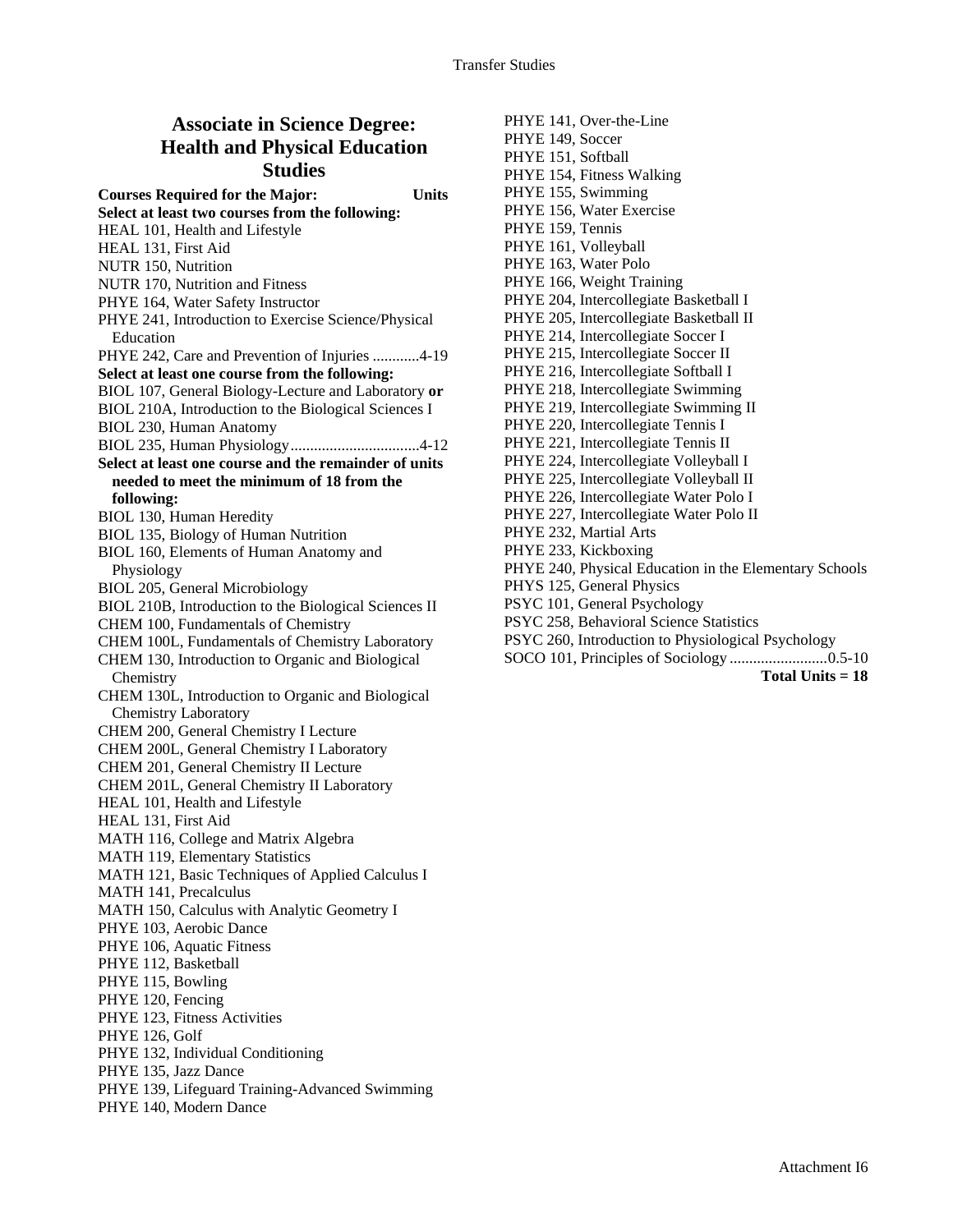## Associate in Science Degree: Health and Physical Education Studies

**Courses Required for the Major: Units**

**Select at least two courses from the following:**

HEAL 101, Health and Lifestyle
HEAL 131, First Aid
NUTR 150, Nutrition
NUTR 170, Nutrition and Fitness
PHYE 164, Water Safety Instructor
PHYE 241, Introduction to Exercise Science/Physical Education
PHYE 242, Care and Prevention of Injuries ............4-19

**Select at least one course from the following:**

BIOL 107, General Biology-Lecture and Laboratory **or**
BIOL 210A, Introduction to the Biological Sciences I
BIOL 230, Human Anatomy
BIOL 235, Human Physiology.................................4-12

**Select at least one course and the remainder of units needed to meet the minimum of 18 from the following:**

BIOL 130, Human Heredity
BIOL 135, Biology of Human Nutrition
BIOL 160, Elements of Human Anatomy and Physiology
BIOL 205, General Microbiology
BIOL 210B, Introduction to the Biological Sciences II
CHEM 100, Fundamentals of Chemistry
CHEM 100L, Fundamentals of Chemistry Laboratory
CHEM 130, Introduction to Organic and Biological Chemistry
CHEM 130L, Introduction to Organic and Biological Chemistry Laboratory
CHEM 200, General Chemistry I Lecture
CHEM 200L, General Chemistry I Laboratory
CHEM 201, General Chemistry II Lecture
CHEM 201L, General Chemistry II Laboratory
HEAL 101, Health and Lifestyle
HEAL 131, First Aid
MATH 116, College and Matrix Algebra
MATH 119, Elementary Statistics
MATH 121, Basic Techniques of Applied Calculus I
MATH 141, Precalculus
MATH 150, Calculus with Analytic Geometry I
PHYE 103, Aerobic Dance
PHYE 106, Aquatic Fitness
PHYE 112, Basketball
PHYE 115, Bowling
PHYE 120, Fencing
PHYE 123, Fitness Activities
PHYE 126, Golf
PHYE 132, Individual Conditioning
PHYE 135, Jazz Dance
PHYE 139, Lifeguard Training-Advanced Swimming
PHYE 140, Modern Dance
PHYE 141, Over-the-Line
PHYE 149, Soccer
PHYE 151, Softball
PHYE 154, Fitness Walking
PHYE 155, Swimming
PHYE 156, Water Exercise
PHYE 159, Tennis
PHYE 161, Volleyball
PHYE 163, Water Polo
PHYE 166, Weight Training
PHYE 204, Intercollegiate Basketball I
PHYE 205, Intercollegiate Basketball II
PHYE 214, Intercollegiate Soccer I
PHYE 215, Intercollegiate Soccer II
PHYE 216, Intercollegiate Softball I
PHYE 218, Intercollegiate Swimming
PHYE 219, Intercollegiate Swimming II
PHYE 220, Intercollegiate Tennis I
PHYE 221, Intercollegiate Tennis II
PHYE 224, Intercollegiate Volleyball I
PHYE 225, Intercollegiate Volleyball II
PHYE 226, Intercollegiate Water Polo I
PHYE 227, Intercollegiate Water Polo II
PHYE 232, Martial Arts
PHYE 233, Kickboxing
PHYE 240, Physical Education in the Elementary Schools
PHYS 125, General Physics
PSYC 101, General Psychology
PSYC 258, Behavioral Science Statistics
PSYC 260, Introduction to Physiological Psychology
SOCO 101, Principles of Sociology.........................0.5-10

**Total Units = 18**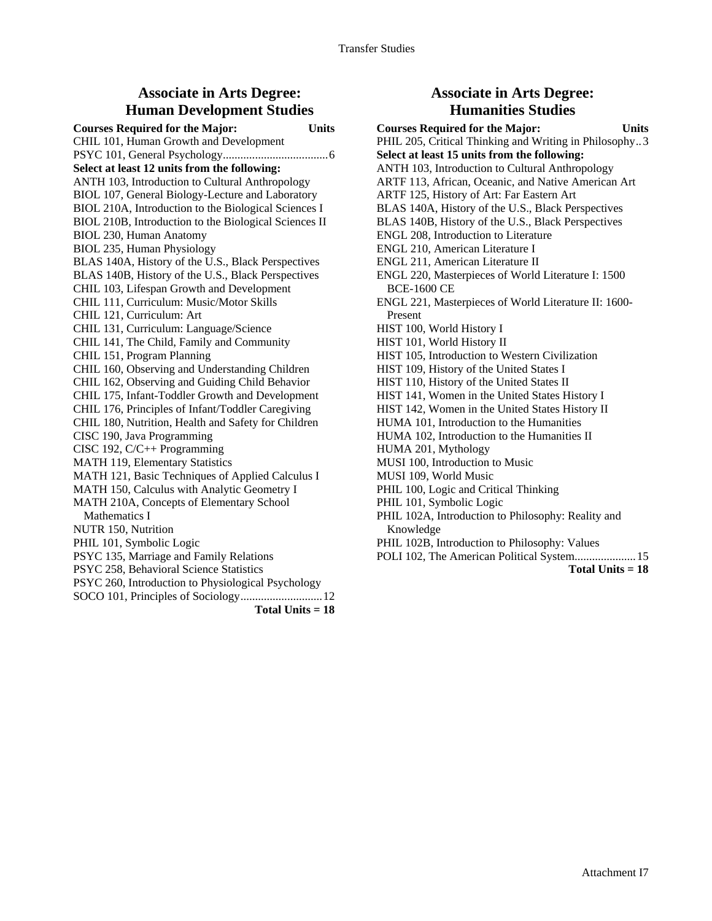## Associate in Arts Degree: Human Development Studies

**Courses Required for the Major: Units**

CHIL 101, Human Growth and Development
PSYC 101, General Psychology....................................6

**Select at least 12 units from the following:**

ANTH 103, Introduction to Cultural Anthropology
BIOL 107, General Biology-Lecture and Laboratory
BIOL 210A, Introduction to the Biological Sciences I
BIOL 210B, Introduction to the Biological Sciences II
BIOL 230, Human Anatomy
BIOL 235, Human Physiology
BLAS 140A, History of the U.S., Black Perspectives
BLAS 140B, History of the U.S., Black Perspectives
CHIL 103, Lifespan Growth and Development
CHIL 111, Curriculum: Music/Motor Skills
CHIL 121, Curriculum: Art
CHIL 131, Curriculum: Language/Science
CHIL 141, The Child, Family and Community
CHIL 151, Program Planning
CHIL 160, Observing and Understanding Children
CHIL 162, Observing and Guiding Child Behavior
CHIL 175, Infant-Toddler Growth and Development
CHIL 176, Principles of Infant/Toddler Caregiving
CHIL 180, Nutrition, Health and Safety for Children
CISC 190, Java Programming
CISC 192, C/C++ Programming
MATH 119, Elementary Statistics
MATH 121, Basic Techniques of Applied Calculus I
MATH 150, Calculus with Analytic Geometry I
MATH 210A, Concepts of Elementary School Mathematics I
NUTR 150, Nutrition
PHIL 101, Symbolic Logic
PSYC 135, Marriage and Family Relations
PSYC 258, Behavioral Science Statistics
PSYC 260, Introduction to Physiological Psychology
SOCO 101, Principles of Sociology............................12

**Total Units = 18**

## Associate in Arts Degree: Humanities Studies

**Courses Required for the Major: Units**

PHIL 205, Critical Thinking and Writing in Philosophy..3

**Select at least 15 units from the following:**

ANTH 103, Introduction to Cultural Anthropology
ARTF 113, African, Oceanic, and Native American Art
ARTF 125, History of Art: Far Eastern Art
BLAS 140A, History of the U.S., Black Perspectives
BLAS 140B, History of the U.S., Black Perspectives
ENGL 208, Introduction to Literature
ENGL 210, American Literature I
ENGL 211, American Literature II
ENGL 220, Masterpieces of World Literature I: 1500 BCE-1600 CE
ENGL 221, Masterpieces of World Literature II: 1600-Present
HIST 100, World History I
HIST 101, World History II
HIST 105, Introduction to Western Civilization
HIST 109, History of the United States I
HIST 110, History of the United States II
HIST 141, Women in the United States History I
HIST 142, Women in the United States History II
HUMA 101, Introduction to the Humanities
HUMA 102, Introduction to the Humanities II
HUMA 201, Mythology
MUSI 100, Introduction to Music
MUSI 109, World Music
PHIL 100, Logic and Critical Thinking
PHIL 101, Symbolic Logic
PHIL 102A, Introduction to Philosophy: Reality and Knowledge
PHIL 102B, Introduction to Philosophy: Values
POLI 102, The American Political System.....................15

**Total Units = 18**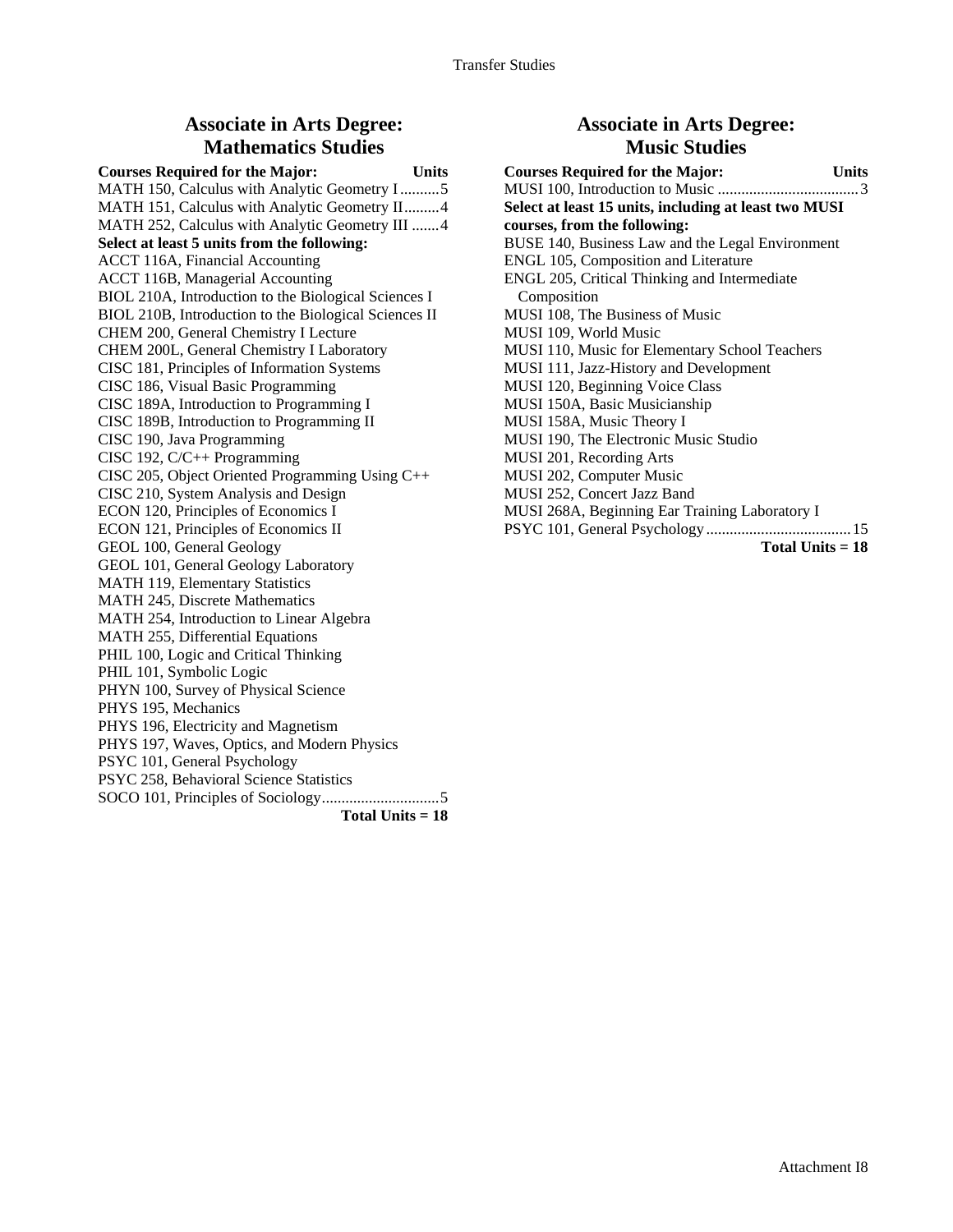## Associate in Arts Degree: Mathematics Studies

| Courses Required for the Major: | Units |
|---|---|
| MATH 150, Calculus with Analytic Geometry I | 5 |
| MATH 151, Calculus with Analytic Geometry II | 4 |
| MATH 252, Calculus with Analytic Geometry III | 4 |
| **Select at least 5 units from the following:** | |
| ACCT 116A, Financial Accounting | |
| ACCT 116B, Managerial Accounting | |
| BIOL 210A, Introduction to the Biological Sciences I | |
| BIOL 210B, Introduction to the Biological Sciences II | |
| CHEM 200, General Chemistry I Lecture | |
| CHEM 200L, General Chemistry I Laboratory | |
| CISC 181, Principles of Information Systems | |
| CISC 186, Visual Basic Programming | |
| CISC 189A, Introduction to Programming I | |
| CISC 189B, Introduction to Programming II | |
| CISC 190, Java Programming | |
| CISC 192, C/C++ Programming | |
| CISC 205, Object Oriented Programming Using C++ | |
| CISC 210, System Analysis and Design | |
| ECON 120, Principles of Economics I | |
| ECON 121, Principles of Economics II | |
| GEOL 100, General Geology | |
| GEOL 101, General Geology Laboratory | |
| MATH 119, Elementary Statistics | |
| MATH 245, Discrete Mathematics | |
| MATH 254, Introduction to Linear Algebra | |
| MATH 255, Differential Equations | |
| PHIL 100, Logic and Critical Thinking | |
| PHIL 101, Symbolic Logic | |
| PHYN 100, Survey of Physical Science | |
| PHYS 195, Mechanics | |
| PHYS 196, Electricity and Magnetism | |
| PHYS 197, Waves, Optics, and Modern Physics | |
| PSYC 101, General Psychology | |
| PSYC 258, Behavioral Science Statistics | |
| SOCO 101, Principles of Sociology | 5 |
| | **Total Units = 18** |

## Associate in Arts Degree: Music Studies

| Courses Required for the Major: | Units |
|---|---|
| MUSI 100, Introduction to Music | 3 |
| **Select at least 15 units, including at least two MUSI courses, from the following:** | |
| BUSE 140, Business Law and the Legal Environment | |
| ENGL 105, Composition and Literature | |
| ENGL 205, Critical Thinking and Intermediate Composition | |
| MUSI 108, The Business of Music | |
| MUSI 109, World Music | |
| MUSI 110, Music for Elementary School Teachers | |
| MUSI 111, Jazz-History and Development | |
| MUSI 120, Beginning Voice Class | |
| MUSI 150A, Basic Musicianship | |
| MUSI 158A, Music Theory I | |
| MUSI 190, The Electronic Music Studio | |
| MUSI 201, Recording Arts | |
| MUSI 202, Computer Music | |
| MUSI 252, Concert Jazz Band | |
| MUSI 268A, Beginning Ear Training Laboratory I | |
| PSYC 101, General Psychology | 15 |
| | **Total Units = 18** |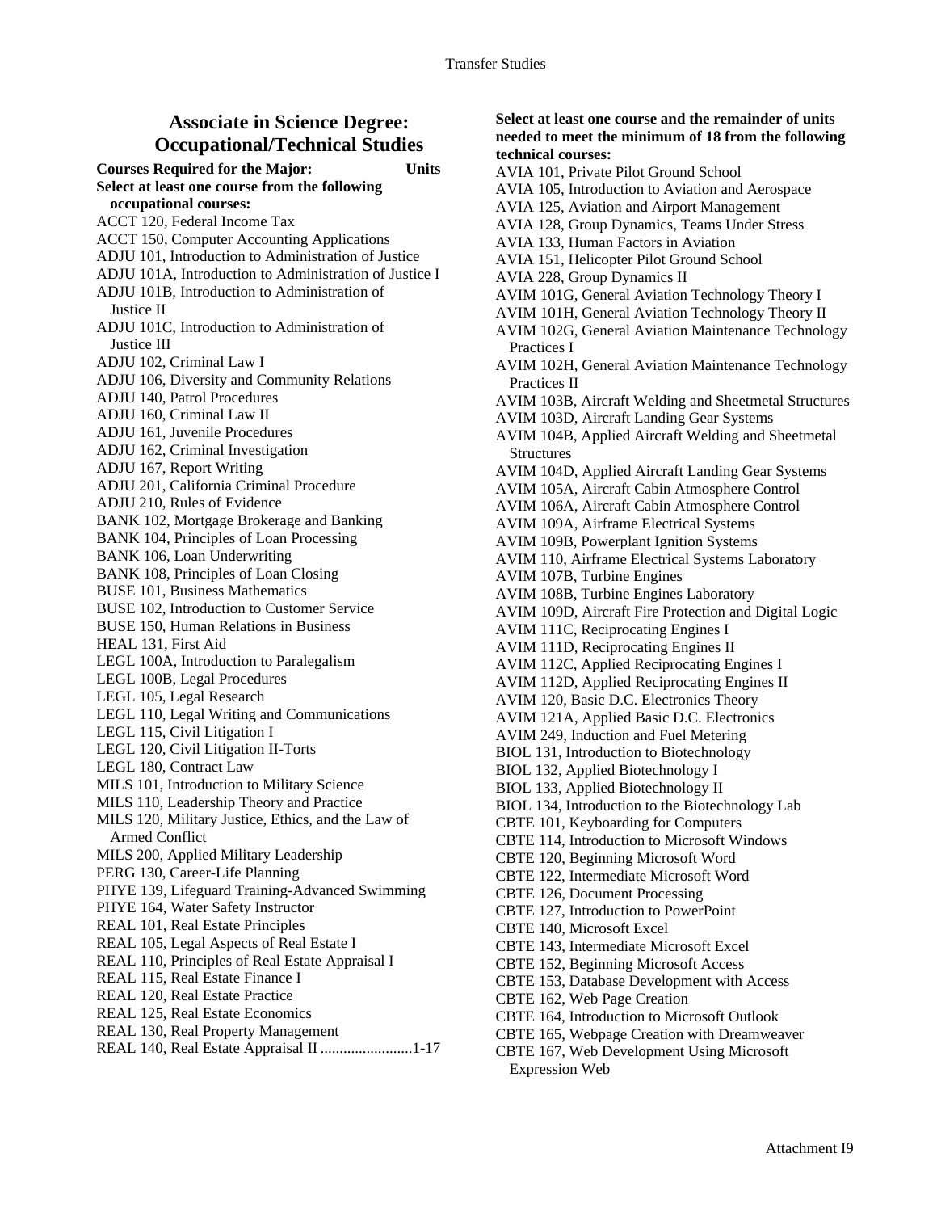## Associate in Science Degree: Occupational/Technical Studies

**Courses Required for the Major: Units**

**Select at least one course from the following occupational courses:**

ACCT 120, Federal Income Tax
ACCT 150, Computer Accounting Applications
ADJU 101, Introduction to Administration of Justice
ADJU 101A, Introduction to Administration of Justice I
ADJU 101B, Introduction to Administration of Justice II
ADJU 101C, Introduction to Administration of Justice III
ADJU 102, Criminal Law I
ADJU 106, Diversity and Community Relations
ADJU 140, Patrol Procedures
ADJU 160, Criminal Law II
ADJU 161, Juvenile Procedures
ADJU 162, Criminal Investigation
ADJU 167, Report Writing
ADJU 201, California Criminal Procedure
ADJU 210, Rules of Evidence
BANK 102, Mortgage Brokerage and Banking
BANK 104, Principles of Loan Processing
BANK 106, Loan Underwriting
BANK 108, Principles of Loan Closing
BUSE 101, Business Mathematics
BUSE 102, Introduction to Customer Service
BUSE 150, Human Relations in Business
HEAL 131, First Aid
LEGL 100A, Introduction to Paralegalism
LEGL 100B, Legal Procedures
LEGL 105, Legal Research
LEGL 110, Legal Writing and Communications
LEGL 115, Civil Litigation I
LEGL 120, Civil Litigation II-Torts
LEGL 180, Contract Law
MILS 101, Introduction to Military Science
MILS 110, Leadership Theory and Practice
MILS 120, Military Justice, Ethics, and the Law of Armed Conflict
MILS 200, Applied Military Leadership
PERG 130, Career-Life Planning
PHYE 139, Lifeguard Training-Advanced Swimming
PHYE 164, Water Safety Instructor
REAL 101, Real Estate Principles
REAL 105, Legal Aspects of Real Estate I
REAL 110, Principles of Real Estate Appraisal I
REAL 115, Real Estate Finance I
REAL 120, Real Estate Practice
REAL 125, Real Estate Economics
REAL 130, Real Property Management
REAL 140, Real Estate Appraisal II ........................1-17

**Select at least one course and the remainder of units needed to meet the minimum of 18 from the following technical courses:**

AVIA 101, Private Pilot Ground School
AVIA 105, Introduction to Aviation and Aerospace
AVIA 125, Aviation and Airport Management
AVIA 128, Group Dynamics, Teams Under Stress
AVIA 133, Human Factors in Aviation
AVIA 151, Helicopter Pilot Ground School
AVIA 228, Group Dynamics II
AVIM 101G, General Aviation Technology Theory I
AVIM 101H, General Aviation Technology Theory II
AVIM 102G, General Aviation Maintenance Technology Practices I
AVIM 102H, General Aviation Maintenance Technology Practices II
AVIM 103B, Aircraft Welding and Sheetmetal Structures
AVIM 103D, Aircraft Landing Gear Systems
AVIM 104B, Applied Aircraft Welding and Sheetmetal Structures
AVIM 104D, Applied Aircraft Landing Gear Systems
AVIM 105A, Aircraft Cabin Atmosphere Control
AVIM 106A, Aircraft Cabin Atmosphere Control
AVIM 109A, Airframe Electrical Systems
AVIM 109B, Powerplant Ignition Systems
AVIM 110, Airframe Electrical Systems Laboratory
AVIM 107B, Turbine Engines
AVIM 108B, Turbine Engines Laboratory
AVIM 109D, Aircraft Fire Protection and Digital Logic
AVIM 111C, Reciprocating Engines I
AVIM 111D, Reciprocating Engines II
AVIM 112C, Applied Reciprocating Engines I
AVIM 112D, Applied Reciprocating Engines II
AVIM 120, Basic D.C. Electronics Theory
AVIM 121A, Applied Basic D.C. Electronics
AVIM 249, Induction and Fuel Metering
BIOL 131, Introduction to Biotechnology
BIOL 132, Applied Biotechnology I
BIOL 133, Applied Biotechnology II
BIOL 134, Introduction to the Biotechnology Lab
CBTE 101, Keyboarding for Computers
CBTE 114, Introduction to Microsoft Windows
CBTE 120, Beginning Microsoft Word
CBTE 122, Intermediate Microsoft Word
CBTE 126, Document Processing
CBTE 127, Introduction to PowerPoint
CBTE 140, Microsoft Excel
CBTE 143, Intermediate Microsoft Excel
CBTE 152, Beginning Microsoft Access
CBTE 153, Database Development with Access
CBTE 162, Web Page Creation
CBTE 164, Introduction to Microsoft Outlook
CBTE 165, Webpage Creation with Dreamweaver
CBTE 167, Web Development Using Microsoft Expression Web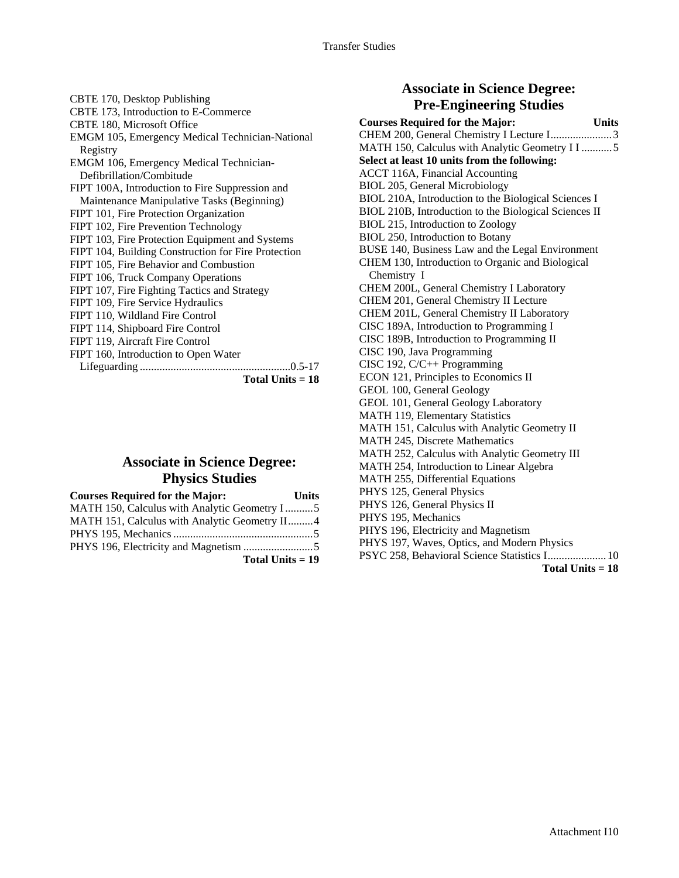CBTE 170, Desktop Publishing
CBTE 173, Introduction to E-Commerce
CBTE 180, Microsoft Office
EMGM 105, Emergency Medical Technician-National Registry
EMGM 106, Emergency Medical Technician-Defibrillation/Combitude
FIPT 100A, Introduction to Fire Suppression and Maintenance Manipulative Tasks (Beginning)
FIPT 101, Fire Protection Organization
FIPT 102, Fire Prevention Technology
FIPT 103, Fire Protection Equipment and Systems
FIPT 104, Building Construction for Fire Protection
FIPT 105, Fire Behavior and Combustion
FIPT 106, Truck Company Operations
FIPT 107, Fire Fighting Tactics and Strategy
FIPT 109, Fire Service Hydraulics
FIPT 110, Wildland Fire Control
FIPT 114, Shipboard Fire Control
FIPT 119, Aircraft Fire Control
FIPT 160, Introduction to Open Water Lifeguarding ....................................................0.5-17

**Total Units = 18**

## Associate in Science Degree: Physics Studies

| Courses Required for the Major: | Units |
|---|---|
| MATH 150, Calculus with Analytic Geometry I | 5 |
| MATH 151, Calculus with Analytic Geometry II | 4 |
| PHYS 195, Mechanics | 5 |
| PHYS 196, Electricity and Magnetism | 5 |
| **Total Units = 19** | |

## Associate in Science Degree: Pre-Engineering Studies

| Courses Required for the Major: | Units |
|---|---|
| CHEM 200, General Chemistry I Lecture I | 3 |
| MATH 150, Calculus with Analytic Geometry I I | 5 |

**Select at least 10 units from the following:**

ACCT 116A, Financial Accounting
BIOL 205, General Microbiology
BIOL 210A, Introduction to the Biological Sciences I
BIOL 210B, Introduction to the Biological Sciences II
BIOL 215, Introduction to Zoology
BIOL 250, Introduction to Botany
BUSE 140, Business Law and the Legal Environment
CHEM 130, Introduction to Organic and Biological Chemistry I
CHEM 200L, General Chemistry I Laboratory
CHEM 201, General Chemistry II Lecture
CHEM 201L, General Chemistry II Laboratory
CISC 189A, Introduction to Programming I
CISC 189B, Introduction to Programming II
CISC 190, Java Programming
CISC 192, C/C++ Programming
ECON 121, Principles to Economics II
GEOL 100, General Geology
GEOL 101, General Geology Laboratory
MATH 119, Elementary Statistics
MATH 151, Calculus with Analytic Geometry II
MATH 245, Discrete Mathematics
MATH 252, Calculus with Analytic Geometry III
MATH 254, Introduction to Linear Algebra
MATH 255, Differential Equations
PHYS 125, General Physics
PHYS 126, General Physics II
PHYS 195, Mechanics
PHYS 196, Electricity and Magnetism
PHYS 197, Waves, Optics, and Modern Physics
PSYC 258, Behavioral Science Statistics I....................10

**Total Units = 18**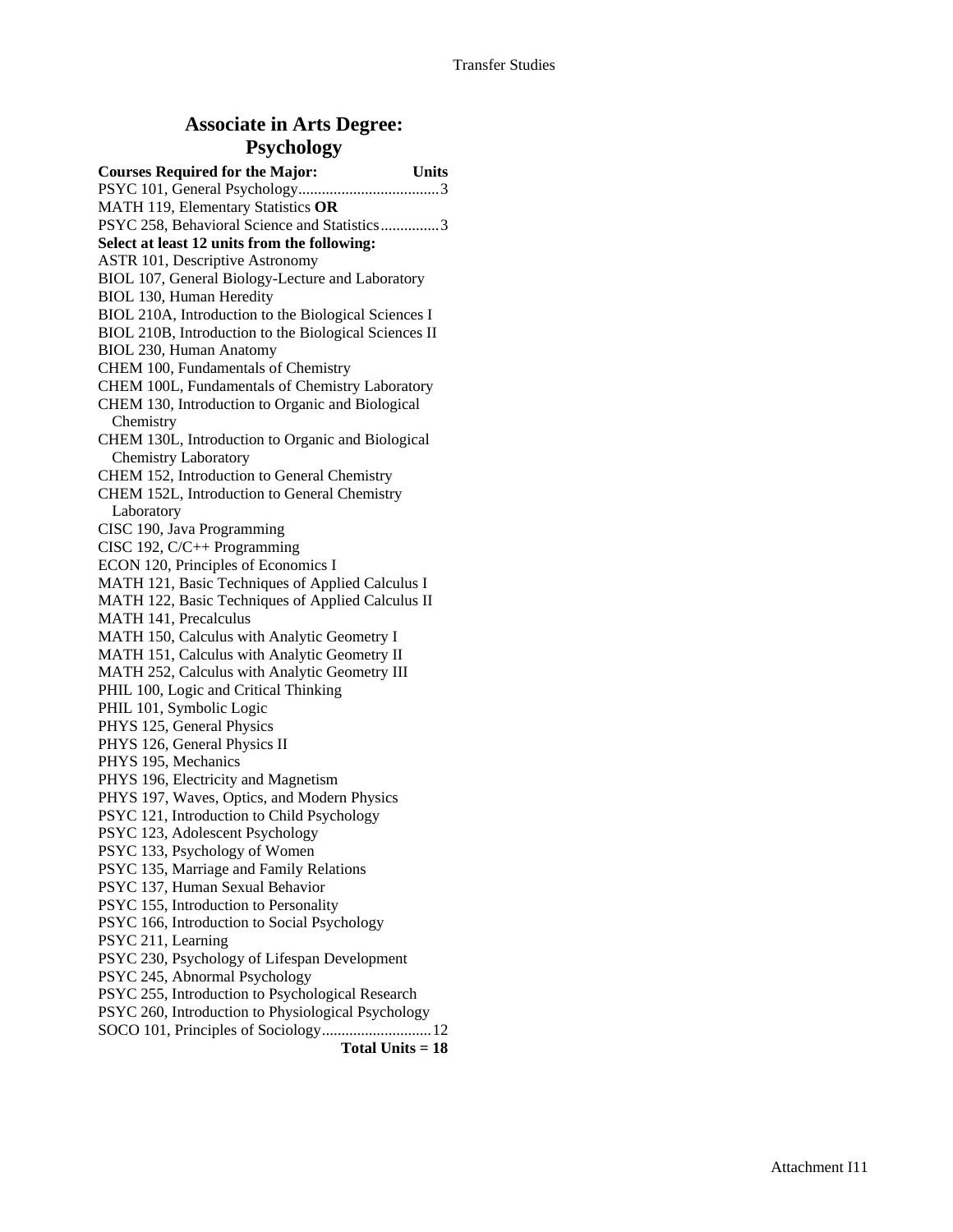# Associate in Arts Degree: Psychology

**Courses Required for the Major: Units**

PSYC 101, General Psychology....................................3
MATH 119, Elementary Statistics **OR**
PSYC 258, Behavioral Science and Statistics...............3

**Select at least 12 units from the following:**

ASTR 101, Descriptive Astronomy
BIOL 107, General Biology-Lecture and Laboratory
BIOL 130, Human Heredity
BIOL 210A, Introduction to the Biological Sciences I
BIOL 210B, Introduction to the Biological Sciences II
BIOL 230, Human Anatomy
CHEM 100, Fundamentals of Chemistry
CHEM 100L, Fundamentals of Chemistry Laboratory
CHEM 130, Introduction to Organic and Biological Chemistry
CHEM 130L, Introduction to Organic and Biological Chemistry Laboratory
CHEM 152, Introduction to General Chemistry
CHEM 152L, Introduction to General Chemistry Laboratory
CISC 190, Java Programming
CISC 192, C/C++ Programming
ECON 120, Principles of Economics I
MATH 121, Basic Techniques of Applied Calculus I
MATH 122, Basic Techniques of Applied Calculus II
MATH 141, Precalculus
MATH 150, Calculus with Analytic Geometry I
MATH 151, Calculus with Analytic Geometry II
MATH 252, Calculus with Analytic Geometry III
PHIL 100, Logic and Critical Thinking
PHIL 101, Symbolic Logic
PHYS 125, General Physics
PHYS 126, General Physics II
PHYS 195, Mechanics
PHYS 196, Electricity and Magnetism
PHYS 197, Waves, Optics, and Modern Physics
PSYC 121, Introduction to Child Psychology
PSYC 123, Adolescent Psychology
PSYC 133, Psychology of Women
PSYC 135, Marriage and Family Relations
PSYC 137, Human Sexual Behavior
PSYC 155, Introduction to Personality
PSYC 166, Introduction to Social Psychology
PSYC 211, Learning
PSYC 230, Psychology of Lifespan Development
PSYC 245, Abnormal Psychology
PSYC 255, Introduction to Psychological Research
PSYC 260, Introduction to Physiological Psychology
SOCO 101, Principles of Sociology............................12

**Total Units = 18**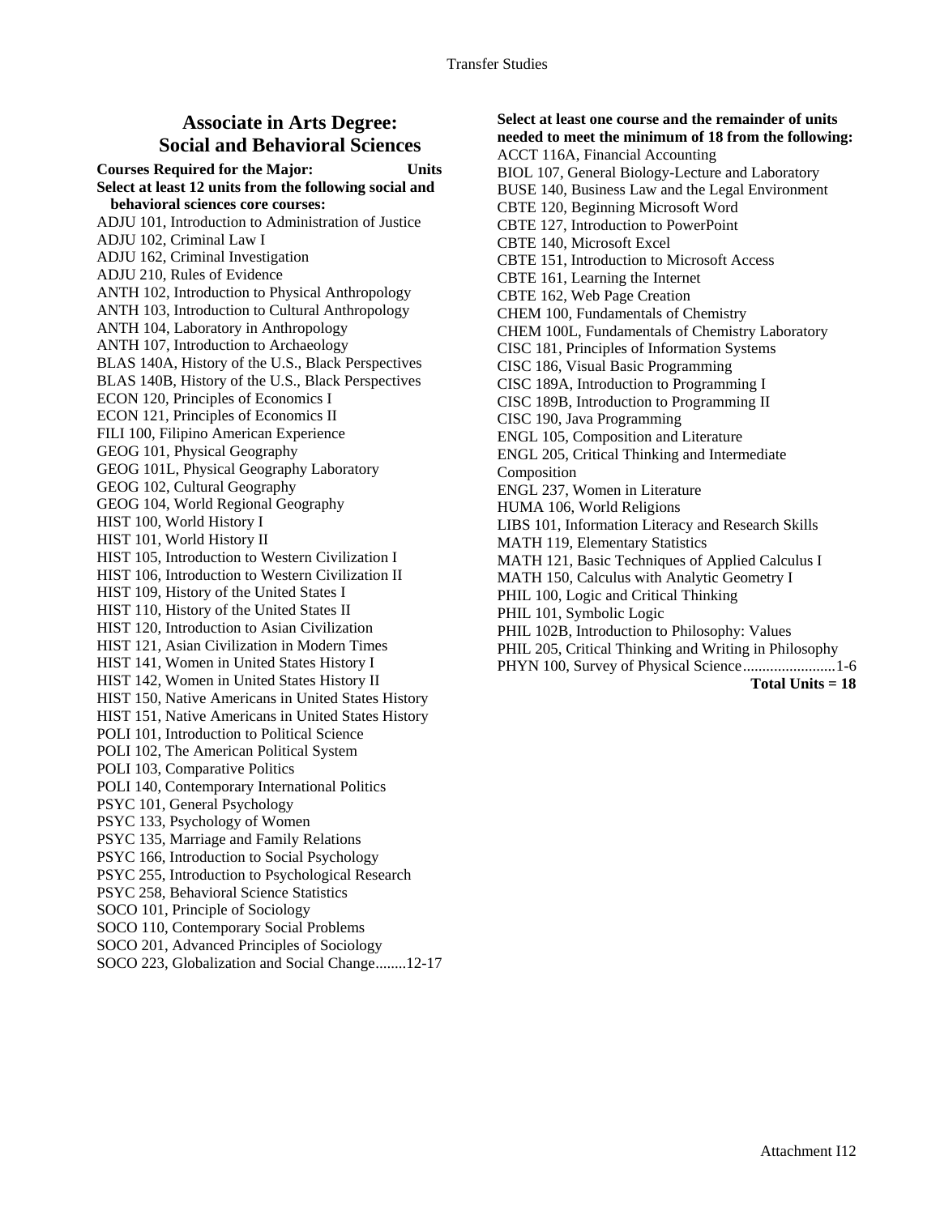## Associate in Arts Degree: Social and Behavioral Sciences

**Courses Required for the Major: Units**

**Select at least 12 units from the following social and behavioral sciences core courses:**

ADJU 101, Introduction to Administration of Justice
ADJU 102, Criminal Law I
ADJU 162, Criminal Investigation
ADJU 210, Rules of Evidence
ANTH 102, Introduction to Physical Anthropology
ANTH 103, Introduction to Cultural Anthropology
ANTH 104, Laboratory in Anthropology
ANTH 107, Introduction to Archaeology
BLAS 140A, History of the U.S., Black Perspectives
BLAS 140B, History of the U.S., Black Perspectives
ECON 120, Principles of Economics I
ECON 121, Principles of Economics II
FILI 100, Filipino American Experience
GEOG 101, Physical Geography
GEOG 101L, Physical Geography Laboratory
GEOG 102, Cultural Geography
GEOG 104, World Regional Geography
HIST 100, World History I
HIST 101, World History II
HIST 105, Introduction to Western Civilization I
HIST 106, Introduction to Western Civilization II
HIST 109, History of the United States I
HIST 110, History of the United States II
HIST 120, Introduction to Asian Civilization
HIST 121, Asian Civilization in Modern Times
HIST 141, Women in United States History I
HIST 142, Women in United States History II
HIST 150, Native Americans in United States History
HIST 151, Native Americans in United States History
POLI 101, Introduction to Political Science
POLI 102, The American Political System
POLI 103, Comparative Politics
POLI 140, Contemporary International Politics
PSYC 101, General Psychology
PSYC 133, Psychology of Women
PSYC 135, Marriage and Family Relations
PSYC 166, Introduction to Social Psychology
PSYC 255, Introduction to Psychological Research
PSYC 258, Behavioral Science Statistics
SOCO 101, Principle of Sociology
SOCO 110, Contemporary Social Problems
SOCO 201, Advanced Principles of Sociology
SOCO 223, Globalization and Social Change........12-17

**Select at least one course and the remainder of units needed to meet the minimum of 18 from the following:**

ACCT 116A, Financial Accounting
BIOL 107, General Biology-Lecture and Laboratory
BUSE 140, Business Law and the Legal Environment
CBTE 120, Beginning Microsoft Word
CBTE 127, Introduction to PowerPoint
CBTE 140, Microsoft Excel
CBTE 151, Introduction to Microsoft Access
CBTE 161, Learning the Internet
CBTE 162, Web Page Creation
CHEM 100, Fundamentals of Chemistry
CHEM 100L, Fundamentals of Chemistry Laboratory
CISC 181, Principles of Information Systems
CISC 186, Visual Basic Programming
CISC 189A, Introduction to Programming I
CISC 189B, Introduction to Programming II
CISC 190, Java Programming
ENGL 105, Composition and Literature
ENGL 205, Critical Thinking and Intermediate Composition
ENGL 237, Women in Literature
HUMA 106, World Religions
LIBS 101, Information Literacy and Research Skills
MATH 119, Elementary Statistics
MATH 121, Basic Techniques of Applied Calculus I
MATH 150, Calculus with Analytic Geometry I
PHIL 100, Logic and Critical Thinking
PHIL 101, Symbolic Logic
PHIL 102B, Introduction to Philosophy: Values
PHIL 205, Critical Thinking and Writing in Philosophy
PHYN 100, Survey of Physical Science........................1-6

**Total Units = 18**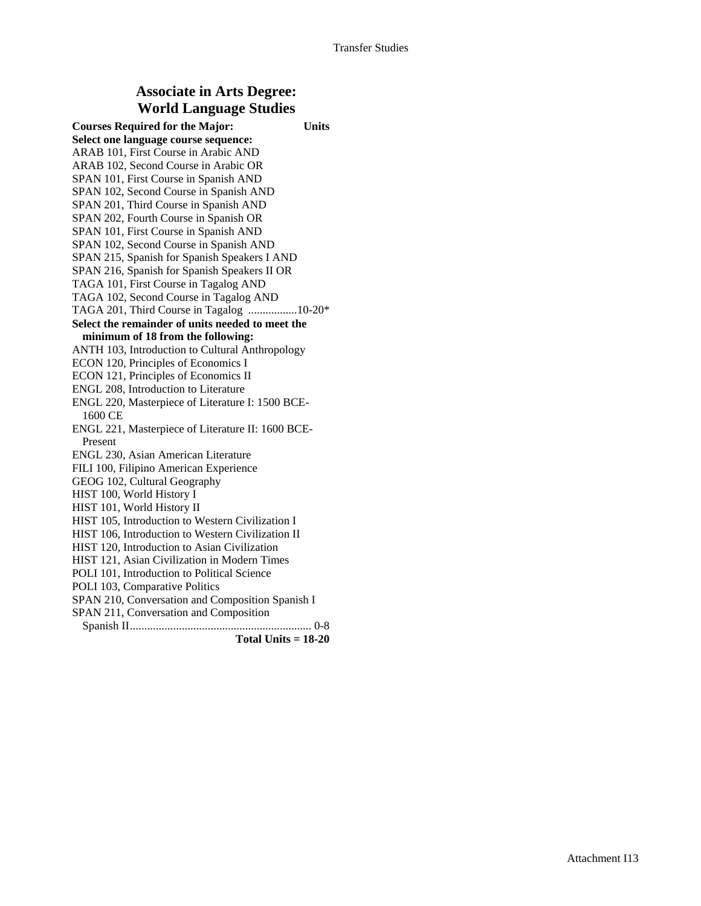## Associate in Arts Degree: World Language Studies

**Courses Required for the Major: Units**

**Select one language course sequence:**

ARAB 101, First Course in Arabic AND
ARAB 102, Second Course in Arabic OR
SPAN 101, First Course in Spanish AND
SPAN 102, Second Course in Spanish AND
SPAN 201, Third Course in Spanish AND
SPAN 202, Fourth Course in Spanish OR
SPAN 101, First Course in Spanish AND
SPAN 102, Second Course in Spanish AND
SPAN 215, Spanish for Spanish Speakers I AND
SPAN 216, Spanish for Spanish Speakers II OR
TAGA 101, First Course in Tagalog AND
TAGA 102, Second Course in Tagalog AND
TAGA 201, Third Course in Tagalog .................10-20*

**Select the remainder of units needed to meet the minimum of 18 from the following:**

ANTH 103, Introduction to Cultural Anthropology
ECON 120, Principles of Economics I
ECON 121, Principles of Economics II
ENGL 208, Introduction to Literature
ENGL 220, Masterpiece of Literature I: 1500 BCE-1600 CE
ENGL 221, Masterpiece of Literature II: 1600 BCE-Present
ENGL 230, Asian American Literature
FILI 100, Filipino American Experience
GEOG 102, Cultural Geography
HIST 100, World History I
HIST 101, World History II
HIST 105, Introduction to Western Civilization I
HIST 106, Introduction to Western Civilization II
HIST 120, Introduction to Asian Civilization
HIST 121, Asian Civilization in Modern Times
POLI 101, Introduction to Political Science
POLI 103, Comparative Politics
SPAN 210, Conversation and Composition Spanish I
SPAN 211, Conversation and Composition Spanish II............................................................ 0-8

**Total Units = 18-20**

Attachment I13